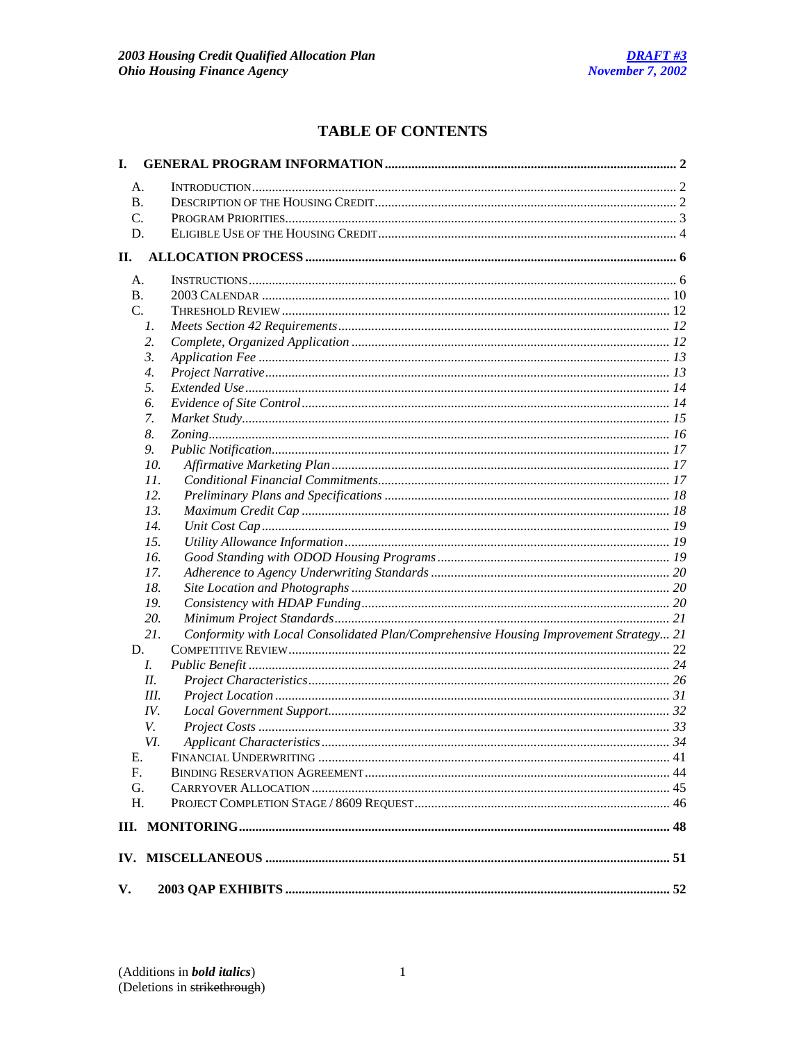# TABLE OF CONTENTS

**I. GENERAL PROGRAM INFORMATION** .......... **2**

- A. INTRODUCTION .......... 2
- B. DESCRIPTION OF THE HOUSING CREDIT .......... 2
- C. PROGRAM PRIORITIES .......... 3
- D. ELIGIBLE USE OF THE HOUSING CREDIT .......... 4

**II. ALLOCATION PROCESS** .......... **6**

- A. INSTRUCTIONS .......... 6
- B. 2003 CALENDAR .......... 10
- C. THRESHOLD REVIEW .......... 12
  - *1. Meets Section 42 Requirements* .......... *12*
  - *2. Complete, Organized Application* .......... *12*
  - *3. Application Fee* .......... *13*
  - *4. Project Narrative* .......... *13*
  - *5. Extended Use* .......... *14*
  - *6. Evidence of Site Control* .......... *14*
  - *7. Market Study* .......... *15*
  - *8. Zoning* .......... *16*
  - *9. Public Notification* .......... *17*
  - *10. Affirmative Marketing Plan* .......... *17*
  - *11. Conditional Financial Commitments* .......... *17*
  - *12. Preliminary Plans and Specifications* .......... *18*
  - *13. Maximum Credit Cap* .......... *18*
  - *14. Unit Cost Cap* .......... *19*
  - *15. Utility Allowance Information* .......... *19*
  - *16. Good Standing with ODOD Housing Programs* .......... *19*
  - *17. Adherence to Agency Underwriting Standards* .......... *20*
  - *18. Site Location and Photographs* .......... *20*
  - *19. Consistency with HDAP Funding* .......... *20*
  - *20. Minimum Project Standards* .......... *21*
  - *21. Conformity with Local Consolidated Plan/Comprehensive Housing Improvement Strategy* .......... *21*
- D. COMPETITIVE REVIEW .......... 22
  - *I. Public Benefit* .......... *24*
  - *II. Project Characteristics* .......... *26*
  - *III. Project Location* .......... *31*
  - *IV. Local Government Support* .......... *32*
  - *V. Project Costs* .......... *33*
  - *VI. Applicant Characteristics* .......... *34*
- E. FINANCIAL UNDERWRITING .......... 41
- F. BINDING RESERVATION AGREEMENT .......... 44
- G. CARRYOVER ALLOCATION .......... 45
- H. PROJECT COMPLETION STAGE / 8609 REQUEST .......... 46

**III. MONITORING** .......... **48**

**IV. MISCELLANEOUS** .......... **51**

**V. 2003 QAP EXHIBITS** .......... **52**

(Additions in ***bold italics***)
(Deletions in ~~strikethrough~~)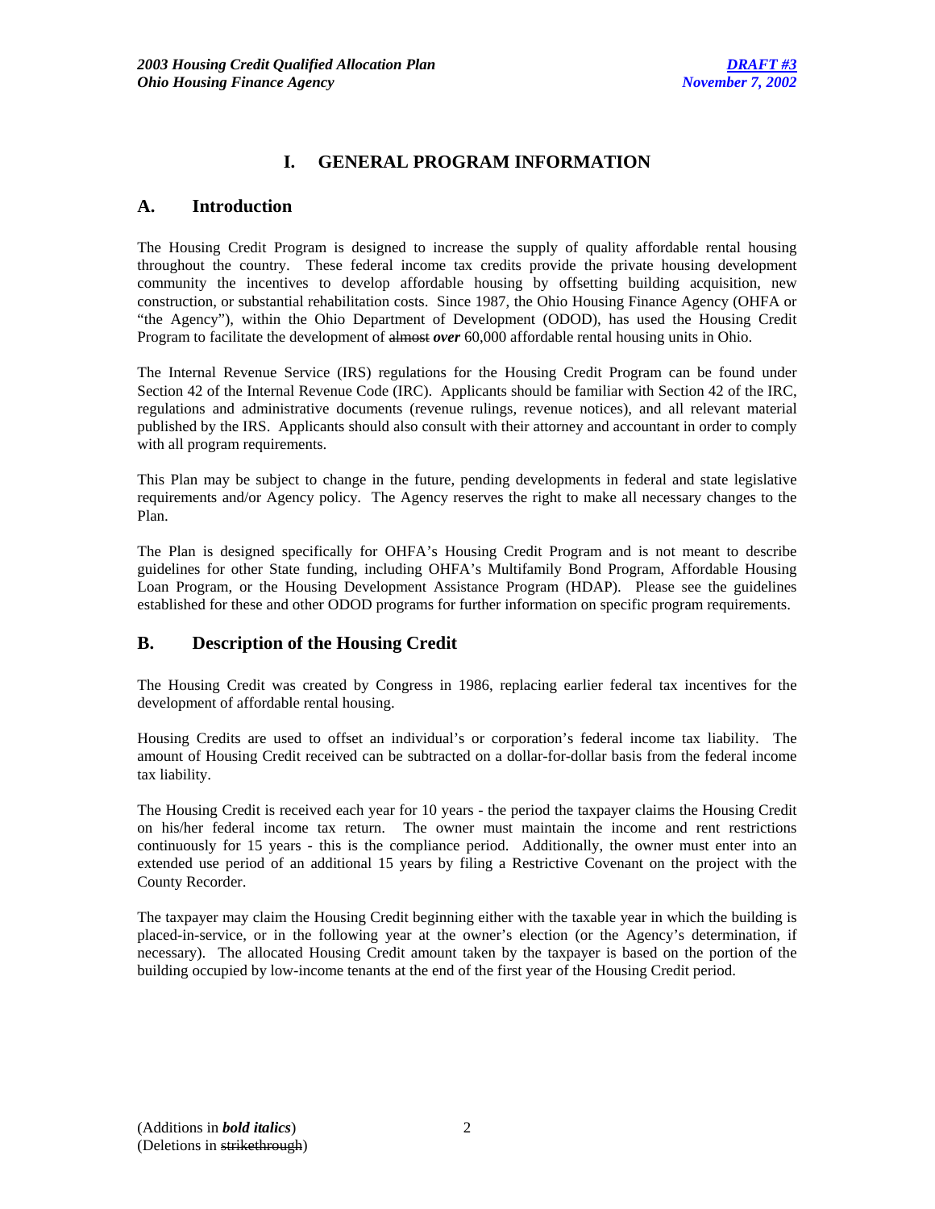# I. GENERAL PROGRAM INFORMATION

## A. Introduction

The Housing Credit Program is designed to increase the supply of quality affordable rental housing throughout the country. These federal income tax credits provide the private housing development community the incentives to develop affordable housing by offsetting building acquisition, new construction, or substantial rehabilitation costs. Since 1987, the Ohio Housing Finance Agency (OHFA or "the Agency"), within the Ohio Department of Development (ODOD), has used the Housing Credit Program to facilitate the development of ~~almost~~ ***over*** 60,000 affordable rental housing units in Ohio.

The Internal Revenue Service (IRS) regulations for the Housing Credit Program can be found under Section 42 of the Internal Revenue Code (IRC). Applicants should be familiar with Section 42 of the IRC, regulations and administrative documents (revenue rulings, revenue notices), and all relevant material published by the IRS. Applicants should also consult with their attorney and accountant in order to comply with all program requirements.

This Plan may be subject to change in the future, pending developments in federal and state legislative requirements and/or Agency policy. The Agency reserves the right to make all necessary changes to the Plan.

The Plan is designed specifically for OHFA's Housing Credit Program and is not meant to describe guidelines for other State funding, including OHFA's Multifamily Bond Program, Affordable Housing Loan Program, or the Housing Development Assistance Program (HDAP). Please see the guidelines established for these and other ODOD programs for further information on specific program requirements.

## B. Description of the Housing Credit

The Housing Credit was created by Congress in 1986, replacing earlier federal tax incentives for the development of affordable rental housing.

Housing Credits are used to offset an individual's or corporation's federal income tax liability. The amount of Housing Credit received can be subtracted on a dollar-for-dollar basis from the federal income tax liability.

The Housing Credit is received each year for 10 years - the period the taxpayer claims the Housing Credit on his/her federal income tax return. The owner must maintain the income and rent restrictions continuously for 15 years - this is the compliance period. Additionally, the owner must enter into an extended use period of an additional 15 years by filing a Restrictive Covenant on the project with the County Recorder.

The taxpayer may claim the Housing Credit beginning either with the taxable year in which the building is placed-in-service, or in the following year at the owner's election (or the Agency's determination, if necessary). The allocated Housing Credit amount taken by the taxpayer is based on the portion of the building occupied by low-income tenants at the end of the first year of the Housing Credit period.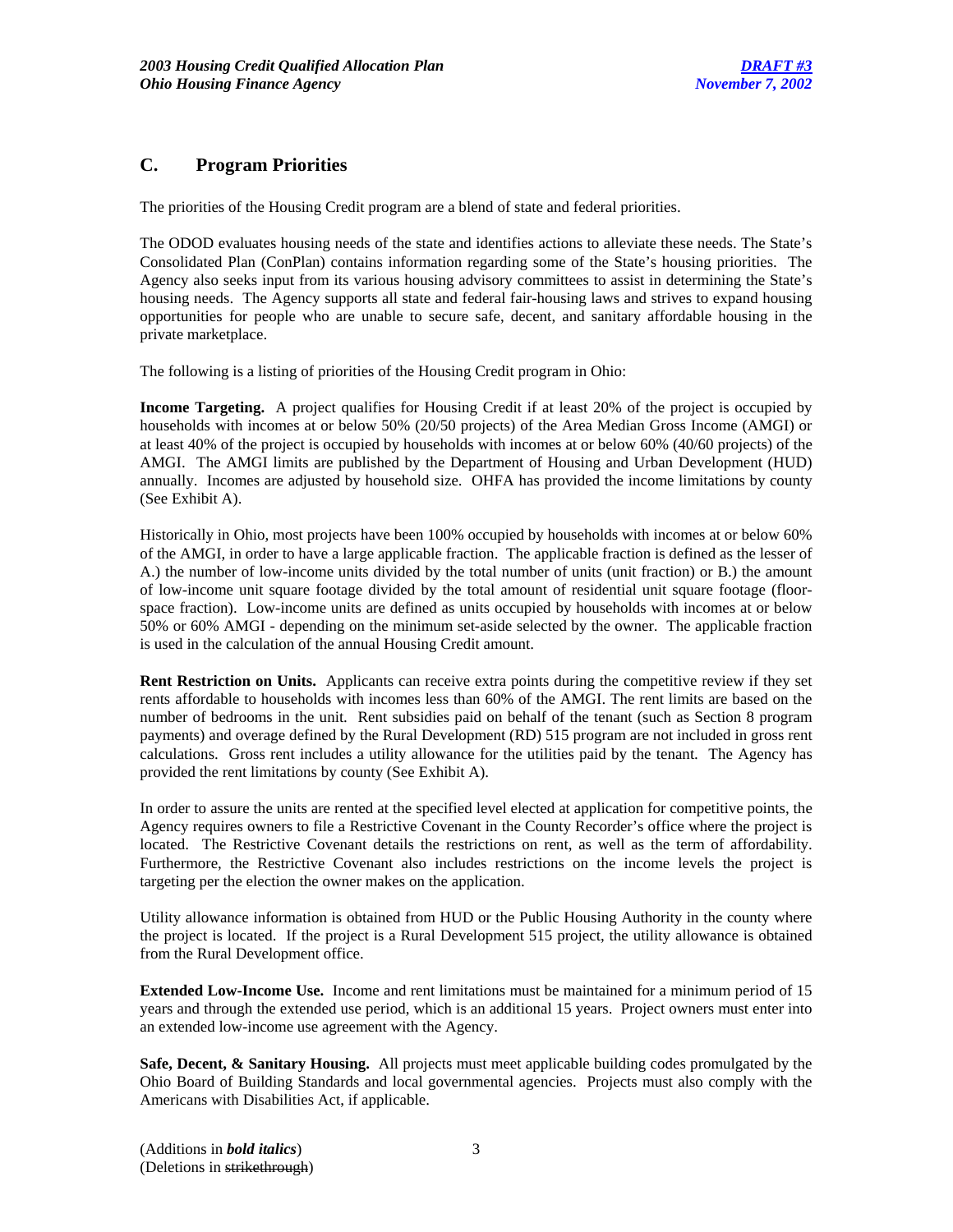## C. Program Priorities

The priorities of the Housing Credit program are a blend of state and federal priorities.

The ODOD evaluates housing needs of the state and identifies actions to alleviate these needs. The State's Consolidated Plan (ConPlan) contains information regarding some of the State's housing priorities. The Agency also seeks input from its various housing advisory committees to assist in determining the State's housing needs. The Agency supports all state and federal fair-housing laws and strives to expand housing opportunities for people who are unable to secure safe, decent, and sanitary affordable housing in the private marketplace.

The following is a listing of priorities of the Housing Credit program in Ohio:

**Income Targeting.** A project qualifies for Housing Credit if at least 20% of the project is occupied by households with incomes at or below 50% (20/50 projects) of the Area Median Gross Income (AMGI) or at least 40% of the project is occupied by households with incomes at or below 60% (40/60 projects) of the AMGI. The AMGI limits are published by the Department of Housing and Urban Development (HUD) annually. Incomes are adjusted by household size. OHFA has provided the income limitations by county (See Exhibit A).

Historically in Ohio, most projects have been 100% occupied by households with incomes at or below 60% of the AMGI, in order to have a large applicable fraction. The applicable fraction is defined as the lesser of A.) the number of low-income units divided by the total number of units (unit fraction) or B.) the amount of low-income unit square footage divided by the total amount of residential unit square footage (floor-space fraction). Low-income units are defined as units occupied by households with incomes at or below 50% or 60% AMGI - depending on the minimum set-aside selected by the owner. The applicable fraction is used in the calculation of the annual Housing Credit amount.

**Rent Restriction on Units.** Applicants can receive extra points during the competitive review if they set rents affordable to households with incomes less than 60% of the AMGI. The rent limits are based on the number of bedrooms in the unit. Rent subsidies paid on behalf of the tenant (such as Section 8 program payments) and overage defined by the Rural Development (RD) 515 program are not included in gross rent calculations. Gross rent includes a utility allowance for the utilities paid by the tenant. The Agency has provided the rent limitations by county (See Exhibit A).

In order to assure the units are rented at the specified level elected at application for competitive points, the Agency requires owners to file a Restrictive Covenant in the County Recorder's office where the project is located. The Restrictive Covenant details the restrictions on rent, as well as the term of affordability. Furthermore, the Restrictive Covenant also includes restrictions on the income levels the project is targeting per the election the owner makes on the application.

Utility allowance information is obtained from HUD or the Public Housing Authority in the county where the project is located. If the project is a Rural Development 515 project, the utility allowance is obtained from the Rural Development office.

**Extended Low-Income Use.** Income and rent limitations must be maintained for a minimum period of 15 years and through the extended use period, which is an additional 15 years. Project owners must enter into an extended low-income use agreement with the Agency.

**Safe, Decent, & Sanitary Housing.** All projects must meet applicable building codes promulgated by the Ohio Board of Building Standards and local governmental agencies. Projects must also comply with the Americans with Disabilities Act, if applicable.

(Additions in ***bold italics***)
(Deletions in ~~strikethrough~~)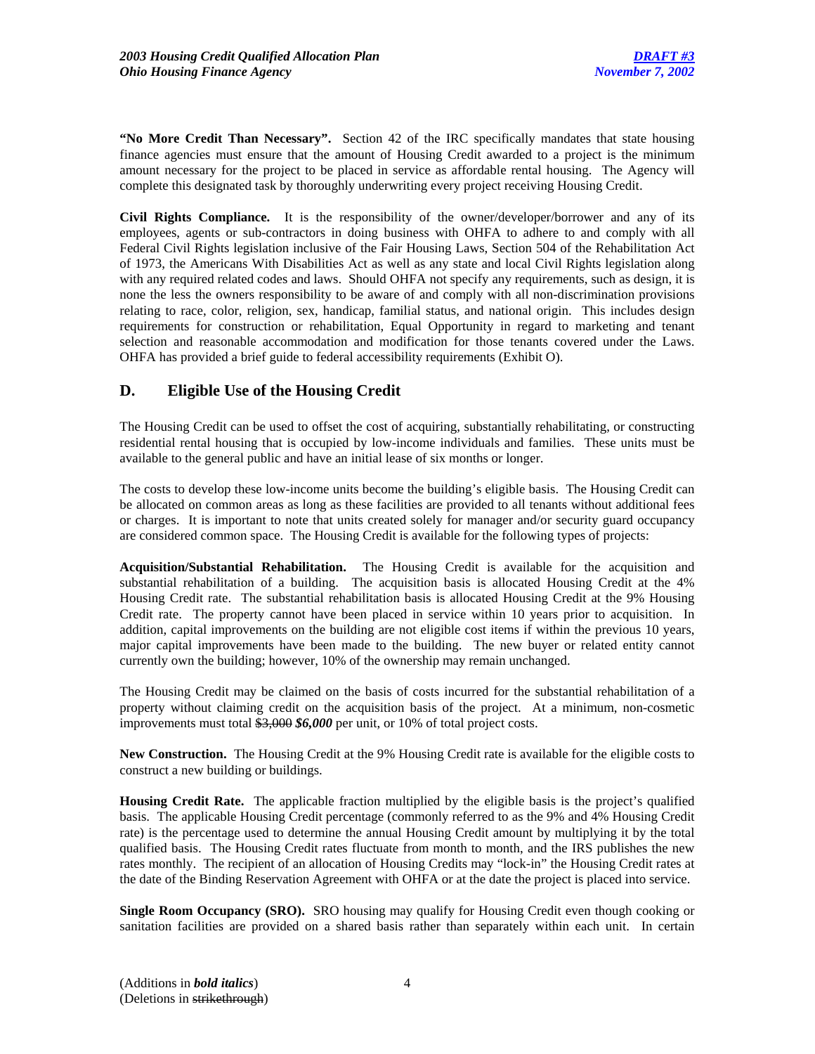**"No More Credit Than Necessary".** Section 42 of the IRC specifically mandates that state housing finance agencies must ensure that the amount of Housing Credit awarded to a project is the minimum amount necessary for the project to be placed in service as affordable rental housing. The Agency will complete this designated task by thoroughly underwriting every project receiving Housing Credit.

**Civil Rights Compliance.** It is the responsibility of the owner/developer/borrower and any of its employees, agents or sub-contractors in doing business with OHFA to adhere to and comply with all Federal Civil Rights legislation inclusive of the Fair Housing Laws, Section 504 of the Rehabilitation Act of 1973, the Americans With Disabilities Act as well as any state and local Civil Rights legislation along with any required related codes and laws. Should OHFA not specify any requirements, such as design, it is none the less the owners responsibility to be aware of and comply with all non-discrimination provisions relating to race, color, religion, sex, handicap, familial status, and national origin. This includes design requirements for construction or rehabilitation, Equal Opportunity in regard to marketing and tenant selection and reasonable accommodation and modification for those tenants covered under the Laws. OHFA has provided a brief guide to federal accessibility requirements (Exhibit O).

## D. Eligible Use of the Housing Credit

The Housing Credit can be used to offset the cost of acquiring, substantially rehabilitating, or constructing residential rental housing that is occupied by low-income individuals and families. These units must be available to the general public and have an initial lease of six months or longer.

The costs to develop these low-income units become the building's eligible basis. The Housing Credit can be allocated on common areas as long as these facilities are provided to all tenants without additional fees or charges. It is important to note that units created solely for manager and/or security guard occupancy are considered common space. The Housing Credit is available for the following types of projects:

**Acquisition/Substantial Rehabilitation.** The Housing Credit is available for the acquisition and substantial rehabilitation of a building. The acquisition basis is allocated Housing Credit at the 4% Housing Credit rate. The substantial rehabilitation basis is allocated Housing Credit at the 9% Housing Credit rate. The property cannot have been placed in service within 10 years prior to acquisition. In addition, capital improvements on the building are not eligible cost items if within the previous 10 years, major capital improvements have been made to the building. The new buyer or related entity cannot currently own the building; however, 10% of the ownership may remain unchanged.

The Housing Credit may be claimed on the basis of costs incurred for the substantial rehabilitation of a property without claiming credit on the acquisition basis of the project. At a minimum, non-cosmetic improvements must total ~~$3,000~~ ***$6,000*** per unit, or 10% of total project costs.

**New Construction.** The Housing Credit at the 9% Housing Credit rate is available for the eligible costs to construct a new building or buildings.

**Housing Credit Rate.** The applicable fraction multiplied by the eligible basis is the project's qualified basis. The applicable Housing Credit percentage (commonly referred to as the 9% and 4% Housing Credit rate) is the percentage used to determine the annual Housing Credit amount by multiplying it by the total qualified basis. The Housing Credit rates fluctuate from month to month, and the IRS publishes the new rates monthly. The recipient of an allocation of Housing Credits may "lock-in" the Housing Credit rates at the date of the Binding Reservation Agreement with OHFA or at the date the project is placed into service.

**Single Room Occupancy (SRO).** SRO housing may qualify for Housing Credit even though cooking or sanitation facilities are provided on a shared basis rather than separately within each unit. In certain

(Additions in ***bold italics***)
(Deletions in ~~strikethrough~~)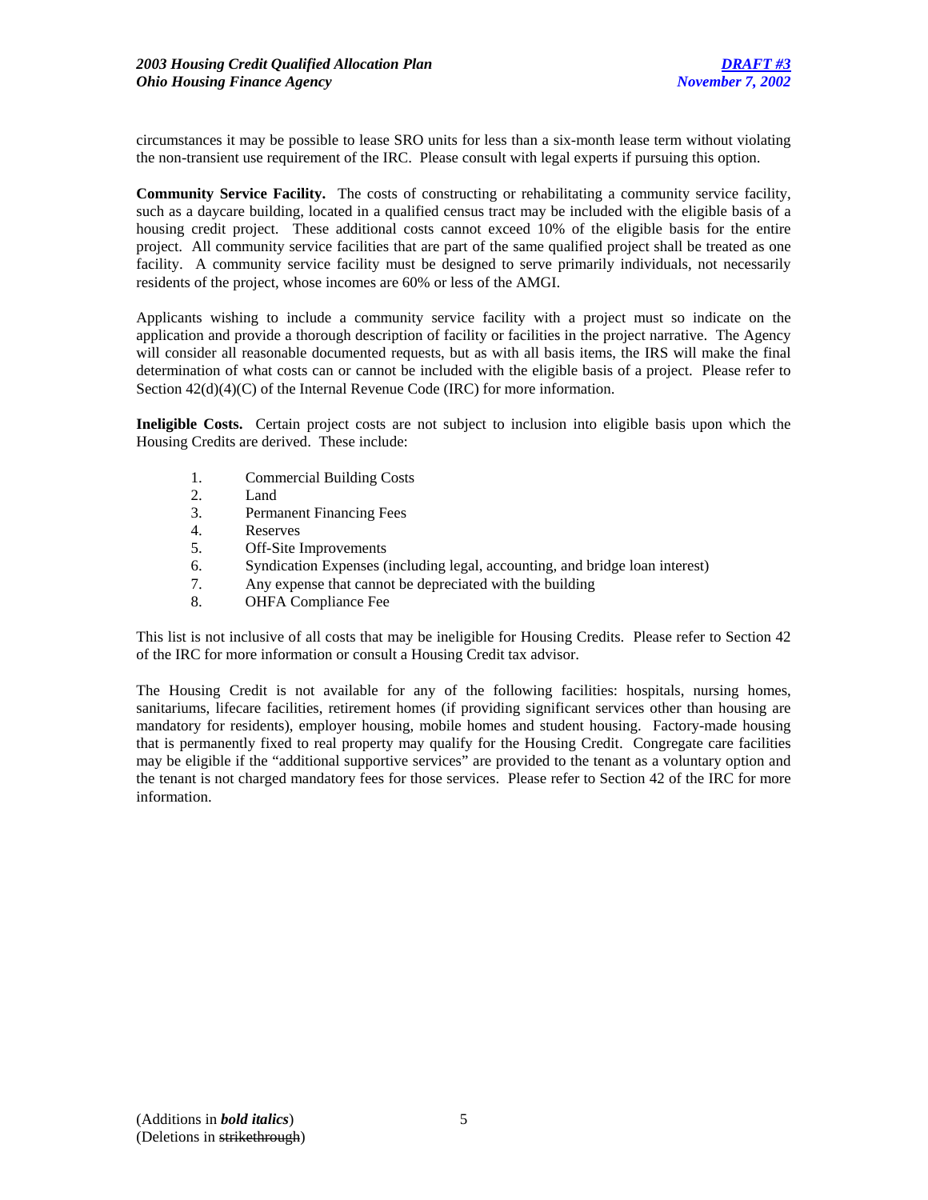circumstances it may be possible to lease SRO units for less than a six-month lease term without violating the non-transient use requirement of the IRC. Please consult with legal experts if pursuing this option.

**Community Service Facility.** The costs of constructing or rehabilitating a community service facility, such as a daycare building, located in a qualified census tract may be included with the eligible basis of a housing credit project. These additional costs cannot exceed 10% of the eligible basis for the entire project. All community service facilities that are part of the same qualified project shall be treated as one facility. A community service facility must be designed to serve primarily individuals, not necessarily residents of the project, whose incomes are 60% or less of the AMGI.

Applicants wishing to include a community service facility with a project must so indicate on the application and provide a thorough description of facility or facilities in the project narrative. The Agency will consider all reasonable documented requests, but as with all basis items, the IRS will make the final determination of what costs can or cannot be included with the eligible basis of a project. Please refer to Section 42(d)(4)(C) of the Internal Revenue Code (IRC) for more information.

**Ineligible Costs.** Certain project costs are not subject to inclusion into eligible basis upon which the Housing Credits are derived. These include:

1. Commercial Building Costs
2. Land
3. Permanent Financing Fees
4. Reserves
5. Off-Site Improvements
6. Syndication Expenses (including legal, accounting, and bridge loan interest)
7. Any expense that cannot be depreciated with the building
8. OHFA Compliance Fee

This list is not inclusive of all costs that may be ineligible for Housing Credits. Please refer to Section 42 of the IRC for more information or consult a Housing Credit tax advisor.

The Housing Credit is not available for any of the following facilities: hospitals, nursing homes, sanitariums, lifecare facilities, retirement homes (if providing significant services other than housing are mandatory for residents), employer housing, mobile homes and student housing. Factory-made housing that is permanently fixed to real property may qualify for the Housing Credit. Congregate care facilities may be eligible if the "additional supportive services" are provided to the tenant as a voluntary option and the tenant is not charged mandatory fees for those services. Please refer to Section 42 of the IRC for more information.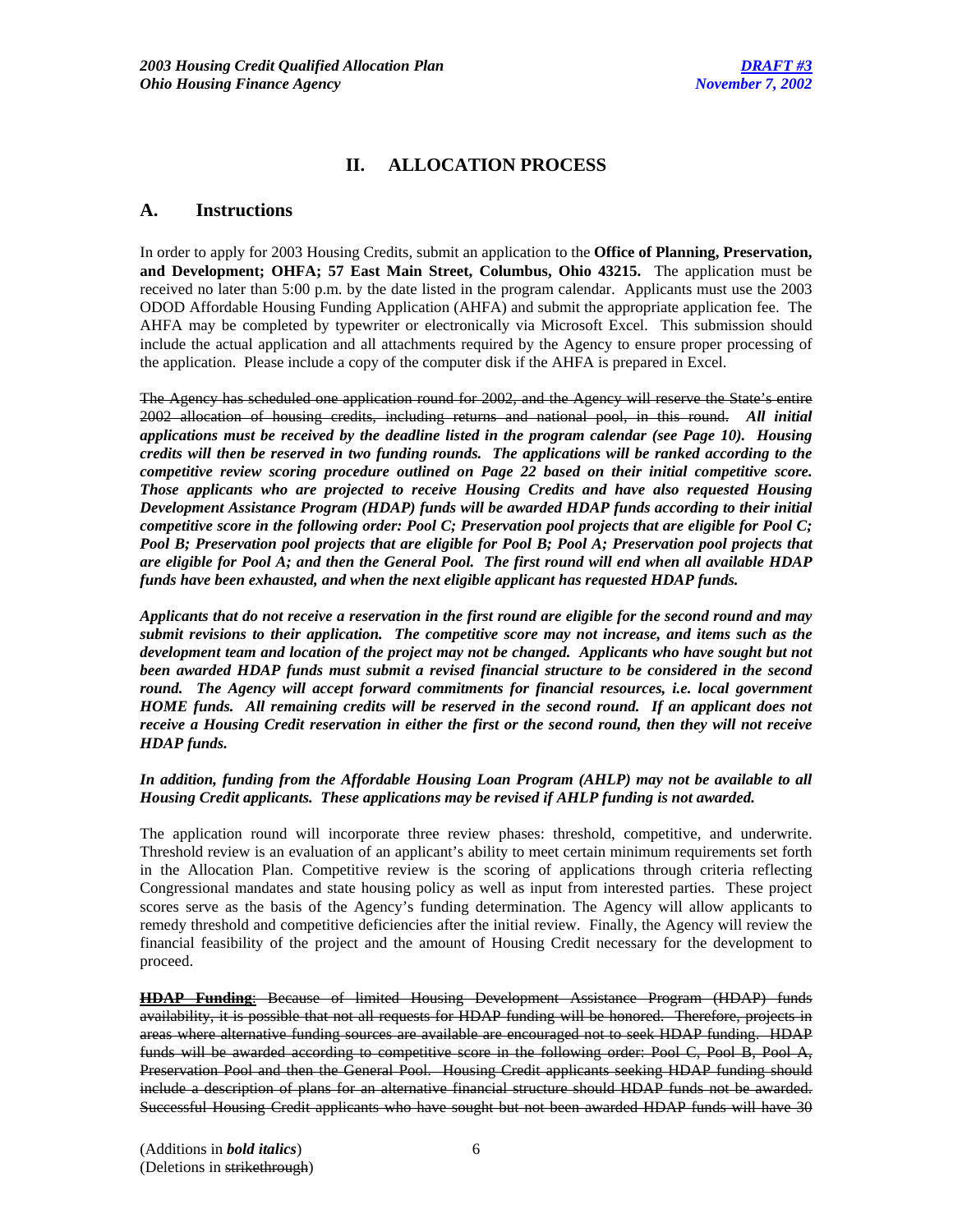# II. ALLOCATION PROCESS

## A. Instructions

In order to apply for 2003 Housing Credits, submit an application to the **Office of Planning, Preservation, and Development; OHFA; 57 East Main Street, Columbus, Ohio 43215.** The application must be received no later than 5:00 p.m. by the date listed in the program calendar. Applicants must use the 2003 ODOD Affordable Housing Funding Application (AHFA) and submit the appropriate application fee. The AHFA may be completed by typewriter or electronically via Microsoft Excel. This submission should include the actual application and all attachments required by the Agency to ensure proper processing of the application. Please include a copy of the computer disk if the AHFA is prepared in Excel.

~~The Agency has scheduled one application round for 2002, and the Agency will reserve the State's entire 2002 allocation of housing credits, including returns and national pool, in this round.~~ ***All initial applications must be received by the deadline listed in the program calendar (see Page 10). Housing credits will then be reserved in two funding rounds. The applications will be ranked according to the competitive review scoring procedure outlined on Page 22 based on their initial competitive score. Those applicants who are projected to receive Housing Credits and have also requested Housing Development Assistance Program (HDAP) funds will be awarded HDAP funds according to their initial competitive score in the following order: Pool C; Preservation pool projects that are eligible for Pool C; Pool B; Preservation pool projects that are eligible for Pool B; Pool A; Preservation pool projects that are eligible for Pool A; and then the General Pool. The first round will end when all available HDAP funds have been exhausted, and when the next eligible applicant has requested HDAP funds.***

***Applicants that do not receive a reservation in the first round are eligible for the second round and may submit revisions to their application. The competitive score may not increase, and items such as the development team and location of the project may not be changed. Applicants who have sought but not been awarded HDAP funds must submit a revised financial structure to be considered in the second round. The Agency will accept forward commitments for financial resources, i.e. local government HOME funds. All remaining credits will be reserved in the second round. If an applicant does not receive a Housing Credit reservation in either the first or the second round, then they will not receive HDAP funds.***

***In addition, funding from the Affordable Housing Loan Program (AHLP) may not be available to all Housing Credit applicants. These applications may be revised if AHLP funding is not awarded.***

The application round will incorporate three review phases: threshold, competitive, and underwrite. Threshold review is an evaluation of an applicant's ability to meet certain minimum requirements set forth in the Allocation Plan. Competitive review is the scoring of applications through criteria reflecting Congressional mandates and state housing policy as well as input from interested parties. These project scores serve as the basis of the Agency's funding determination. The Agency will allow applicants to remedy threshold and competitive deficiencies after the initial review. Finally, the Agency will review the financial feasibility of the project and the amount of Housing Credit necessary for the development to proceed.

~~**HDAP Funding**: Because of limited Housing Development Assistance Program (HDAP) funds availability, it is possible that not all requests for HDAP funding will be honored. Therefore, projects in areas where alternative funding sources are available are encouraged not to seek HDAP funding. HDAP funds will be awarded according to competitive score in the following order: Pool C, Pool B, Pool A, Preservation Pool and then the General Pool. Housing Credit applicants seeking HDAP funding should include a description of plans for an alternative financial structure should HDAP funds not be awarded. Successful Housing Credit applicants who have sought but not been awarded HDAP funds will have 30~~

(Additions in ***bold italics***)
(Deletions in ~~strikethrough~~)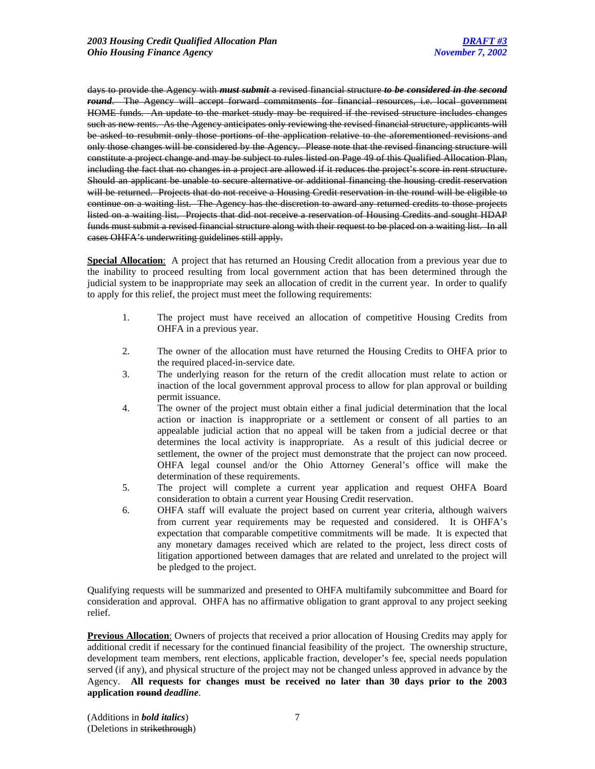~~days to provide the Agency with~~ ***must submit*** ~~a revised financial structure~~ ***to be considered in the second round***~~. The Agency will accept forward commitments for financial resources, i.e. local government HOME funds. An update to the market study may be required if the revised structure includes changes such as new rents. As the Agency anticipates only reviewing the revised financial structure, applicants will be asked to resubmit only those portions of the application relative to the aforementioned revisions and only those changes will be considered by the Agency. Please note that the revised financing structure will constitute a project change and may be subject to rules listed on Page 49 of this Qualified Allocation Plan, including the fact that no changes in a project are allowed if it reduces the project's score in rent structure. Should an applicant be unable to secure alternative or additional financing the housing credit reservation will be returned. Projects that do not receive a Housing Credit reservation in the round will be eligible to continue on a waiting list. The Agency has the discretion to award any returned credits to those projects listed on a waiting list. Projects that did not receive a reservation of Housing Credits and sought HDAP funds must submit a revised financial structure along with their request to be placed on a waiting list. In all cases OHFA's underwriting guidelines still apply.~~

**<u>Special Allocation</u>**: A project that has returned an Housing Credit allocation from a previous year due to the inability to proceed resulting from local government action that has been determined through the judicial system to be inappropriate may seek an allocation of credit in the current year. In order to qualify to apply for this relief, the project must meet the following requirements:

1. The project must have received an allocation of competitive Housing Credits from OHFA in a previous year.
2. The owner of the allocation must have returned the Housing Credits to OHFA prior to the required placed-in-service date.
3. The underlying reason for the return of the credit allocation must relate to action or inaction of the local government approval process to allow for plan approval or building permit issuance.
4. The owner of the project must obtain either a final judicial determination that the local action or inaction is inappropriate or a settlement or consent of all parties to an appealable judicial action that no appeal will be taken from a judicial decree or that determines the local activity is inappropriate. As a result of this judicial decree or settlement, the owner of the project must demonstrate that the project can now proceed. OHFA legal counsel and/or the Ohio Attorney General's office will make the determination of these requirements.
5. The project will complete a current year application and request OHFA Board consideration to obtain a current year Housing Credit reservation.
6. OHFA staff will evaluate the project based on current year criteria, although waivers from current year requirements may be requested and considered. It is OHFA's expectation that comparable competitive commitments will be made. It is expected that any monetary damages received which are related to the project, less direct costs of litigation apportioned between damages that are related and unrelated to the project will be pledged to the project.

Qualifying requests will be summarized and presented to OHFA multifamily subcommittee and Board for consideration and approval. OHFA has no affirmative obligation to grant approval to any project seeking relief.

**<u>Previous Allocation</u>**: Owners of projects that received a prior allocation of Housing Credits may apply for additional credit if necessary for the continued financial feasibility of the project. The ownership structure, development team members, rent elections, applicable fraction, developer's fee, special needs population served (if any), and physical structure of the project may not be changed unless approved in advance by the Agency. **All requests for changes must be received no later than 30 days prior to the 2003 application ~~round~~ *deadline*.**

(Additions in ***bold italics***)
(Deletions in ~~strikethrough~~)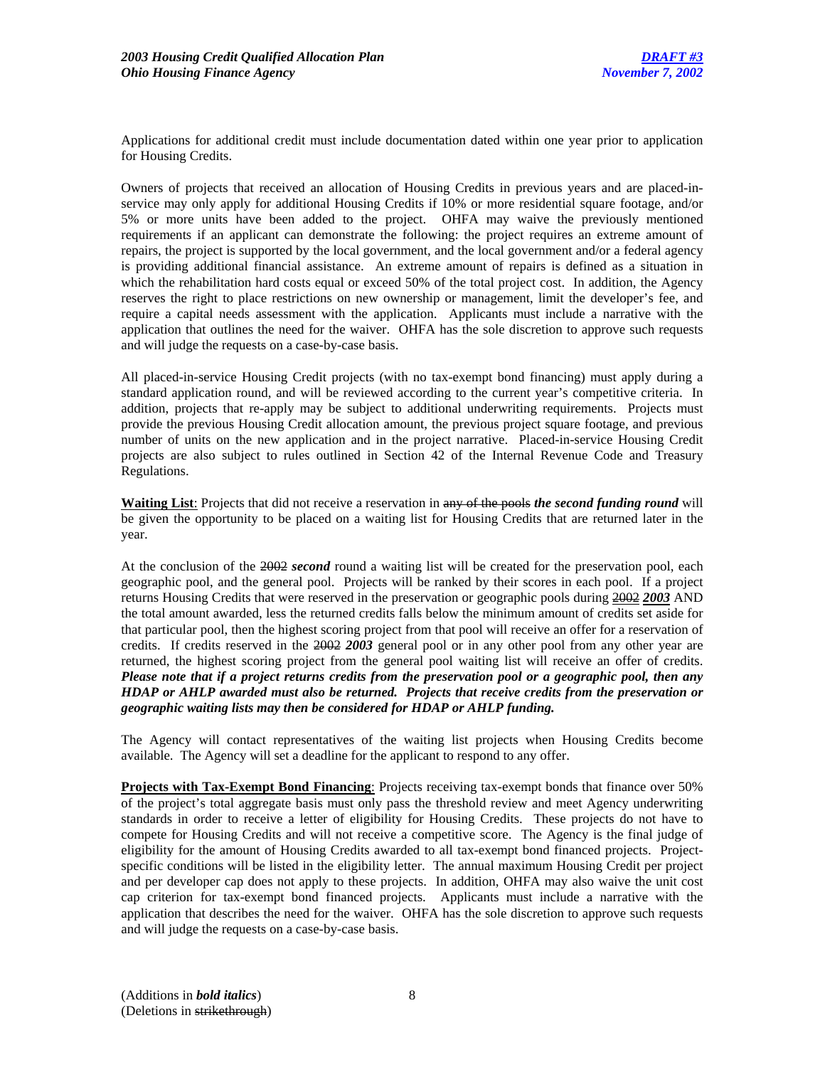Applications for additional credit must include documentation dated within one year prior to application for Housing Credits.

Owners of projects that received an allocation of Housing Credits in previous years and are placed-in-service may only apply for additional Housing Credits if 10% or more residential square footage, and/or 5% or more units have been added to the project. OHFA may waive the previously mentioned requirements if an applicant can demonstrate the following: the project requires an extreme amount of repairs, the project is supported by the local government, and the local government and/or a federal agency is providing additional financial assistance. An extreme amount of repairs is defined as a situation in which the rehabilitation hard costs equal or exceed 50% of the total project cost. In addition, the Agency reserves the right to place restrictions on new ownership or management, limit the developer's fee, and require a capital needs assessment with the application. Applicants must include a narrative with the application that outlines the need for the waiver. OHFA has the sole discretion to approve such requests and will judge the requests on a case-by-case basis.

All placed-in-service Housing Credit projects (with no tax-exempt bond financing) must apply during a standard application round, and will be reviewed according to the current year's competitive criteria. In addition, projects that re-apply may be subject to additional underwriting requirements. Projects must provide the previous Housing Credit allocation amount, the previous project square footage, and previous number of units on the new application and in the project narrative. Placed-in-service Housing Credit projects are also subject to rules outlined in Section 42 of the Internal Revenue Code and Treasury Regulations.

**Waiting List**: Projects that did not receive a reservation in ~~any of the pools~~ ***the second funding round*** will be given the opportunity to be placed on a waiting list for Housing Credits that are returned later in the year.

At the conclusion of the ~~2002~~ ***second*** round a waiting list will be created for the preservation pool, each geographic pool, and the general pool. Projects will be ranked by their scores in each pool. If a project returns Housing Credits that were reserved in the preservation or geographic pools during ~~2002~~ ***2003*** AND the total amount awarded, less the returned credits falls below the minimum amount of credits set aside for that particular pool, then the highest scoring project from that pool will receive an offer for a reservation of credits. If credits reserved in the ~~2002~~ ***2003*** general pool or in any other pool from any other year are returned, the highest scoring project from the general pool waiting list will receive an offer of credits. ***Please note that if a project returns credits from the preservation pool or a geographic pool, then any HDAP or AHLP awarded must also be returned. Projects that receive credits from the preservation or geographic waiting lists may then be considered for HDAP or AHLP funding.***

The Agency will contact representatives of the waiting list projects when Housing Credits become available. The Agency will set a deadline for the applicant to respond to any offer.

**Projects with Tax-Exempt Bond Financing**: Projects receiving tax-exempt bonds that finance over 50% of the project's total aggregate basis must only pass the threshold review and meet Agency underwriting standards in order to receive a letter of eligibility for Housing Credits. These projects do not have to compete for Housing Credits and will not receive a competitive score. The Agency is the final judge of eligibility for the amount of Housing Credits awarded to all tax-exempt bond financed projects. Project-specific conditions will be listed in the eligibility letter. The annual maximum Housing Credit per project and per developer cap does not apply to these projects. In addition, OHFA may also waive the unit cost cap criterion for tax-exempt bond financed projects. Applicants must include a narrative with the application that describes the need for the waiver. OHFA has the sole discretion to approve such requests and will judge the requests on a case-by-case basis.

(Additions in ***bold italics***)
(Deletions in ~~strikethrough~~)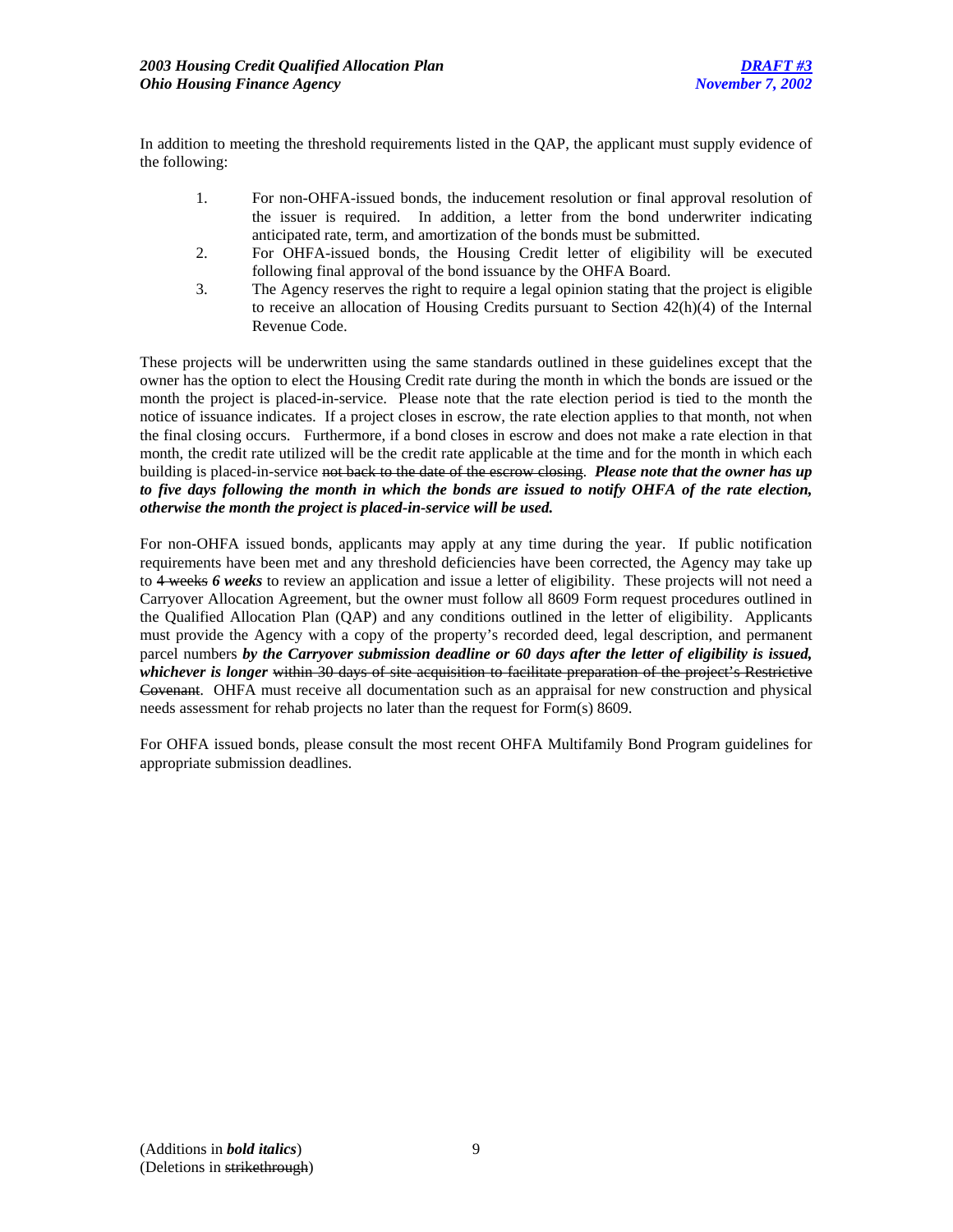In addition to meeting the threshold requirements listed in the QAP, the applicant must supply evidence of the following:

1. For non-OHFA-issued bonds, the inducement resolution or final approval resolution of the issuer is required. In addition, a letter from the bond underwriter indicating anticipated rate, term, and amortization of the bonds must be submitted.
2. For OHFA-issued bonds, the Housing Credit letter of eligibility will be executed following final approval of the bond issuance by the OHFA Board.
3. The Agency reserves the right to require a legal opinion stating that the project is eligible to receive an allocation of Housing Credits pursuant to Section 42(h)(4) of the Internal Revenue Code.

These projects will be underwritten using the same standards outlined in these guidelines except that the owner has the option to elect the Housing Credit rate during the month in which the bonds are issued or the month the project is placed-in-service. Please note that the rate election period is tied to the month the notice of issuance indicates. If a project closes in escrow, the rate election applies to that month, not when the final closing occurs. Furthermore, if a bond closes in escrow and does not make a rate election in that month, the credit rate utilized will be the credit rate applicable at the time and for the month in which each building is placed-in-service ~~not back to the date of the escrow closing~~. ***Please note that the owner has up to five days following the month in which the bonds are issued to notify OHFA of the rate election, otherwise the month the project is placed-in-service will be used.***

For non-OHFA issued bonds, applicants may apply at any time during the year. If public notification requirements have been met and any threshold deficiencies have been corrected, the Agency may take up to ~~4 weeks~~ ***6 weeks*** to review an application and issue a letter of eligibility. These projects will not need a Carryover Allocation Agreement, but the owner must follow all 8609 Form request procedures outlined in the Qualified Allocation Plan (QAP) and any conditions outlined in the letter of eligibility. Applicants must provide the Agency with a copy of the property's recorded deed, legal description, and permanent parcel numbers ***by the Carryover submission deadline or 60 days after the letter of eligibility is issued, whichever is longer*** ~~within 30 days of site acquisition to facilitate preparation of the project's Restrictive Covenant~~. OHFA must receive all documentation such as an appraisal for new construction and physical needs assessment for rehab projects no later than the request for Form(s) 8609.

For OHFA issued bonds, please consult the most recent OHFA Multifamily Bond Program guidelines for appropriate submission deadlines.

(Additions in ***bold italics***)
(Deletions in ~~strikethrough~~)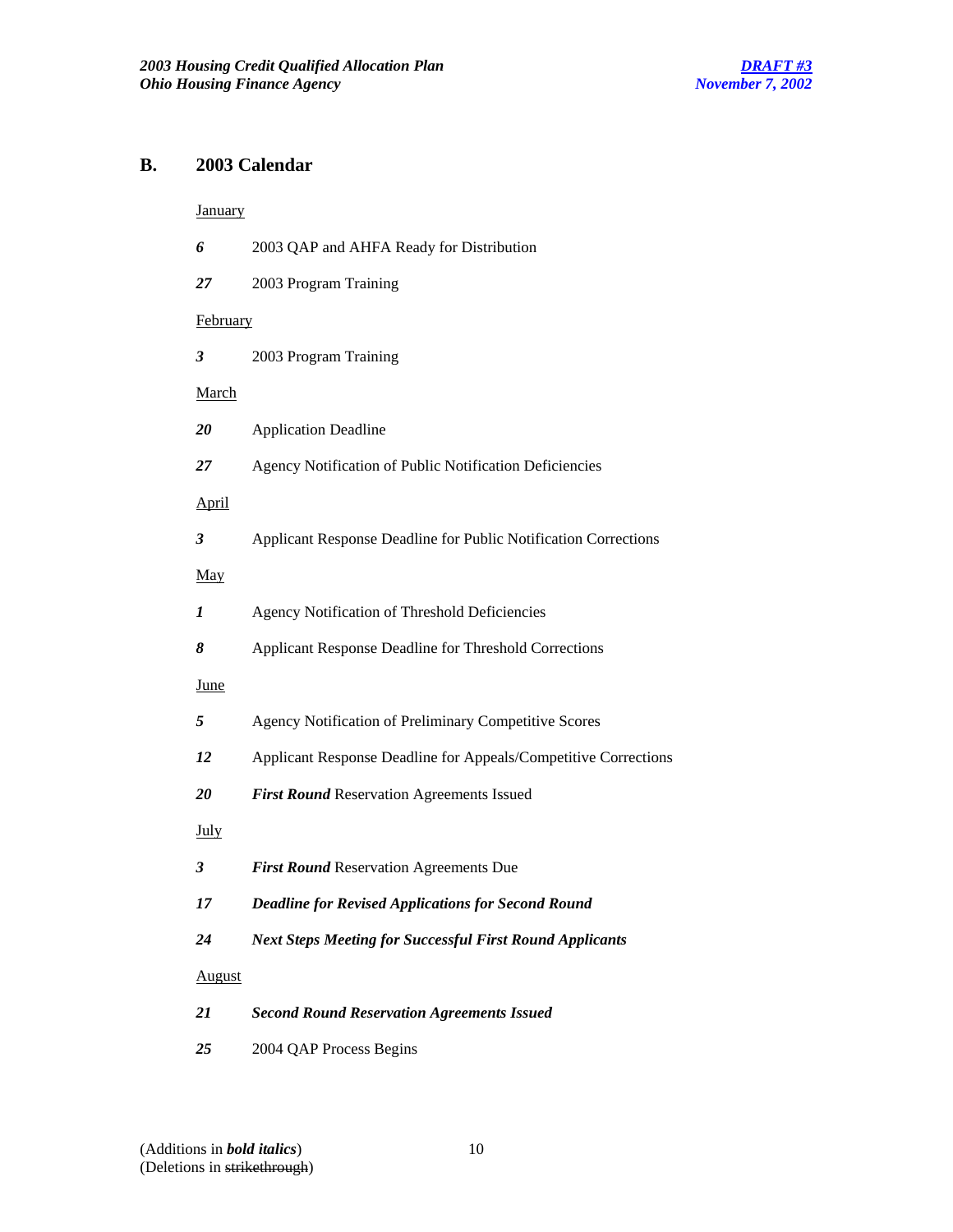## B. 2003 Calendar

<u>January</u>

***6*** 2003 QAP and AHFA Ready for Distribution

***27*** 2003 Program Training

<u>February</u>

***3*** 2003 Program Training

<u>March</u>

***20*** Application Deadline

***27*** Agency Notification of Public Notification Deficiencies

<u>April</u>

***3*** Applicant Response Deadline for Public Notification Corrections

<u>May</u>

***1*** Agency Notification of Threshold Deficiencies

***8*** Applicant Response Deadline for Threshold Corrections

<u>June</u>

***5*** Agency Notification of Preliminary Competitive Scores

***12*** Applicant Response Deadline for Appeals/Competitive Corrections

***20*** ***First Round*** Reservation Agreements Issued

<u>July</u>

***3*** ***First Round*** Reservation Agreements Due

***17*** ***Deadline for Revised Applications for Second Round***

***24*** ***Next Steps Meeting for Successful First Round Applicants***

<u>August</u>

***21*** ***Second Round Reservation Agreements Issued***

***25*** 2004 QAP Process Begins

(Additions in ***bold italics***)
(Deletions in ~~strikethrough~~)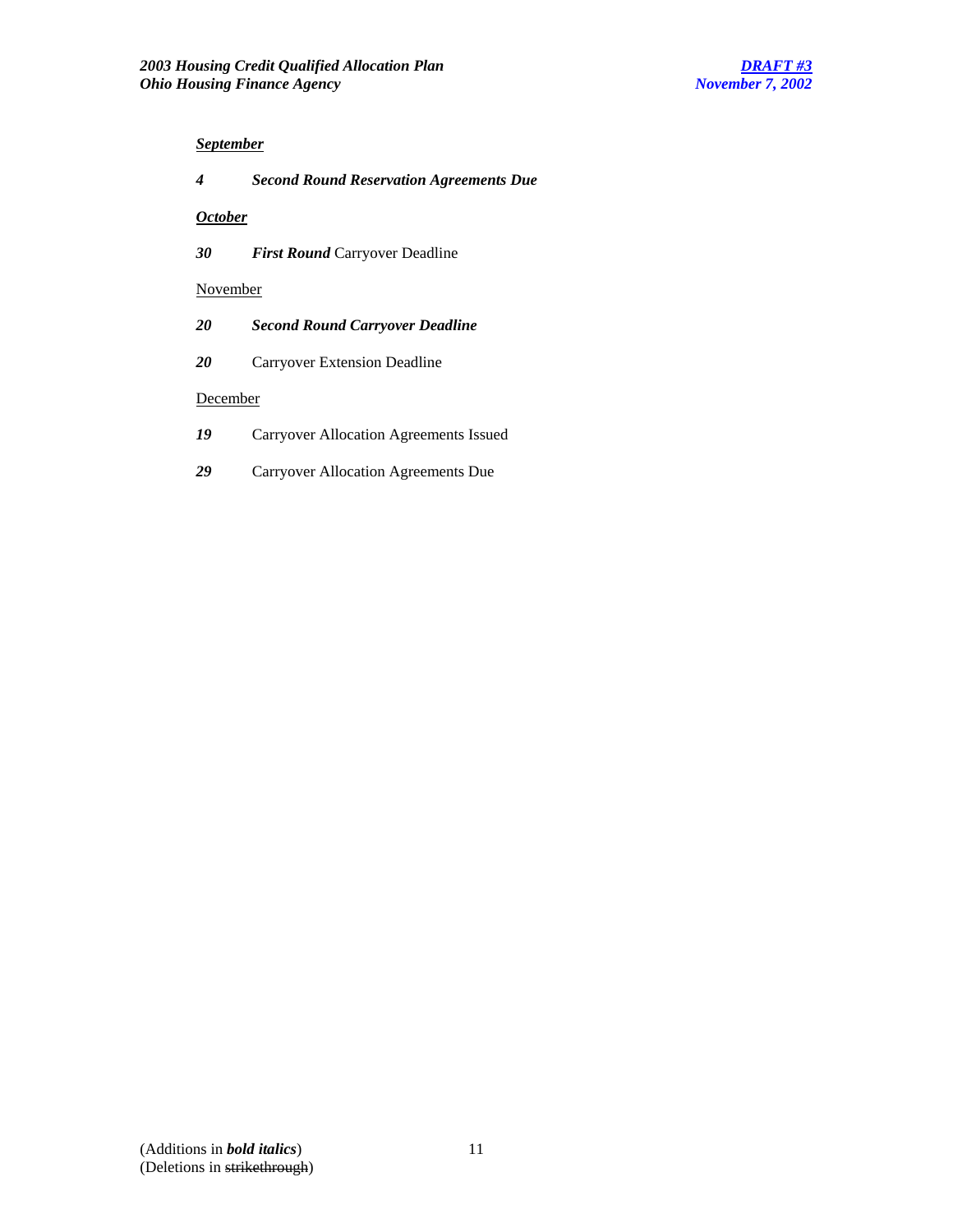***September***

***4*** ***Second Round Reservation Agreements Due***

***October***

***30*** ***First Round*** Carryover Deadline

November

***20*** ***Second Round Carryover Deadline***

***20*** Carryover Extension Deadline

December

***19*** Carryover Allocation Agreements Issued

***29*** Carryover Allocation Agreements Due

(Additions in ***bold italics***)
(Deletions in ~~strikethrough~~)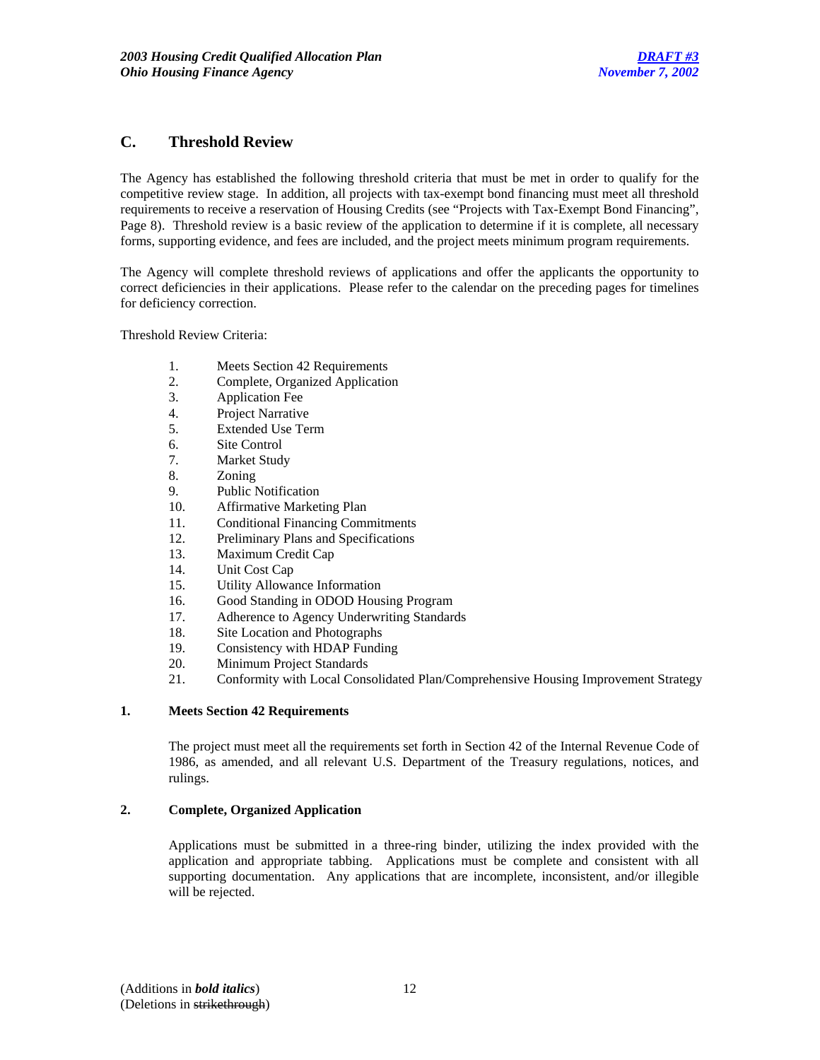## C. Threshold Review

The Agency has established the following threshold criteria that must be met in order to qualify for the competitive review stage. In addition, all projects with tax-exempt bond financing must meet all threshold requirements to receive a reservation of Housing Credits (see "Projects with Tax-Exempt Bond Financing", Page 8). Threshold review is a basic review of the application to determine if it is complete, all necessary forms, supporting evidence, and fees are included, and the project meets minimum program requirements.

The Agency will complete threshold reviews of applications and offer the applicants the opportunity to correct deficiencies in their applications. Please refer to the calendar on the preceding pages for timelines for deficiency correction.

Threshold Review Criteria:

1. Meets Section 42 Requirements
2. Complete, Organized Application
3. Application Fee
4. Project Narrative
5. Extended Use Term
6. Site Control
7. Market Study
8. Zoning
9. Public Notification
10. Affirmative Marketing Plan
11. Conditional Financing Commitments
12. Preliminary Plans and Specifications
13. Maximum Credit Cap
14. Unit Cost Cap
15. Utility Allowance Information
16. Good Standing in ODOD Housing Program
17. Adherence to Agency Underwriting Standards
18. Site Location and Photographs
19. Consistency with HDAP Funding
20. Minimum Project Standards
21. Conformity with Local Consolidated Plan/Comprehensive Housing Improvement Strategy

### 1. Meets Section 42 Requirements

The project must meet all the requirements set forth in Section 42 of the Internal Revenue Code of 1986, as amended, and all relevant U.S. Department of the Treasury regulations, notices, and rulings.

### 2. Complete, Organized Application

Applications must be submitted in a three-ring binder, utilizing the index provided with the application and appropriate tabbing. Applications must be complete and consistent with all supporting documentation. Any applications that are incomplete, inconsistent, and/or illegible will be rejected.

(Additions in ***bold italics***)
(Deletions in ~~strikethrough~~)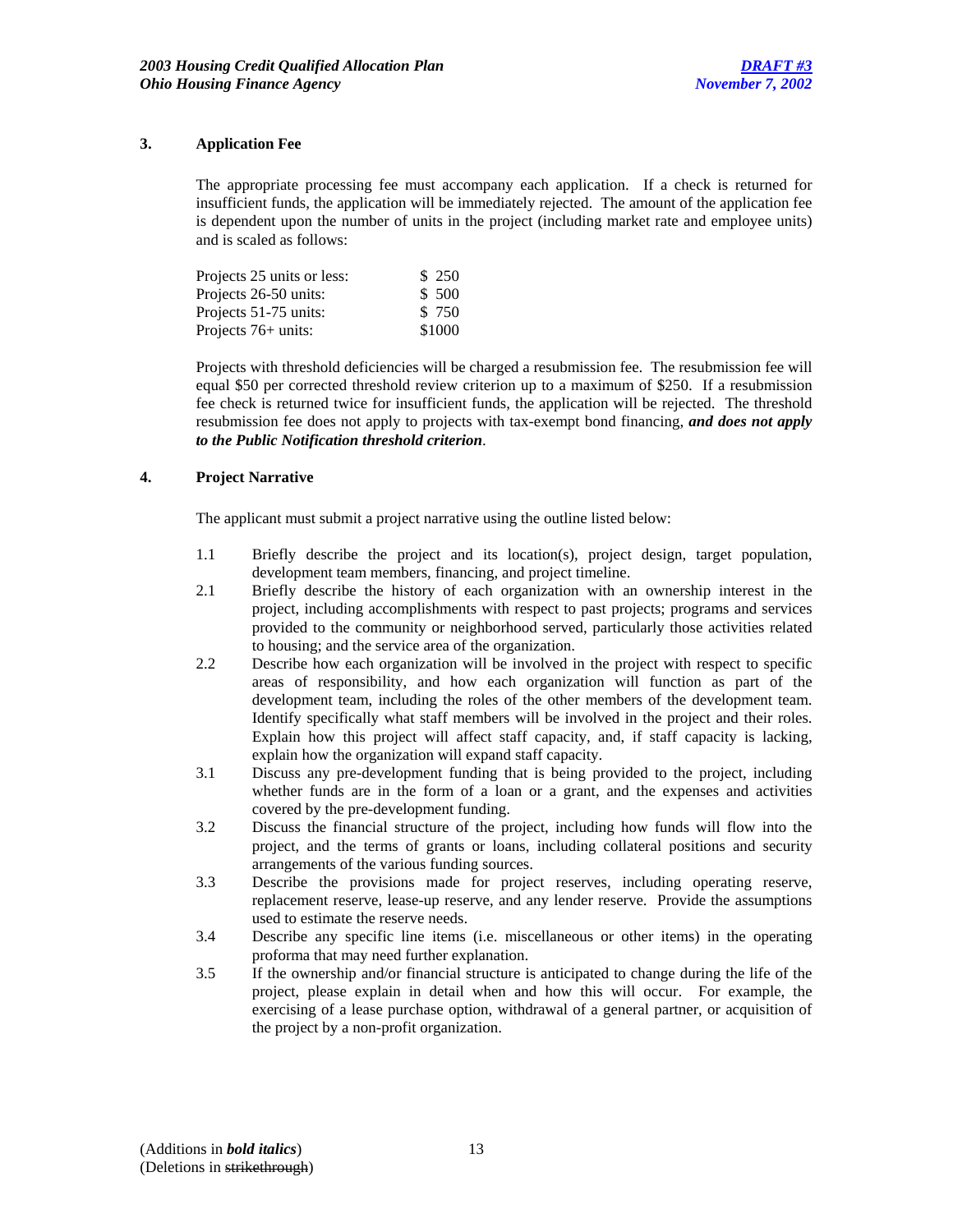### 3. Application Fee

The appropriate processing fee must accompany each application. If a check is returned for insufficient funds, the application will be immediately rejected. The amount of the application fee is dependent upon the number of units in the project (including market rate and employee units) and is scaled as follows:

| | |
|---|---|
| Projects 25 units or less: | $ 250 |
| Projects 26-50 units: | $ 500 |
| Projects 51-75 units: | $ 750 |
| Projects 76+ units: | $1000 |

Projects with threshold deficiencies will be charged a resubmission fee. The resubmission fee will equal $50 per corrected threshold review criterion up to a maximum of $250. If a resubmission fee check is returned twice for insufficient funds, the application will be rejected. The threshold resubmission fee does not apply to projects with tax-exempt bond financing, ***and does not apply to the Public Notification threshold criterion***.

### 4. Project Narrative

The applicant must submit a project narrative using the outline listed below:

1.1 Briefly describe the project and its location(s), project design, target population, development team members, financing, and project timeline.

2.1 Briefly describe the history of each organization with an ownership interest in the project, including accomplishments with respect to past projects; programs and services provided to the community or neighborhood served, particularly those activities related to housing; and the service area of the organization.

2.2 Describe how each organization will be involved in the project with respect to specific areas of responsibility, and how each organization will function as part of the development team, including the roles of the other members of the development team. Identify specifically what staff members will be involved in the project and their roles. Explain how this project will affect staff capacity, and, if staff capacity is lacking, explain how the organization will expand staff capacity.

3.1 Discuss any pre-development funding that is being provided to the project, including whether funds are in the form of a loan or a grant, and the expenses and activities covered by the pre-development funding.

3.2 Discuss the financial structure of the project, including how funds will flow into the project, and the terms of grants or loans, including collateral positions and security arrangements of the various funding sources.

3.3 Describe the provisions made for project reserves, including operating reserve, replacement reserve, lease-up reserve, and any lender reserve. Provide the assumptions used to estimate the reserve needs.

3.4 Describe any specific line items (i.e. miscellaneous or other items) in the operating proforma that may need further explanation.

3.5 If the ownership and/or financial structure is anticipated to change during the life of the project, please explain in detail when and how this will occur. For example, the exercising of a lease purchase option, withdrawal of a general partner, or acquisition of the project by a non-profit organization.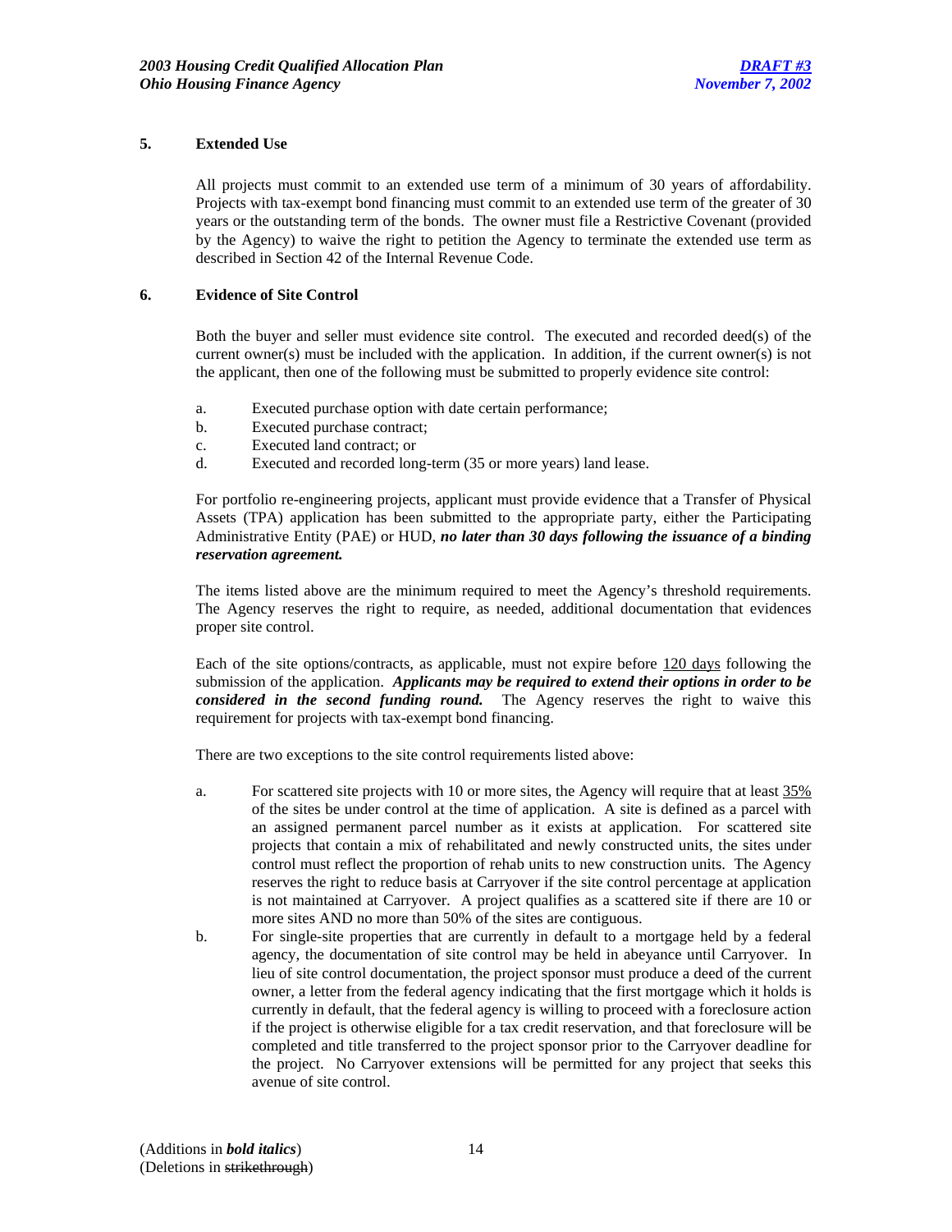### 5. Extended Use

All projects must commit to an extended use term of a minimum of 30 years of affordability. Projects with tax-exempt bond financing must commit to an extended use term of the greater of 30 years or the outstanding term of the bonds. The owner must file a Restrictive Covenant (provided by the Agency) to waive the right to petition the Agency to terminate the extended use term as described in Section 42 of the Internal Revenue Code.

### 6. Evidence of Site Control

Both the buyer and seller must evidence site control. The executed and recorded deed(s) of the current owner(s) must be included with the application. In addition, if the current owner(s) is not the applicant, then one of the following must be submitted to properly evidence site control:

a. Executed purchase option with date certain performance;
b. Executed purchase contract;
c. Executed land contract; or
d. Executed and recorded long-term (35 or more years) land lease.

For portfolio re-engineering projects, applicant must provide evidence that a Transfer of Physical Assets (TPA) application has been submitted to the appropriate party, either the Participating Administrative Entity (PAE) or HUD, ***no later than 30 days following the issuance of a binding reservation agreement.***

The items listed above are the minimum required to meet the Agency's threshold requirements. The Agency reserves the right to require, as needed, additional documentation that evidences proper site control.

Each of the site options/contracts, as applicable, must not expire before 120 days following the submission of the application. ***Applicants may be required to extend their options in order to be considered in the second funding round.*** The Agency reserves the right to waive this requirement for projects with tax-exempt bond financing.

There are two exceptions to the site control requirements listed above:

a. For scattered site projects with 10 or more sites, the Agency will require that at least 35% of the sites be under control at the time of application. A site is defined as a parcel with an assigned permanent parcel number as it exists at application. For scattered site projects that contain a mix of rehabilitated and newly constructed units, the sites under control must reflect the proportion of rehab units to new construction units. The Agency reserves the right to reduce basis at Carryover if the site control percentage at application is not maintained at Carryover. A project qualifies as a scattered site if there are 10 or more sites AND no more than 50% of the sites are contiguous.

b. For single-site properties that are currently in default to a mortgage held by a federal agency, the documentation of site control may be held in abeyance until Carryover. In lieu of site control documentation, the project sponsor must produce a deed of the current owner, a letter from the federal agency indicating that the first mortgage which it holds is currently in default, that the federal agency is willing to proceed with a foreclosure action if the project is otherwise eligible for a tax credit reservation, and that foreclosure will be completed and title transferred to the project sponsor prior to the Carryover deadline for the project. No Carryover extensions will be permitted for any project that seeks this avenue of site control.

(Additions in ***bold italics***)
(Deletions in ~~strikethrough~~)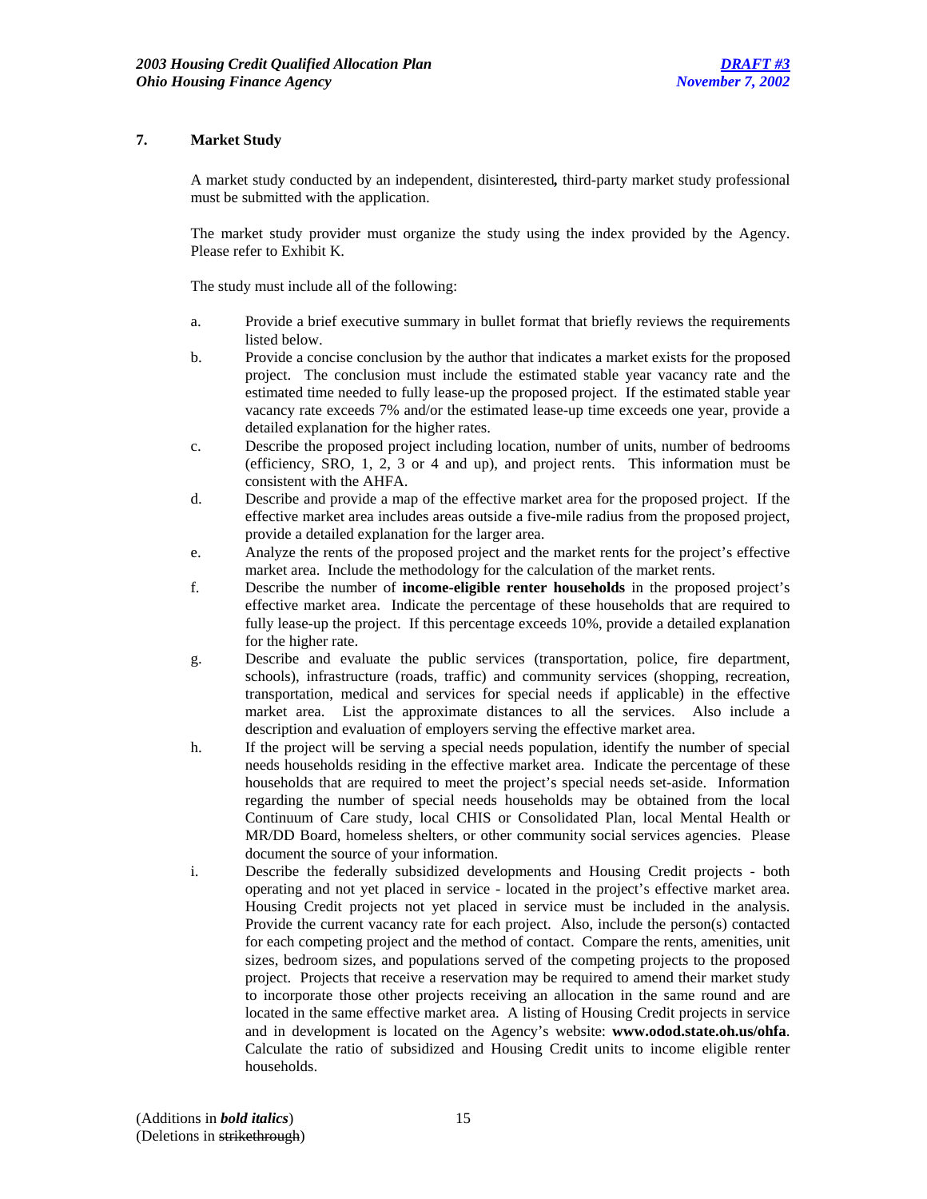## 7. Market Study

A market study conducted by an independent, disinterested**,** third-party market study professional must be submitted with the application.

The market study provider must organize the study using the index provided by the Agency. Please refer to Exhibit K.

The study must include all of the following:

a. Provide a brief executive summary in bullet format that briefly reviews the requirements listed below.

b. Provide a concise conclusion by the author that indicates a market exists for the proposed project. The conclusion must include the estimated stable year vacancy rate and the estimated time needed to fully lease-up the proposed project. If the estimated stable year vacancy rate exceeds 7% and/or the estimated lease-up time exceeds one year, provide a detailed explanation for the higher rates.

c. Describe the proposed project including location, number of units, number of bedrooms (efficiency, SRO, 1, 2, 3 or 4 and up), and project rents. This information must be consistent with the AHFA.

d. Describe and provide a map of the effective market area for the proposed project. If the effective market area includes areas outside a five-mile radius from the proposed project, provide a detailed explanation for the larger area.

e. Analyze the rents of the proposed project and the market rents for the project's effective market area. Include the methodology for the calculation of the market rents.

f. Describe the number of **income-eligible renter households** in the proposed project's effective market area. Indicate the percentage of these households that are required to fully lease-up the project. If this percentage exceeds 10%, provide a detailed explanation for the higher rate.

g. Describe and evaluate the public services (transportation, police, fire department, schools), infrastructure (roads, traffic) and community services (shopping, recreation, transportation, medical and services for special needs if applicable) in the effective market area. List the approximate distances to all the services. Also include a description and evaluation of employers serving the effective market area.

h. If the project will be serving a special needs population, identify the number of special needs households residing in the effective market area. Indicate the percentage of these households that are required to meet the project's special needs set-aside. Information regarding the number of special needs households may be obtained from the local Continuum of Care study, local CHIS or Consolidated Plan, local Mental Health or MR/DD Board, homeless shelters, or other community social services agencies. Please document the source of your information.

i. Describe the federally subsidized developments and Housing Credit projects - both operating and not yet placed in service - located in the project's effective market area. Housing Credit projects not yet placed in service must be included in the analysis. Provide the current vacancy rate for each project. Also, include the person(s) contacted for each competing project and the method of contact. Compare the rents, amenities, unit sizes, bedroom sizes, and populations served of the competing projects to the proposed project. Projects that receive a reservation may be required to amend their market study to incorporate those other projects receiving an allocation in the same round and are located in the same effective market area. A listing of Housing Credit projects in service and in development is located on the Agency's website: **www.odod.state.oh.us/ohfa**. Calculate the ratio of subsidized and Housing Credit units to income eligible renter households.

(Additions in ***bold italics***)
(Deletions in ~~strikethrough~~)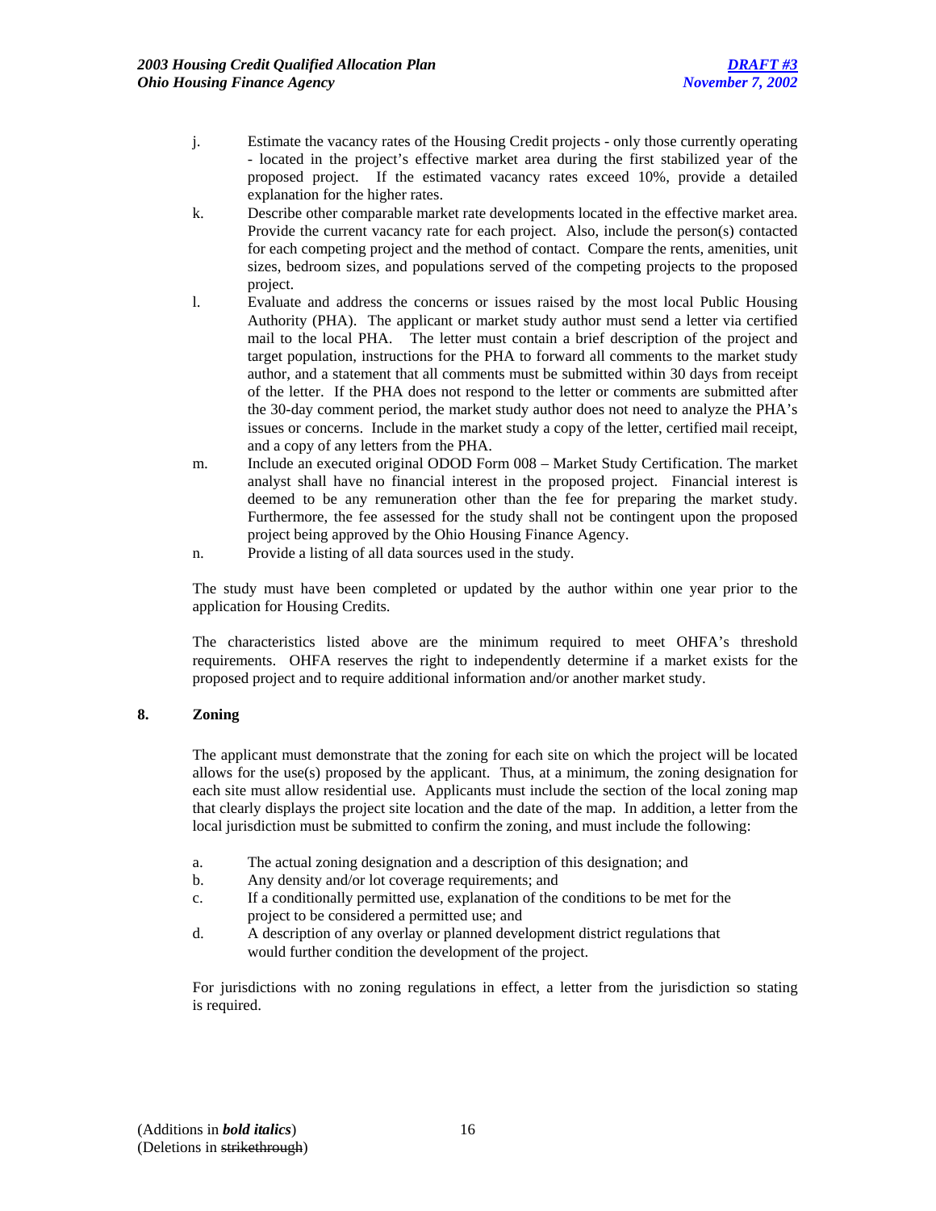j. Estimate the vacancy rates of the Housing Credit projects - only those currently operating - located in the project's effective market area during the first stabilized year of the proposed project. If the estimated vacancy rates exceed 10%, provide a detailed explanation for the higher rates.

k. Describe other comparable market rate developments located in the effective market area. Provide the current vacancy rate for each project. Also, include the person(s) contacted for each competing project and the method of contact. Compare the rents, amenities, unit sizes, bedroom sizes, and populations served of the competing projects to the proposed project.

l. Evaluate and address the concerns or issues raised by the most local Public Housing Authority (PHA). The applicant or market study author must send a letter via certified mail to the local PHA. The letter must contain a brief description of the project and target population, instructions for the PHA to forward all comments to the market study author, and a statement that all comments must be submitted within 30 days from receipt of the letter. If the PHA does not respond to the letter or comments are submitted after the 30-day comment period, the market study author does not need to analyze the PHA's issues or concerns. Include in the market study a copy of the letter, certified mail receipt, and a copy of any letters from the PHA.

m. Include an executed original ODOD Form 008 – Market Study Certification. The market analyst shall have no financial interest in the proposed project. Financial interest is deemed to be any remuneration other than the fee for preparing the market study. Furthermore, the fee assessed for the study shall not be contingent upon the proposed project being approved by the Ohio Housing Finance Agency.

n. Provide a listing of all data sources used in the study.

The study must have been completed or updated by the author within one year prior to the application for Housing Credits.

The characteristics listed above are the minimum required to meet OHFA's threshold requirements. OHFA reserves the right to independently determine if a market exists for the proposed project and to require additional information and/or another market study.

**8. Zoning**

The applicant must demonstrate that the zoning for each site on which the project will be located allows for the use(s) proposed by the applicant. Thus, at a minimum, the zoning designation for each site must allow residential use. Applicants must include the section of the local zoning map that clearly displays the project site location and the date of the map. In addition, a letter from the local jurisdiction must be submitted to confirm the zoning, and must include the following:

a. The actual zoning designation and a description of this designation; and

b. Any density and/or lot coverage requirements; and

c. If a conditionally permitted use, explanation of the conditions to be met for the project to be considered a permitted use; and

d. A description of any overlay or planned development district regulations that would further condition the development of the project.

For jurisdictions with no zoning regulations in effect, a letter from the jurisdiction so stating is required.

(Additions in ***bold italics***)
(Deletions in ~~strikethrough~~)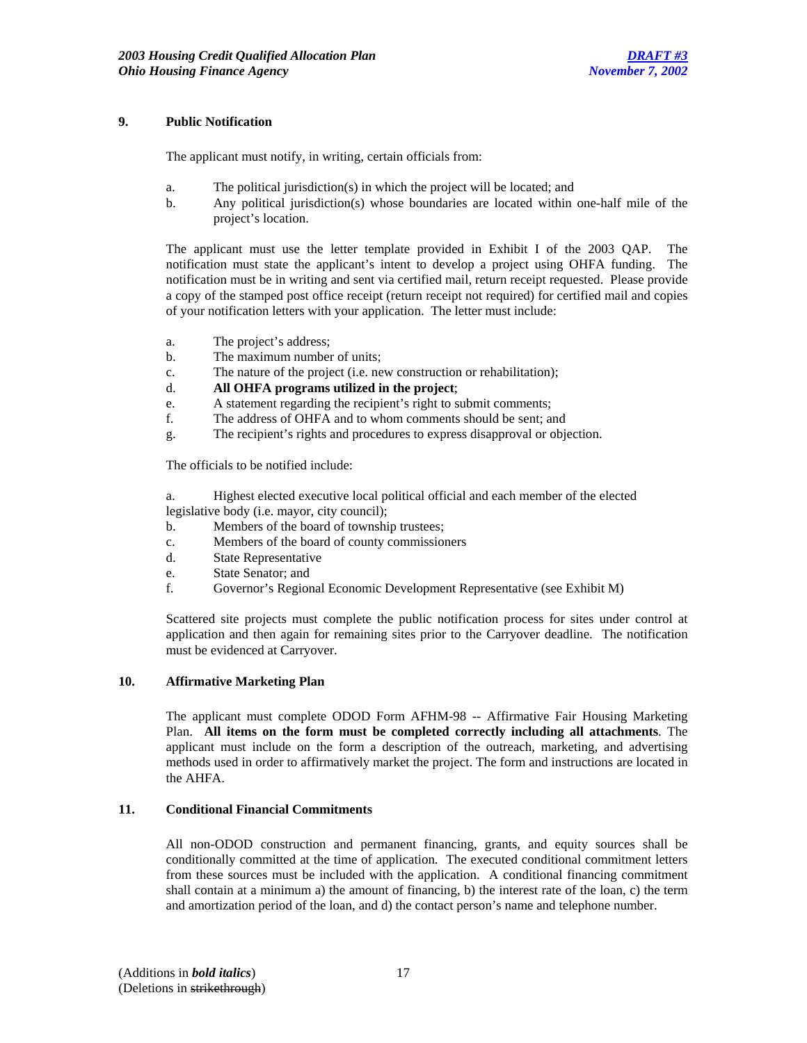### 9. Public Notification

The applicant must notify, in writing, certain officials from:

a. The political jurisdiction(s) in which the project will be located; and
b. Any political jurisdiction(s) whose boundaries are located within one-half mile of the project's location.

The applicant must use the letter template provided in Exhibit I of the 2003 QAP. The notification must state the applicant's intent to develop a project using OHFA funding. The notification must be in writing and sent via certified mail, return receipt requested. Please provide a copy of the stamped post office receipt (return receipt not required) for certified mail and copies of your notification letters with your application. The letter must include:

a. The project's address;
b. The maximum number of units;
c. The nature of the project (i.e. new construction or rehabilitation);
d. **All OHFA programs utilized in the project**;
e. A statement regarding the recipient's right to submit comments;
f. The address of OHFA and to whom comments should be sent; and
g. The recipient's rights and procedures to express disapproval or objection.

The officials to be notified include:

a. Highest elected executive local political official and each member of the elected legislative body (i.e. mayor, city council);
b. Members of the board of township trustees;
c. Members of the board of county commissioners
d. State Representative
e. State Senator; and
f. Governor's Regional Economic Development Representative (see Exhibit M)

Scattered site projects must complete the public notification process for sites under control at application and then again for remaining sites prior to the Carryover deadline. The notification must be evidenced at Carryover.

### 10. Affirmative Marketing Plan

The applicant must complete ODOD Form AFHM-98 -- Affirmative Fair Housing Marketing Plan. **All items on the form must be completed correctly including all attachments**. The applicant must include on the form a description of the outreach, marketing, and advertising methods used in order to affirmatively market the project. The form and instructions are located in the AHFA.

### 11. Conditional Financial Commitments

All non-ODOD construction and permanent financing, grants, and equity sources shall be conditionally committed at the time of application. The executed conditional commitment letters from these sources must be included with the application. A conditional financing commitment shall contain at a minimum a) the amount of financing, b) the interest rate of the loan, c) the term and amortization period of the loan, and d) the contact person's name and telephone number.

(Additions in ***bold italics***)
(Deletions in ~~strikethrough~~)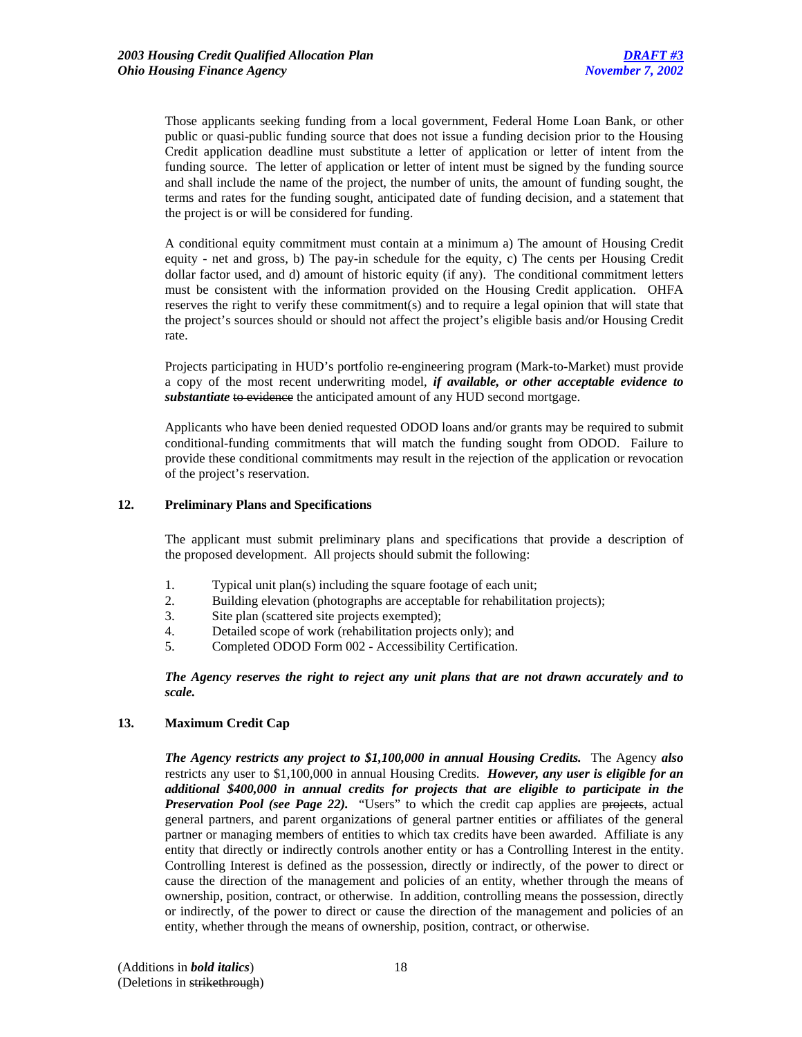Those applicants seeking funding from a local government, Federal Home Loan Bank, or other public or quasi-public funding source that does not issue a funding decision prior to the Housing Credit application deadline must substitute a letter of application or letter of intent from the funding source. The letter of application or letter of intent must be signed by the funding source and shall include the name of the project, the number of units, the amount of funding sought, the terms and rates for the funding sought, anticipated date of funding decision, and a statement that the project is or will be considered for funding.

A conditional equity commitment must contain at a minimum a) The amount of Housing Credit equity - net and gross, b) The pay-in schedule for the equity, c) The cents per Housing Credit dollar factor used, and d) amount of historic equity (if any). The conditional commitment letters must be consistent with the information provided on the Housing Credit application. OHFA reserves the right to verify these commitment(s) and to require a legal opinion that will state that the project's sources should or should not affect the project's eligible basis and/or Housing Credit rate.

Projects participating in HUD's portfolio re-engineering program (Mark-to-Market) must provide a copy of the most recent underwriting model, ***if available, or other acceptable evidence to substantiate*** ~~to evidence~~ the anticipated amount of any HUD second mortgage.

Applicants who have been denied requested ODOD loans and/or grants may be required to submit conditional-funding commitments that will match the funding sought from ODOD. Failure to provide these conditional commitments may result in the rejection of the application or revocation of the project's reservation.

**12. Preliminary Plans and Specifications**

The applicant must submit preliminary plans and specifications that provide a description of the proposed development. All projects should submit the following:

1. Typical unit plan(s) including the square footage of each unit;
2. Building elevation (photographs are acceptable for rehabilitation projects);
3. Site plan (scattered site projects exempted);
4. Detailed scope of work (rehabilitation projects only); and
5. Completed ODOD Form 002 - Accessibility Certification.

***The Agency reserves the right to reject any unit plans that are not drawn accurately and to scale.***

**13. Maximum Credit Cap**

***The Agency restricts any project to $1,100,000 in annual Housing Credits.*** The Agency ***also*** restricts any user to $1,100,000 in annual Housing Credits. ***However, any user is eligible for an additional $400,000 in annual credits for projects that are eligible to participate in the Preservation Pool (see Page 22).*** "Users" to which the credit cap applies are ~~projects~~, actual general partners, and parent organizations of general partner entities or affiliates of the general partner or managing members of entities to which tax credits have been awarded. Affiliate is any entity that directly or indirectly controls another entity or has a Controlling Interest in the entity. Controlling Interest is defined as the possession, directly or indirectly, of the power to direct or cause the direction of the management and policies of an entity, whether through the means of ownership, position, contract, or otherwise. In addition, controlling means the possession, directly or indirectly, of the power to direct or cause the direction of the management and policies of an entity, whether through the means of ownership, position, contract, or otherwise.

(Additions in ***bold italics***)
(Deletions in ~~strikethrough~~)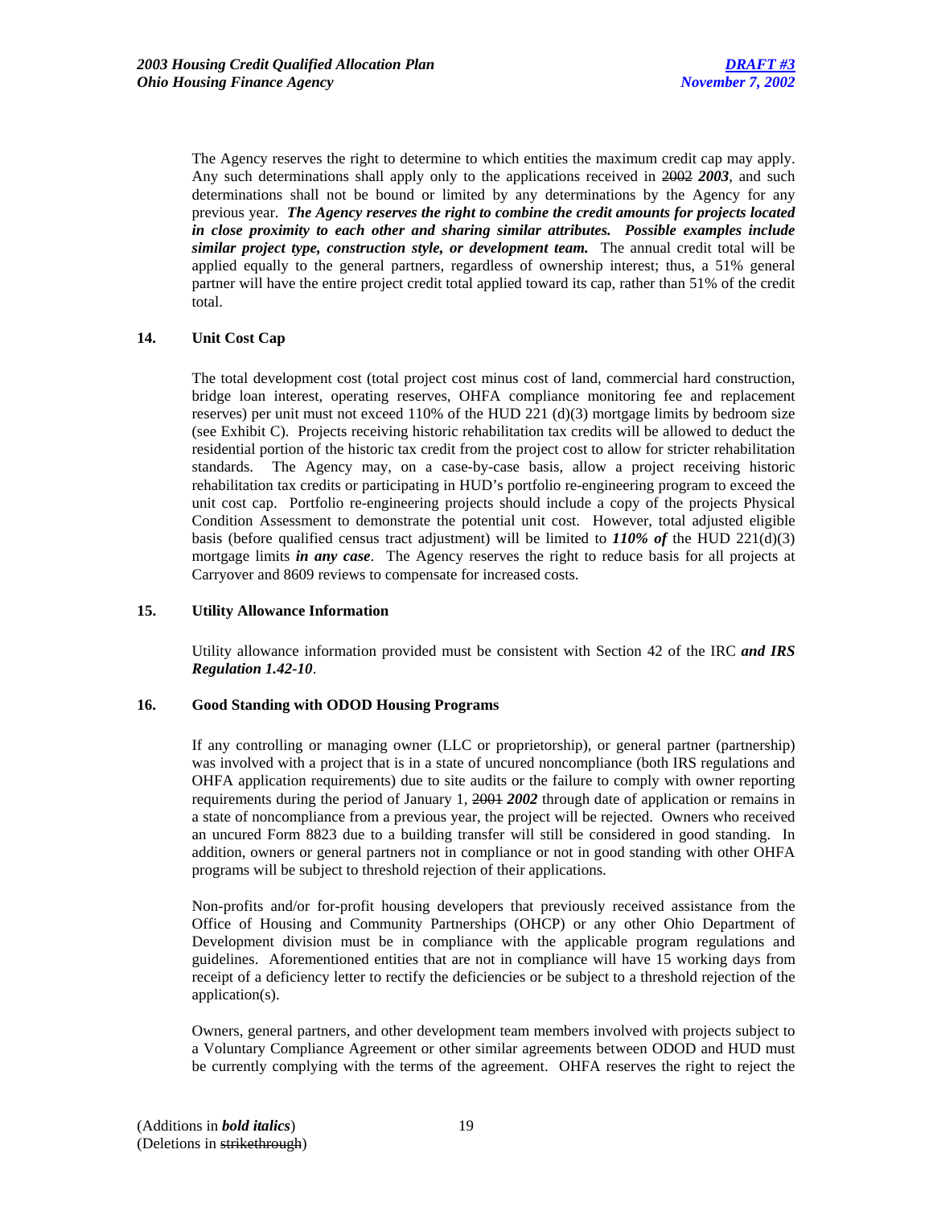The Agency reserves the right to determine to which entities the maximum credit cap may apply. Any such determinations shall apply only to the applications received in ~~2002~~ ***2003***, and such determinations shall not be bound or limited by any determinations by the Agency for any previous year. ***The Agency reserves the right to combine the credit amounts for projects located in close proximity to each other and sharing similar attributes. Possible examples include similar project type, construction style, or development team.*** The annual credit total will be applied equally to the general partners, regardless of ownership interest; thus, a 51% general partner will have the entire project credit total applied toward its cap, rather than 51% of the credit total.

### 14. Unit Cost Cap

The total development cost (total project cost minus cost of land, commercial hard construction, bridge loan interest, operating reserves, OHFA compliance monitoring fee and replacement reserves) per unit must not exceed 110% of the HUD 221 (d)(3) mortgage limits by bedroom size (see Exhibit C). Projects receiving historic rehabilitation tax credits will be allowed to deduct the residential portion of the historic tax credit from the project cost to allow for stricter rehabilitation standards. The Agency may, on a case-by-case basis, allow a project receiving historic rehabilitation tax credits or participating in HUD's portfolio re-engineering program to exceed the unit cost cap. Portfolio re-engineering projects should include a copy of the projects Physical Condition Assessment to demonstrate the potential unit cost. However, total adjusted eligible basis (before qualified census tract adjustment) will be limited to ***110% of*** the HUD 221(d)(3) mortgage limits ***in any case***. The Agency reserves the right to reduce basis for all projects at Carryover and 8609 reviews to compensate for increased costs.

### 15. Utility Allowance Information

Utility allowance information provided must be consistent with Section 42 of the IRC ***and IRS Regulation 1.42-10***.

### 16. Good Standing with ODOD Housing Programs

If any controlling or managing owner (LLC or proprietorship), or general partner (partnership) was involved with a project that is in a state of uncured noncompliance (both IRS regulations and OHFA application requirements) due to site audits or the failure to comply with owner reporting requirements during the period of January 1, ~~2001~~ ***2002*** through date of application or remains in a state of noncompliance from a previous year, the project will be rejected. Owners who received an uncured Form 8823 due to a building transfer will still be considered in good standing. In addition, owners or general partners not in compliance or not in good standing with other OHFA programs will be subject to threshold rejection of their applications.

Non-profits and/or for-profit housing developers that previously received assistance from the Office of Housing and Community Partnerships (OHCP) or any other Ohio Department of Development division must be in compliance with the applicable program regulations and guidelines. Aforementioned entities that are not in compliance will have 15 working days from receipt of a deficiency letter to rectify the deficiencies or be subject to a threshold rejection of the application(s).

Owners, general partners, and other development team members involved with projects subject to a Voluntary Compliance Agreement or other similar agreements between ODOD and HUD must be currently complying with the terms of the agreement. OHFA reserves the right to reject the

(Additions in ***bold italics***)
(Deletions in ~~strikethrough~~)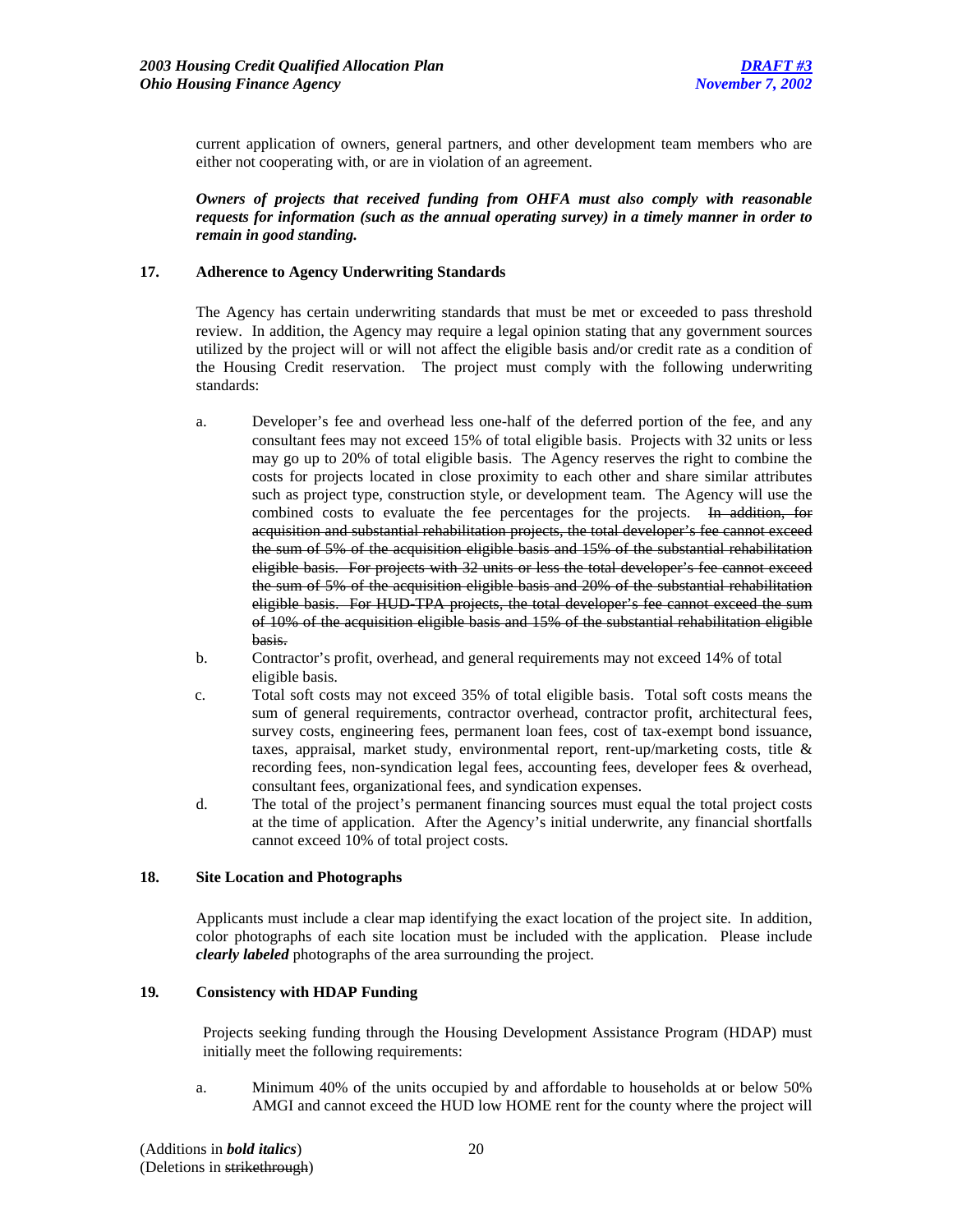current application of owners, general partners, and other development team members who are either not cooperating with, or are in violation of an agreement.

***Owners of projects that received funding from OHFA must also comply with reasonable requests for information (such as the annual operating survey) in a timely manner in order to remain in good standing.***

**17. Adherence to Agency Underwriting Standards**

The Agency has certain underwriting standards that must be met or exceeded to pass threshold review. In addition, the Agency may require a legal opinion stating that any government sources utilized by the project will or will not affect the eligible basis and/or credit rate as a condition of the Housing Credit reservation. The project must comply with the following underwriting standards:

a. Developer's fee and overhead less one-half of the deferred portion of the fee, and any consultant fees may not exceed 15% of total eligible basis. Projects with 32 units or less may go up to 20% of total eligible basis. The Agency reserves the right to combine the costs for projects located in close proximity to each other and share similar attributes such as project type, construction style, or development team. The Agency will use the combined costs to evaluate the fee percentages for the projects. ~~In addition, for acquisition and substantial rehabilitation projects, the total developer's fee cannot exceed the sum of 5% of the acquisition eligible basis and 15% of the substantial rehabilitation eligible basis. For projects with 32 units or less the total developer's fee cannot exceed the sum of 5% of the acquisition eligible basis and 20% of the substantial rehabilitation eligible basis. For HUD-TPA projects, the total developer's fee cannot exceed the sum of 10% of the acquisition eligible basis and 15% of the substantial rehabilitation eligible basis.~~

b. Contractor's profit, overhead, and general requirements may not exceed 14% of total eligible basis.

c. Total soft costs may not exceed 35% of total eligible basis. Total soft costs means the sum of general requirements, contractor overhead, contractor profit, architectural fees, survey costs, engineering fees, permanent loan fees, cost of tax-exempt bond issuance, taxes, appraisal, market study, environmental report, rent-up/marketing costs, title & recording fees, non-syndication legal fees, accounting fees, developer fees & overhead, consultant fees, organizational fees, and syndication expenses.

d. The total of the project's permanent financing sources must equal the total project costs at the time of application. After the Agency's initial underwrite, any financial shortfalls cannot exceed 10% of total project costs.

**18. Site Location and Photographs**

Applicants must include a clear map identifying the exact location of the project site. In addition, color photographs of each site location must be included with the application. Please include ***clearly labeled*** photographs of the area surrounding the project.

**19. Consistency with HDAP Funding**

Projects seeking funding through the Housing Development Assistance Program (HDAP) must initially meet the following requirements:

a. Minimum 40% of the units occupied by and affordable to households at or below 50% AMGI and cannot exceed the HUD low HOME rent for the county where the project will

(Additions in ***bold italics***)
(Deletions in ~~strikethrough~~)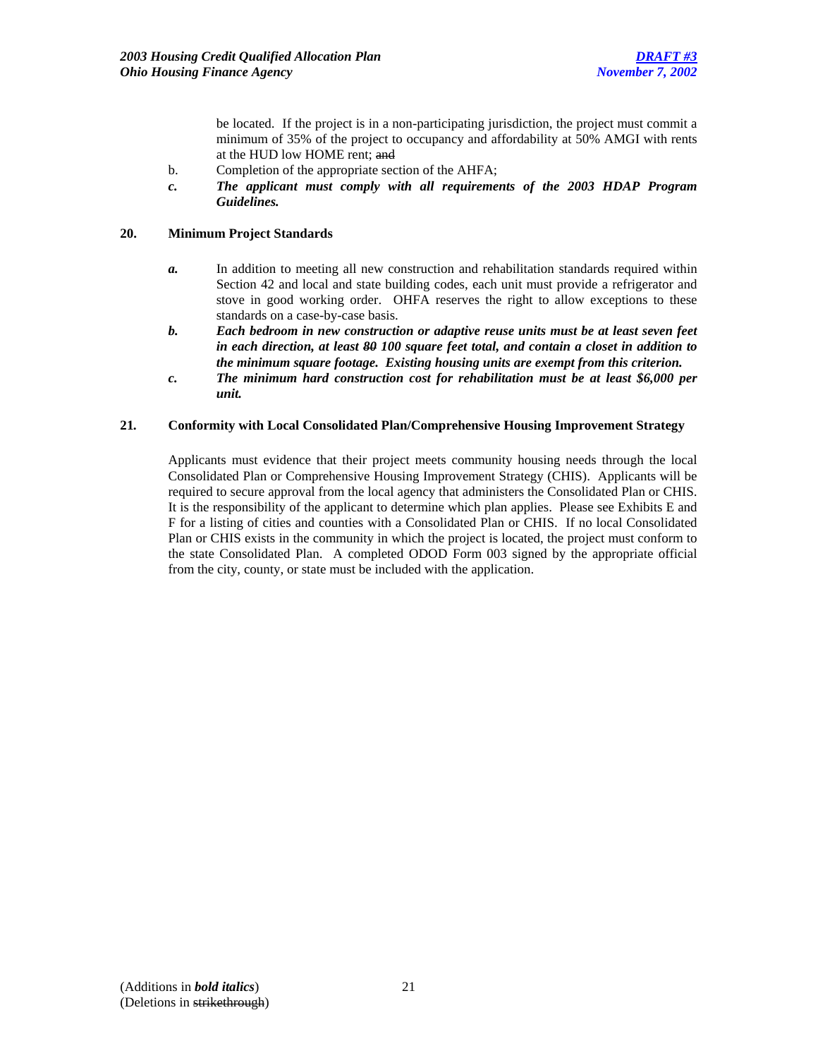be located. If the project is in a non-participating jurisdiction, the project must commit a minimum of 35% of the project to occupancy and affordability at 50% AMGI with rents at the HUD low HOME rent; ~~and~~

b. Completion of the appropriate section of the AHFA;

***c.*** ***The applicant must comply with all requirements of the 2003 HDAP Program Guidelines.***

**20. Minimum Project Standards**

***a.*** In addition to meeting all new construction and rehabilitation standards required within Section 42 and local and state building codes, each unit must provide a refrigerator and stove in good working order. OHFA reserves the right to allow exceptions to these standards on a case-by-case basis.

***b.*** ***Each bedroom in new construction or adaptive reuse units must be at least seven feet in each direction, at least ~~80~~ 100 square feet total, and contain a closet in addition to the minimum square footage. Existing housing units are exempt from this criterion.***

***c.*** ***The minimum hard construction cost for rehabilitation must be at least $6,000 per unit.***

**21. Conformity with Local Consolidated Plan/Comprehensive Housing Improvement Strategy**

Applicants must evidence that their project meets community housing needs through the local Consolidated Plan or Comprehensive Housing Improvement Strategy (CHIS). Applicants will be required to secure approval from the local agency that administers the Consolidated Plan or CHIS. It is the responsibility of the applicant to determine which plan applies. Please see Exhibits E and F for a listing of cities and counties with a Consolidated Plan or CHIS. If no local Consolidated Plan or CHIS exists in the community in which the project is located, the project must conform to the state Consolidated Plan. A completed ODOD Form 003 signed by the appropriate official from the city, county, or state must be included with the application.

(Additions in ***bold italics***)
(Deletions in ~~strikethrough~~)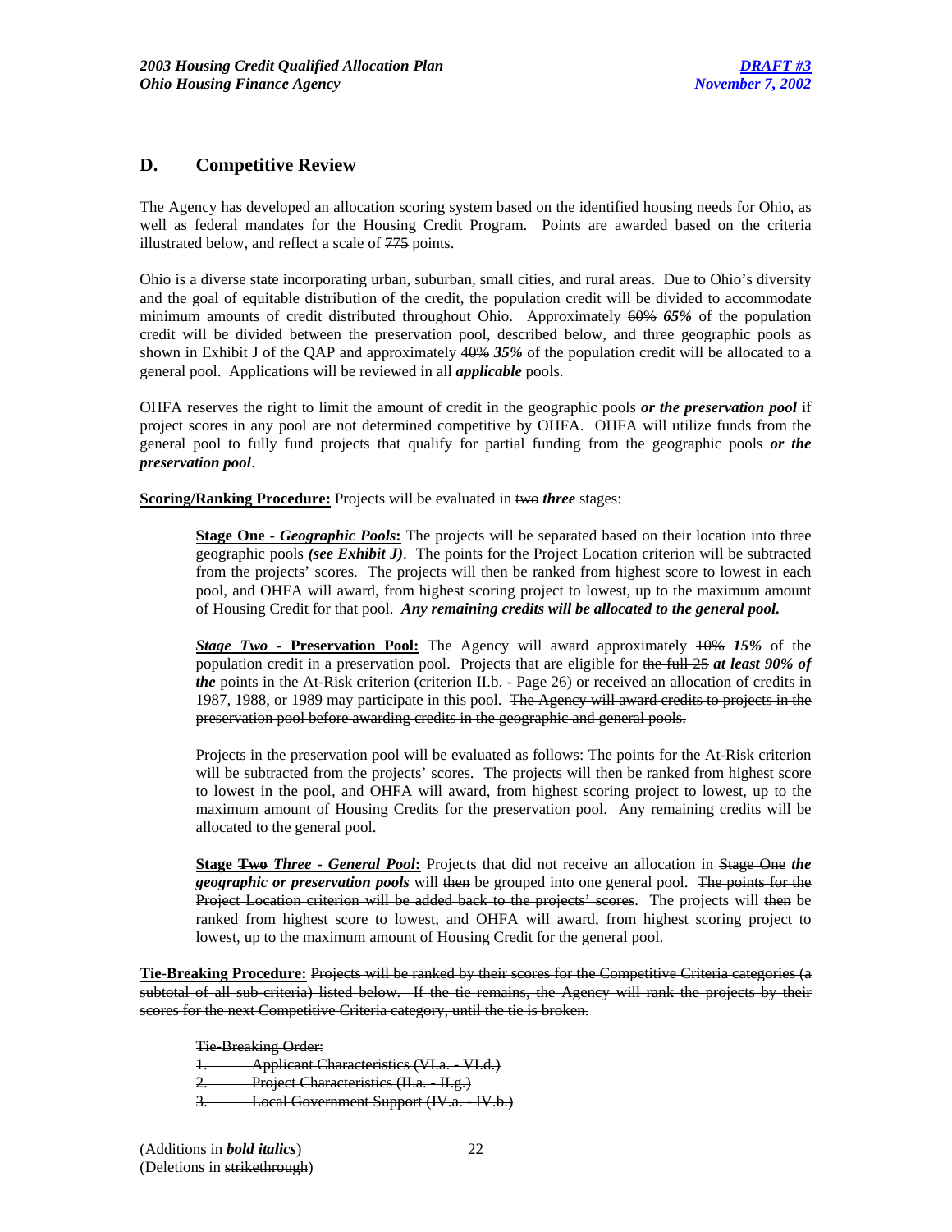## D. Competitive Review

The Agency has developed an allocation scoring system based on the identified housing needs for Ohio, as well as federal mandates for the Housing Credit Program. Points are awarded based on the criteria illustrated below, and reflect a scale of ~~775~~ points.

Ohio is a diverse state incorporating urban, suburban, small cities, and rural areas. Due to Ohio's diversity and the goal of equitable distribution of the credit, the population credit will be divided to accommodate minimum amounts of credit distributed throughout Ohio. Approximately ~~60%~~ ***65%*** of the population credit will be divided between the preservation pool, described below, and three geographic pools as shown in Exhibit J of the QAP and approximately ~~40%~~ ***35%*** of the population credit will be allocated to a general pool. Applications will be reviewed in all ***applicable*** pools.

OHFA reserves the right to limit the amount of credit in the geographic pools ***or the preservation pool*** if project scores in any pool are not determined competitive by OHFA. OHFA will utilize funds from the general pool to fully fund projects that qualify for partial funding from the geographic pools ***or the preservation pool***.

**Scoring/Ranking Procedure:** Projects will be evaluated in ~~two~~ ***three*** stages:

> **Stage One - *Geographic Pools*:** The projects will be separated based on their location into three geographic pools ***(see Exhibit J)***. The points for the Project Location criterion will be subtracted from the projects' scores. The projects will then be ranked from highest score to lowest in each pool, and OHFA will award, from highest scoring project to lowest, up to the maximum amount of Housing Credit for that pool. ***Any remaining credits will be allocated to the general pool.***
>
> ***Stage Two* - Preservation Pool:** The Agency will award approximately ~~10%~~ ***15%*** of the population credit in a preservation pool. Projects that are eligible for ~~the full 25~~ ***at least 90% of the*** points in the At-Risk criterion (criterion II.b. - Page 26) or received an allocation of credits in 1987, 1988, or 1989 may participate in this pool. ~~The Agency will award credits to projects in the preservation pool before awarding credits in the geographic and general pools.~~
>
> Projects in the preservation pool will be evaluated as follows: The points for the At-Risk criterion will be subtracted from the projects' scores. The projects will then be ranked from highest score to lowest in the pool, and OHFA will award, from highest scoring project to lowest, up to the maximum amount of Housing Credits for the preservation pool. Any remaining credits will be allocated to the general pool.
>
> **Stage ~~Two~~ *Three - General Pool*:** Projects that did not receive an allocation in ~~Stage One~~ ***the geographic or preservation pools*** will ~~then~~ be grouped into one general pool. ~~The points for the Project Location criterion will be added back to the projects' scores~~. The projects will ~~then~~ be ranked from highest score to lowest, and OHFA will award, from highest scoring project to lowest, up to the maximum amount of Housing Credit for the general pool.

**Tie-Breaking Procedure:** ~~Projects will be ranked by their scores for the Competitive Criteria categories (a subtotal of all sub-criteria) listed below. If the tie remains, the Agency will rank the projects by their scores for the next Competitive Criteria category, until the tie is broken.~~

> ~~Tie-Breaking Order:~~
> ~~1. Applicant Characteristics (VI.a. - VI.d.)~~
> ~~2. Project Characteristics (II.a. - II.g.)~~
> ~~3. Local Government Support (IV.a. - IV.b.)~~

(Additions in ***bold italics***)
(Deletions in ~~strikethrough~~)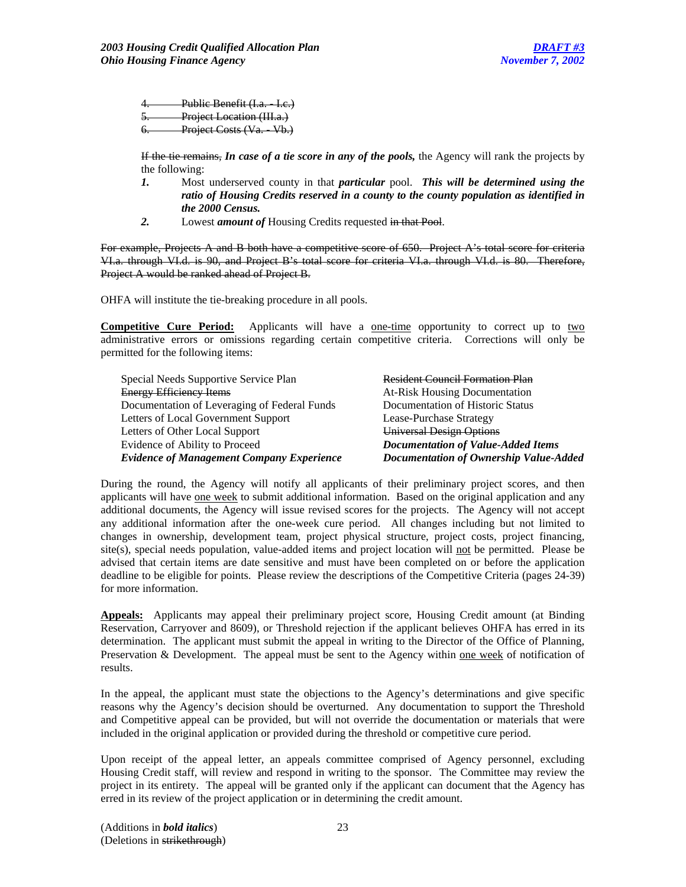4. ~~Public Benefit (I.a. - I.c.)~~
5. ~~Project Location (III.a.)~~
6. ~~Project Costs (Va. - Vb.)~~

~~If the tie remains,~~ ***In case of a tie score in any of the pools,*** the Agency will rank the projects by the following:

***1.*** Most underserved county in that ***particular*** pool. ***This will be determined using the ratio of Housing Credits reserved in a county to the county population as identified in the 2000 Census.***

***2.*** Lowest ***amount of*** Housing Credits requested ~~in that Pool~~.

~~For example, Projects A and B both have a competitive score of 650. Project A's total score for criteria VI.a. through VI.d. is 90, and Project B's total score for criteria VI.a. through VI.d. is 80. Therefore, Project A would be ranked ahead of Project B.~~

OHFA will institute the tie-breaking procedure in all pools.

**<u>Competitive Cure Period:</u>** Applicants will have a <u>one-time</u> opportunity to correct up to <u>two</u> administrative errors or omissions regarding certain competitive criteria. Corrections will only be permitted for the following items:

| | |
|---|---|
| Special Needs Supportive Service Plan | ~~Resident Council Formation Plan~~ |
| ~~Energy Efficiency Items~~ | At-Risk Housing Documentation |
| Documentation of Leveraging of Federal Funds | Documentation of Historic Status |
| Letters of Local Government Support | Lease-Purchase Strategy |
| Letters of Other Local Support | ~~Universal Design Options~~ |
| Evidence of Ability to Proceed | ***Documentation of Value-Added Items*** |
| ***Evidence of Management Company Experience*** | ***Documentation of Ownership Value-Added*** |

During the round, the Agency will notify all applicants of their preliminary project scores, and then applicants will have <u>one week</u> to submit additional information. Based on the original application and any additional documents, the Agency will issue revised scores for the projects. The Agency will not accept any additional information after the one-week cure period. All changes including but not limited to changes in ownership, development team, project physical structure, project costs, project financing, site(s), special needs population, value-added items and project location will <u>not</u> be permitted. Please be advised that certain items are date sensitive and must have been completed on or before the application deadline to be eligible for points. Please review the descriptions of the Competitive Criteria (pages 24-39) for more information.

**<u>Appeals:</u>** Applicants may appeal their preliminary project score, Housing Credit amount (at Binding Reservation, Carryover and 8609), or Threshold rejection if the applicant believes OHFA has erred in its determination. The applicant must submit the appeal in writing to the Director of the Office of Planning, Preservation & Development. The appeal must be sent to the Agency within <u>one week</u> of notification of results.

In the appeal, the applicant must state the objections to the Agency's determinations and give specific reasons why the Agency's decision should be overturned. Any documentation to support the Threshold and Competitive appeal can be provided, but will not override the documentation or materials that were included in the original application or provided during the threshold or competitive cure period.

Upon receipt of the appeal letter, an appeals committee comprised of Agency personnel, excluding Housing Credit staff, will review and respond in writing to the sponsor. The Committee may review the project in its entirety. The appeal will be granted only if the applicant can document that the Agency has erred in its review of the project application or in determining the credit amount.

(Additions in ***bold italics***)
(Deletions in ~~strikethrough~~)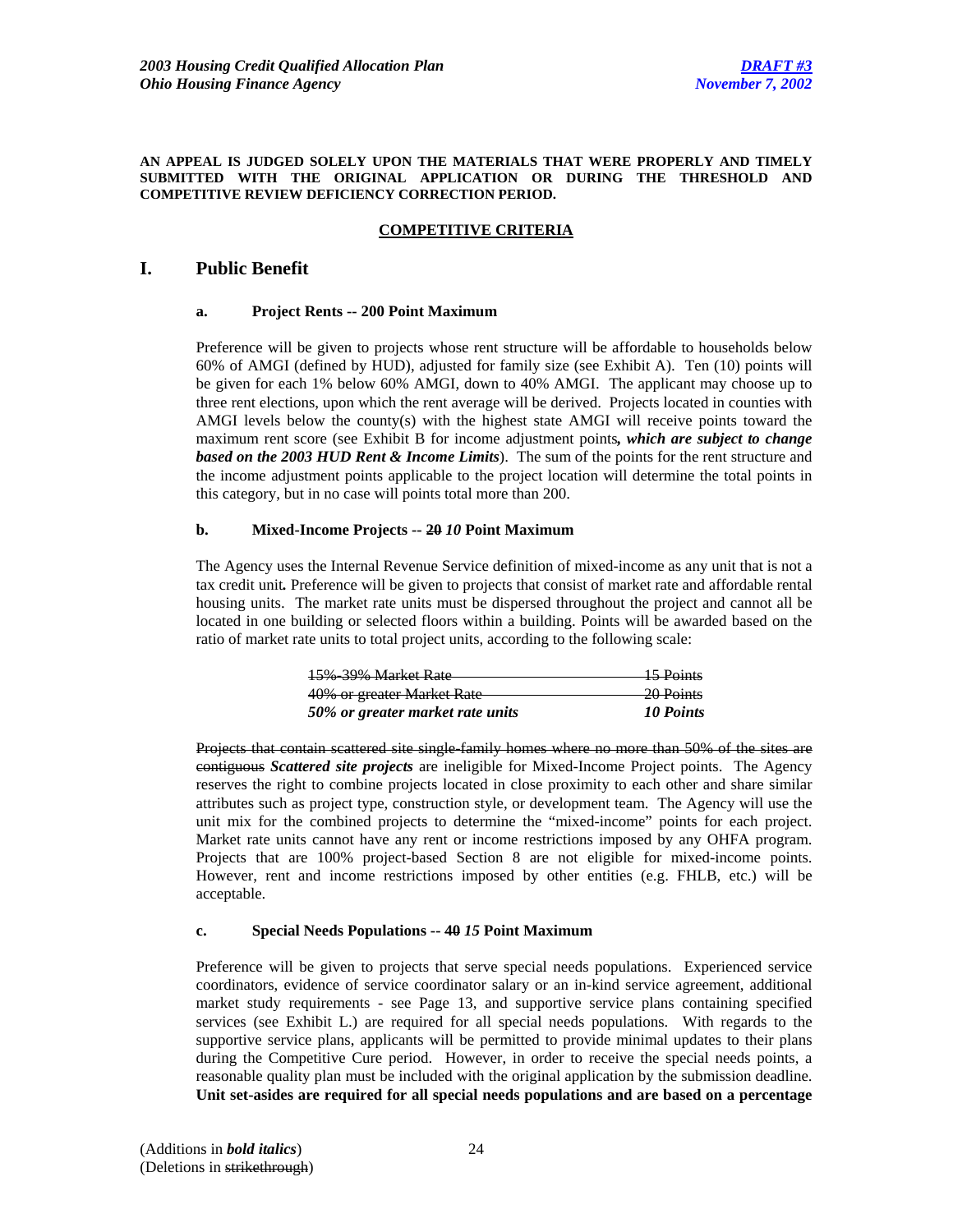**AN APPEAL IS JUDGED SOLELY UPON THE MATERIALS THAT WERE PROPERLY AND TIMELY SUBMITTED WITH THE ORIGINAL APPLICATION OR DURING THE THRESHOLD AND COMPETITIVE REVIEW DEFICIENCY CORRECTION PERIOD.**

## COMPETITIVE CRITERIA

## I. Public Benefit

### a. Project Rents -- 200 Point Maximum

Preference will be given to projects whose rent structure will be affordable to households below 60% of AMGI (defined by HUD), adjusted for family size (see Exhibit A). Ten (10) points will be given for each 1% below 60% AMGI, down to 40% AMGI. The applicant may choose up to three rent elections, upon which the rent average will be derived. Projects located in counties with AMGI levels below the county(s) with the highest state AMGI will receive points toward the maximum rent score (see Exhibit B for income adjustment points***, which are subject to change based on the 2003 HUD Rent & Income Limits***). The sum of the points for the rent structure and the income adjustment points applicable to the project location will determine the total points in this category, but in no case will points total more than 200.

### b. Mixed-Income Projects -- ~~20~~ *10* Point Maximum

The Agency uses the Internal Revenue Service definition of mixed-income as any unit that is not a tax credit unit***.*** Preference will be given to projects that consist of market rate and affordable rental housing units. The market rate units must be dispersed throughout the project and cannot all be located in one building or selected floors within a building. Points will be awarded based on the ratio of market rate units to total project units, according to the following scale:

| | |
|---|---|
| ~~15%-39% Market Rate~~ | ~~15 Points~~ |
| ~~40% or greater Market Rate~~ | ~~20 Points~~ |
| ***50% or greater market rate units*** | ***10 Points*** |

~~Projects that contain scattered site single-family homes where no more than 50% of the sites are contiguous~~ ***Scattered site projects*** are ineligible for Mixed-Income Project points. The Agency reserves the right to combine projects located in close proximity to each other and share similar attributes such as project type, construction style, or development team. The Agency will use the unit mix for the combined projects to determine the "mixed-income" points for each project. Market rate units cannot have any rent or income restrictions imposed by any OHFA program. Projects that are 100% project-based Section 8 are not eligible for mixed-income points. However, rent and income restrictions imposed by other entities (e.g. FHLB, etc.) will be acceptable.

### c. Special Needs Populations -- ~~40~~ *15* Point Maximum

Preference will be given to projects that serve special needs populations. Experienced service coordinators, evidence of service coordinator salary or an in-kind service agreement, additional market study requirements - see Page 13, and supportive service plans containing specified services (see Exhibit L.) are required for all special needs populations. With regards to the supportive service plans, applicants will be permitted to provide minimal updates to their plans during the Competitive Cure period. However, in order to receive the special needs points, a reasonable quality plan must be included with the original application by the submission deadline. **Unit set-asides are required for all special needs populations and are based on a percentage**

(Additions in ***bold italics***)
(Deletions in ~~strikethrough~~)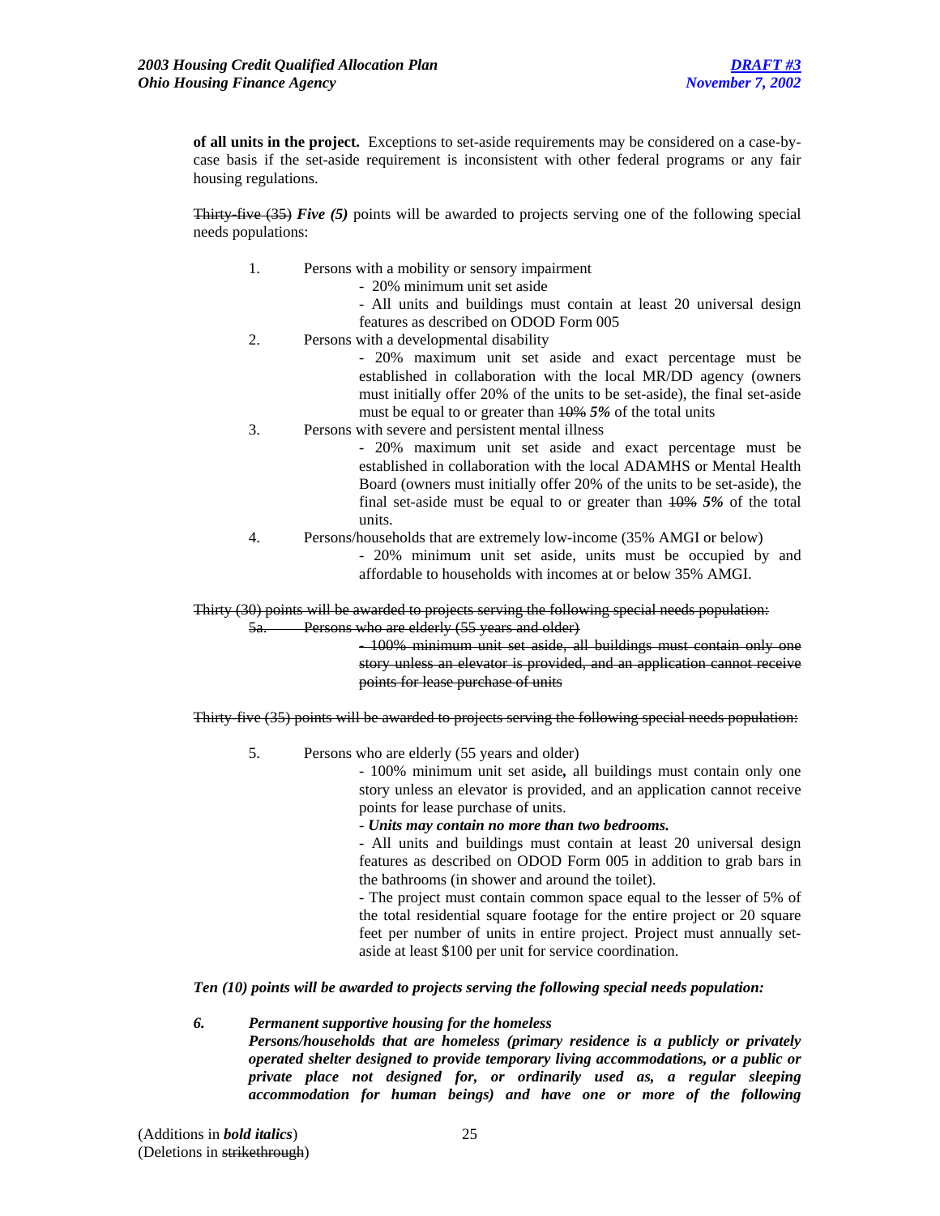**of all units in the project.** Exceptions to set-aside requirements may be considered on a case-by-case basis if the set-aside requirement is inconsistent with other federal programs or any fair housing regulations.

~~Thirty-five (35)~~ ***Five (5)*** points will be awarded to projects serving one of the following special needs populations:

1. Persons with a mobility or sensory impairment
   - 20% minimum unit set aside
   - All units and buildings must contain at least 20 universal design features as described on ODOD Form 005
2. Persons with a developmental disability
   - 20% maximum unit set aside and exact percentage must be established in collaboration with the local MR/DD agency (owners must initially offer 20% of the units to be set-aside), the final set-aside must be equal to or greater than ~~10%~~ ***5%*** of the total units
3. Persons with severe and persistent mental illness
   - 20% maximum unit set aside and exact percentage must be established in collaboration with the local ADAMHS or Mental Health Board (owners must initially offer 20% of the units to be set-aside), the final set-aside must be equal to or greater than ~~10%~~ ***5%*** of the total units.
4. Persons/households that are extremely low-income (35% AMGI or below)
   - 20% minimum unit set aside, units must be occupied by and affordable to households with incomes at or below 35% AMGI.

~~Thirty (30) points will be awarded to projects serving the following special needs population:~~

~~5a. Persons who are elderly (55 years and older)~~

~~- 100% minimum unit set aside, all buildings must contain only one story unless an elevator is provided, and an application cannot receive points for lease purchase of units~~

~~Thirty-five (35) points will be awarded to projects serving the following special needs population:~~

5. Persons who are elderly (55 years and older)
   - 100% minimum unit set aside**,** all buildings must contain only one story unless an elevator is provided, and an application cannot receive points for lease purchase of units.
   - ***Units may contain no more than two bedrooms.***
   - All units and buildings must contain at least 20 universal design features as described on ODOD Form 005 in addition to grab bars in the bathrooms (in shower and around the toilet).
   - The project must contain common space equal to the lesser of 5% of the total residential square footage for the entire project or 20 square feet per number of units in entire project. Project must annually set-aside at least $100 per unit for service coordination.

***Ten (10) points will be awarded to projects serving the following special needs population:***

***6. Permanent supportive housing for the homeless***
***Persons/households that are homeless (primary residence is a publicly or privately operated shelter designed to provide temporary living accommodations, or a public or private place not designed for, or ordinarily used as, a regular sleeping accommodation for human beings) and have one or more of the following***

(Additions in ***bold italics***)
(Deletions in ~~strikethrough~~)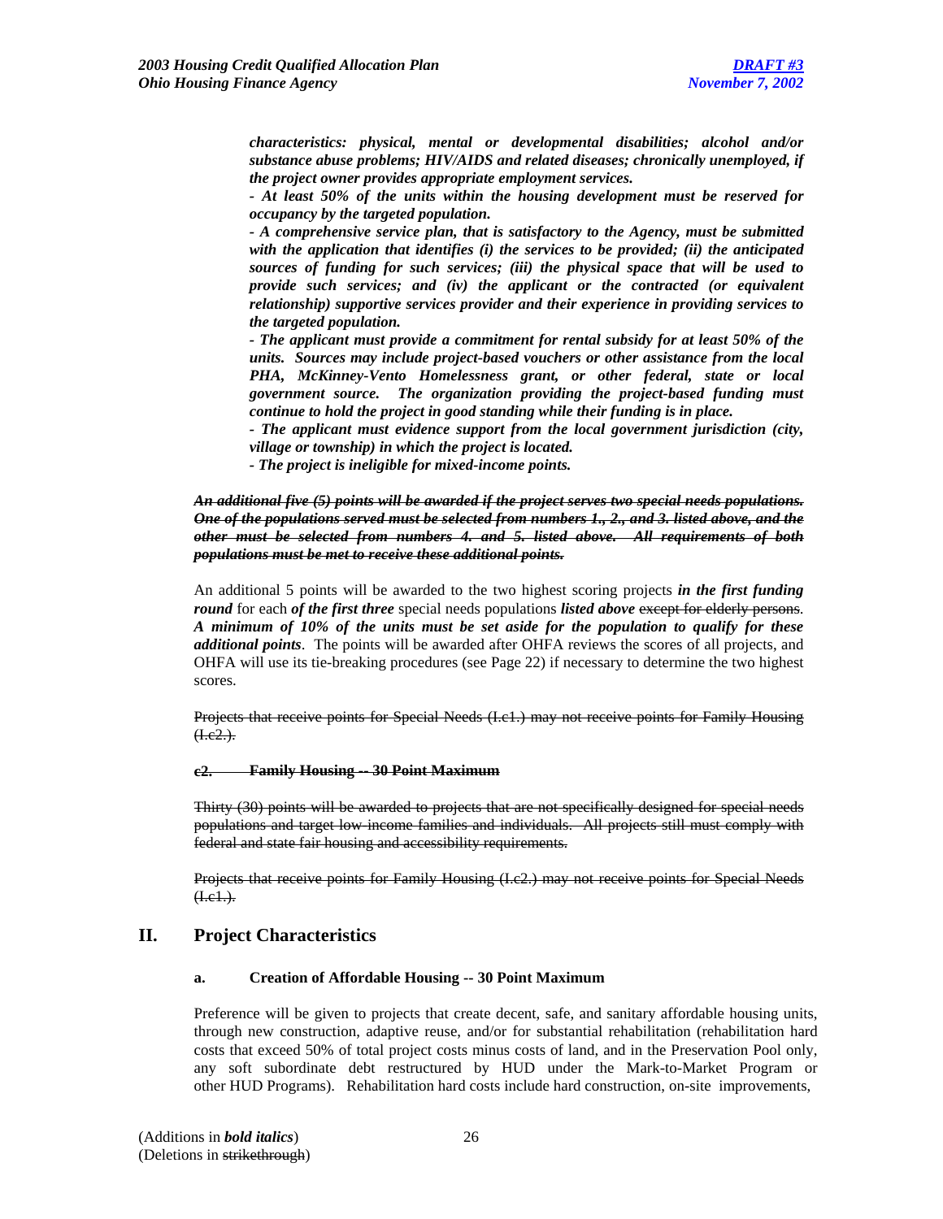***characteristics: physical, mental or developmental disabilities; alcohol and/or substance abuse problems; HIV/AIDS and related diseases; chronically unemployed, if the project owner provides appropriate employment services.***

***- At least 50% of the units within the housing development must be reserved for occupancy by the targeted population.***

***- A comprehensive service plan, that is satisfactory to the Agency, must be submitted with the application that identifies (i) the services to be provided; (ii) the anticipated sources of funding for such services; (iii) the physical space that will be used to provide such services; and (iv) the applicant or the contracted (or equivalent relationship) supportive services provider and their experience in providing services to the targeted population.***

***- The applicant must provide a commitment for rental subsidy for at least 50% of the units. Sources may include project-based vouchers or other assistance from the local PHA, McKinney-Vento Homelessness grant, or other federal, state or local government source. The organization providing the project-based funding must continue to hold the project in good standing while their funding is in place.***

***- The applicant must evidence support from the local government jurisdiction (city, village or township) in which the project is located.***

***- The project is ineligible for mixed-income points.***

~~***An additional five (5) points will be awarded if the project serves two special needs populations. One of the populations served must be selected from numbers 1., 2., and 3. listed above, and the other must be selected from numbers 4. and 5. listed above. All requirements of both populations must be met to receive these additional points.***~~

An additional 5 points will be awarded to the two highest scoring projects ***in the first funding round*** for each ***of the first three*** special needs populations ***listed above*** ~~except for elderly persons~~. ***A minimum of 10% of the units must be set aside for the population to qualify for these additional points***. The points will be awarded after OHFA reviews the scores of all projects, and OHFA will use its tie-breaking procedures (see Page 22) if necessary to determine the two highest scores.

~~Projects that receive points for Special Needs (I.c1.) may not receive points for Family Housing (I.c2.).~~

~~**c2. Family Housing -- 30 Point Maximum**~~

~~Thirty (30) points will be awarded to projects that are not specifically designed for special needs populations and target low-income families and individuals. All projects still must comply with federal and state fair housing and accessibility requirements.~~

~~Projects that receive points for Family Housing (I.c2.) may not receive points for Special Needs (I.c1.).~~

## II. Project Characteristics

### a. Creation of Affordable Housing -- 30 Point Maximum

Preference will be given to projects that create decent, safe, and sanitary affordable housing units, through new construction, adaptive reuse, and/or for substantial rehabilitation (rehabilitation hard costs that exceed 50% of total project costs minus costs of land, and in the Preservation Pool only, any soft subordinate debt restructured by HUD under the Mark-to-Market Program or other HUD Programs). Rehabilitation hard costs include hard construction, on-site improvements,

(Additions in ***bold italics***)
(Deletions in ~~strikethrough~~)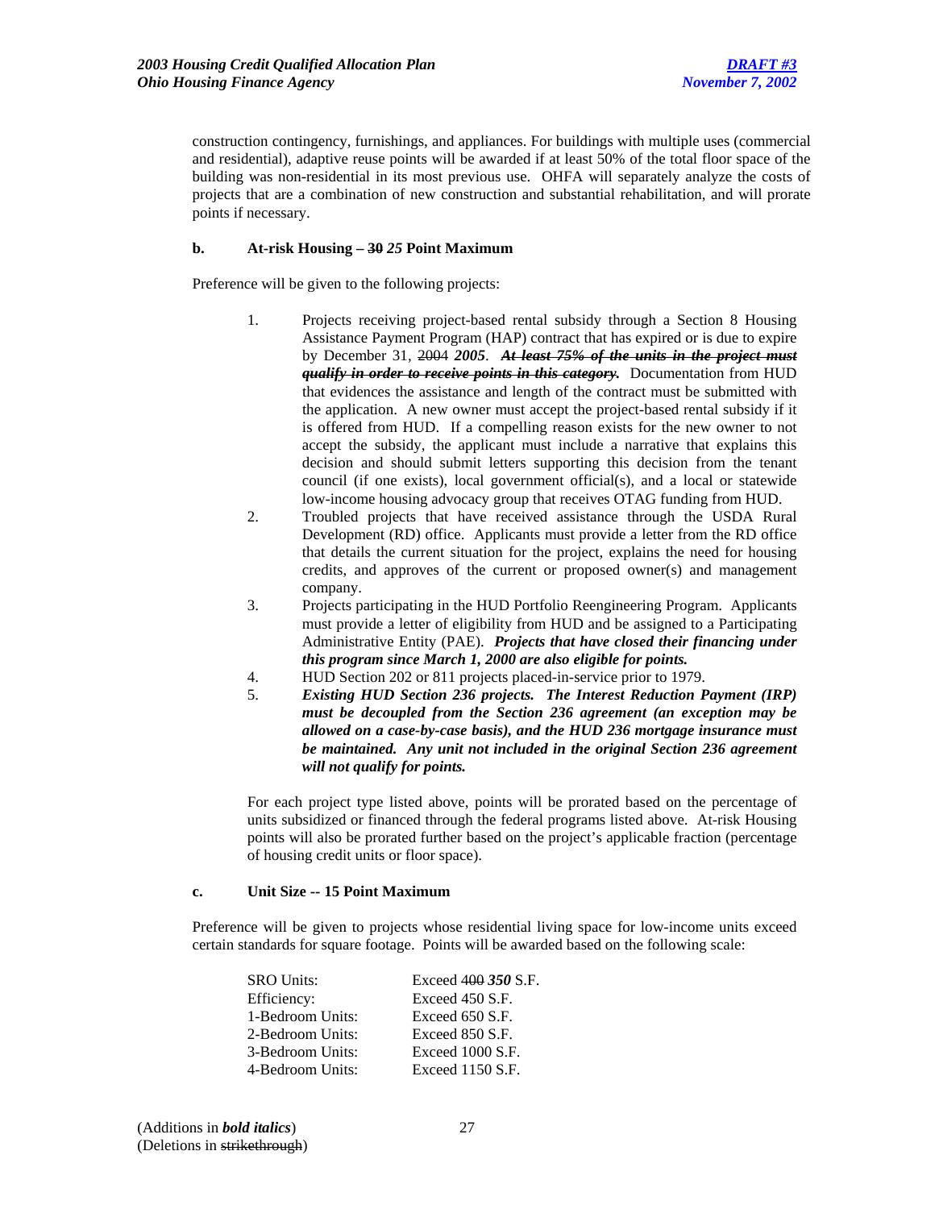construction contingency, furnishings, and appliances. For buildings with multiple uses (commercial and residential), adaptive reuse points will be awarded if at least 50% of the total floor space of the building was non-residential in its most previous use. OHFA will separately analyze the costs of projects that are a combination of new construction and substantial rehabilitation, and will prorate points if necessary.

**b. At-risk Housing – ~~30~~ *25* Point Maximum**

Preference will be given to the following projects:

1. Projects receiving project-based rental subsidy through a Section 8 Housing Assistance Payment Program (HAP) contract that has expired or is due to expire by December 31, ~~2004~~ ***2005***. ***~~At least 75% of the units in the project must qualify in order to receive points in this category.~~*** Documentation from HUD that evidences the assistance and length of the contract must be submitted with the application. A new owner must accept the project-based rental subsidy if it is offered from HUD. If a compelling reason exists for the new owner to not accept the subsidy, the applicant must include a narrative that explains this decision and should submit letters supporting this decision from the tenant council (if one exists), local government official(s), and a local or statewide low-income housing advocacy group that receives OTAG funding from HUD.
2. Troubled projects that have received assistance through the USDA Rural Development (RD) office. Applicants must provide a letter from the RD office that details the current situation for the project, explains the need for housing credits, and approves of the current or proposed owner(s) and management company.
3. Projects participating in the HUD Portfolio Reengineering Program. Applicants must provide a letter of eligibility from HUD and be assigned to a Participating Administrative Entity (PAE). ***Projects that have closed their financing under this program since March 1, 2000 are also eligible for points.***
4. HUD Section 202 or 811 projects placed-in-service prior to 1979.
5. ***Existing HUD Section 236 projects. The Interest Reduction Payment (IRP) must be decoupled from the Section 236 agreement (an exception may be allowed on a case-by-case basis), and the HUD 236 mortgage insurance must be maintained. Any unit not included in the original Section 236 agreement will not qualify for points.***

For each project type listed above, points will be prorated based on the percentage of units subsidized or financed through the federal programs listed above. At-risk Housing points will also be prorated further based on the project's applicable fraction (percentage of housing credit units or floor space).

**c. Unit Size -- 15 Point Maximum**

Preference will be given to projects whose residential living space for low-income units exceed certain standards for square footage. Points will be awarded based on the following scale:

| | |
|---|---|
| SRO Units: | Exceed ~~400~~ ***350*** S.F. |
| Efficiency: | Exceed 450 S.F. |
| 1-Bedroom Units: | Exceed 650 S.F. |
| 2-Bedroom Units: | Exceed 850 S.F. |
| 3-Bedroom Units: | Exceed 1000 S.F. |
| 4-Bedroom Units: | Exceed 1150 S.F. |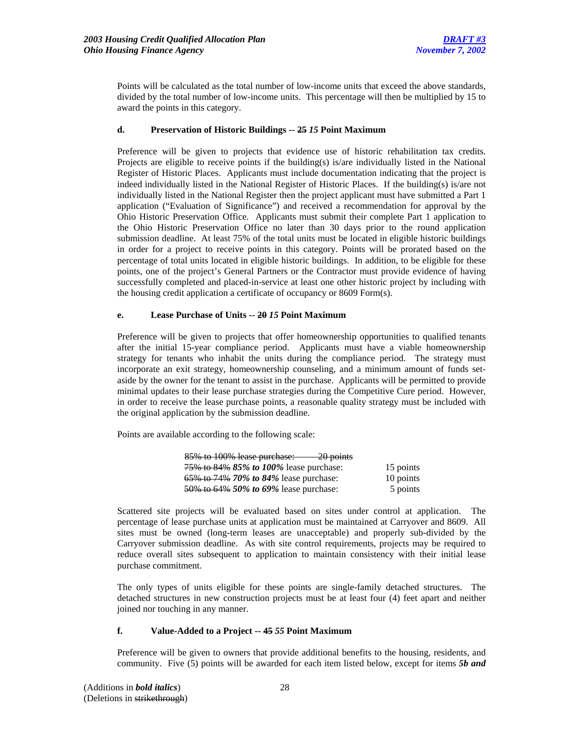Points will be calculated as the total number of low-income units that exceed the above standards, divided by the total number of low-income units. This percentage will then be multiplied by 15 to award the points in this category.

**d. Preservation of Historic Buildings -- ~~25~~ *15* Point Maximum**

Preference will be given to projects that evidence use of historic rehabilitation tax credits. Projects are eligible to receive points if the building(s) is/are individually listed in the National Register of Historic Places. Applicants must include documentation indicating that the project is indeed individually listed in the National Register of Historic Places. If the building(s) is/are not individually listed in the National Register then the project applicant must have submitted a Part 1 application ("Evaluation of Significance") and received a recommendation for approval by the Ohio Historic Preservation Office. Applicants must submit their complete Part 1 application to the Ohio Historic Preservation Office no later than 30 days prior to the round application submission deadline. At least 75% of the total units must be located in eligible historic buildings in order for a project to receive points in this category. Points will be prorated based on the percentage of total units located in eligible historic buildings. In addition, to be eligible for these points, one of the project's General Partners or the Contractor must provide evidence of having successfully completed and placed-in-service at least one other historic project by including with the housing credit application a certificate of occupancy or 8609 Form(s).

**e. Lease Purchase of Units -- ~~20~~ *15* Point Maximum**

Preference will be given to projects that offer homeownership opportunities to qualified tenants after the initial 15-year compliance period. Applicants must have a viable homeownership strategy for tenants who inhabit the units during the compliance period. The strategy must incorporate an exit strategy, homeownership counseling, and a minimum amount of funds set-aside by the owner for the tenant to assist in the purchase. Applicants will be permitted to provide minimal updates to their lease purchase strategies during the Competitive Cure period. However, in order to receive the lease purchase points, a reasonable quality strategy must be included with the original application by the submission deadline.

Points are available according to the following scale:

| | |
|---|---|
| ~~85% to 100% lease purchase: 20 points~~ | |
| ~~75% to 84%~~ ***85% to 100%*** lease purchase: | 15 points |
| ~~65% to 74%~~ ***70% to 84%*** lease purchase: | 10 points |
| ~~50% to 64%~~ ***50% to 69%*** lease purchase: | 5 points |

Scattered site projects will be evaluated based on sites under control at application. The percentage of lease purchase units at application must be maintained at Carryover and 8609. All sites must be owned (long-term leases are unacceptable) and properly sub-divided by the Carryover submission deadline. As with site control requirements, projects may be required to reduce overall sites subsequent to application to maintain consistency with their initial lease purchase commitment.

The only types of units eligible for these points are single-family detached structures. The detached structures in new construction projects must be at least four (4) feet apart and neither joined nor touching in any manner.

**f. Value-Added to a Project -- ~~45~~ *55* Point Maximum**

Preference will be given to owners that provide additional benefits to the housing, residents, and community. Five (5) points will be awarded for each item listed below, except for items ***5b and***

(Additions in ***bold italics***)
(Deletions in ~~strikethrough~~)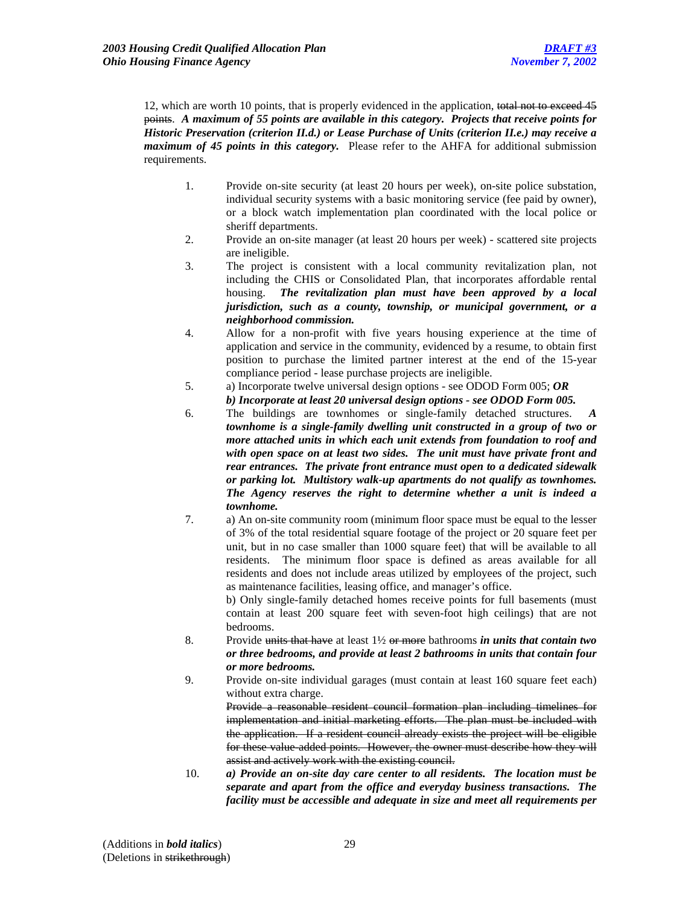12, which are worth 10 points, that is properly evidenced in the application, ~~total not to exceed 45 points~~. ***A maximum of 55 points are available in this category. Projects that receive points for Historic Preservation (criterion II.d.) or Lease Purchase of Units (criterion II.e.) may receive a maximum of 45 points in this category.*** Please refer to the AHFA for additional submission requirements.

1. Provide on-site security (at least 20 hours per week), on-site police substation, individual security systems with a basic monitoring service (fee paid by owner), or a block watch implementation plan coordinated with the local police or sheriff departments.
2. Provide an on-site manager (at least 20 hours per week) - scattered site projects are ineligible.
3. The project is consistent with a local community revitalization plan, not including the CHIS or Consolidated Plan, that incorporates affordable rental housing. ***The revitalization plan must have been approved by a local jurisdiction, such as a county, township, or municipal government, or a neighborhood commission.***
4. Allow for a non-profit with five years housing experience at the time of application and service in the community, evidenced by a resume, to obtain first position to purchase the limited partner interest at the end of the 15-year compliance period - lease purchase projects are ineligible.
5. a) Incorporate twelve universal design options - see ODOD Form 005; ***OR***
   ***b) Incorporate at least 20 universal design options - see ODOD Form 005.***
6. The buildings are townhomes or single-family detached structures. ***A townhome is a single-family dwelling unit constructed in a group of two or more attached units in which each unit extends from foundation to roof and with open space on at least two sides. The unit must have private front and rear entrances. The private front entrance must open to a dedicated sidewalk or parking lot. Multistory walk-up apartments do not qualify as townhomes. The Agency reserves the right to determine whether a unit is indeed a townhome.***
7. a) An on-site community room (minimum floor space must be equal to the lesser of 3% of the total residential square footage of the project or 20 square feet per unit, but in no case smaller than 1000 square feet) that will be available to all residents. The minimum floor space is defined as areas available for all residents and does not include areas utilized by employees of the project, such as maintenance facilities, leasing office, and manager's office.
   b) Only single-family detached homes receive points for full basements (must contain at least 200 square feet with seven-foot high ceilings) that are not bedrooms.
8. Provide ~~units that have~~ at least 1½ ~~or more~~ bathrooms ***in units that contain two or three bedrooms, and provide at least 2 bathrooms in units that contain four or more bedrooms.***
9. Provide on-site individual garages (must contain at least 160 square feet each) without extra charge.
   ~~Provide a reasonable resident council formation plan including timelines for implementation and initial marketing efforts. The plan must be included with the application. If a resident council already exists the project will be eligible for these value-added points. However, the owner must describe how they will assist and actively work with the existing council.~~
10. ***a) Provide an on-site day care center to all residents. The location must be separate and apart from the office and everyday business transactions. The facility must be accessible and adequate in size and meet all requirements per***

(Additions in ***bold italics***)
(Deletions in ~~strikethrough~~)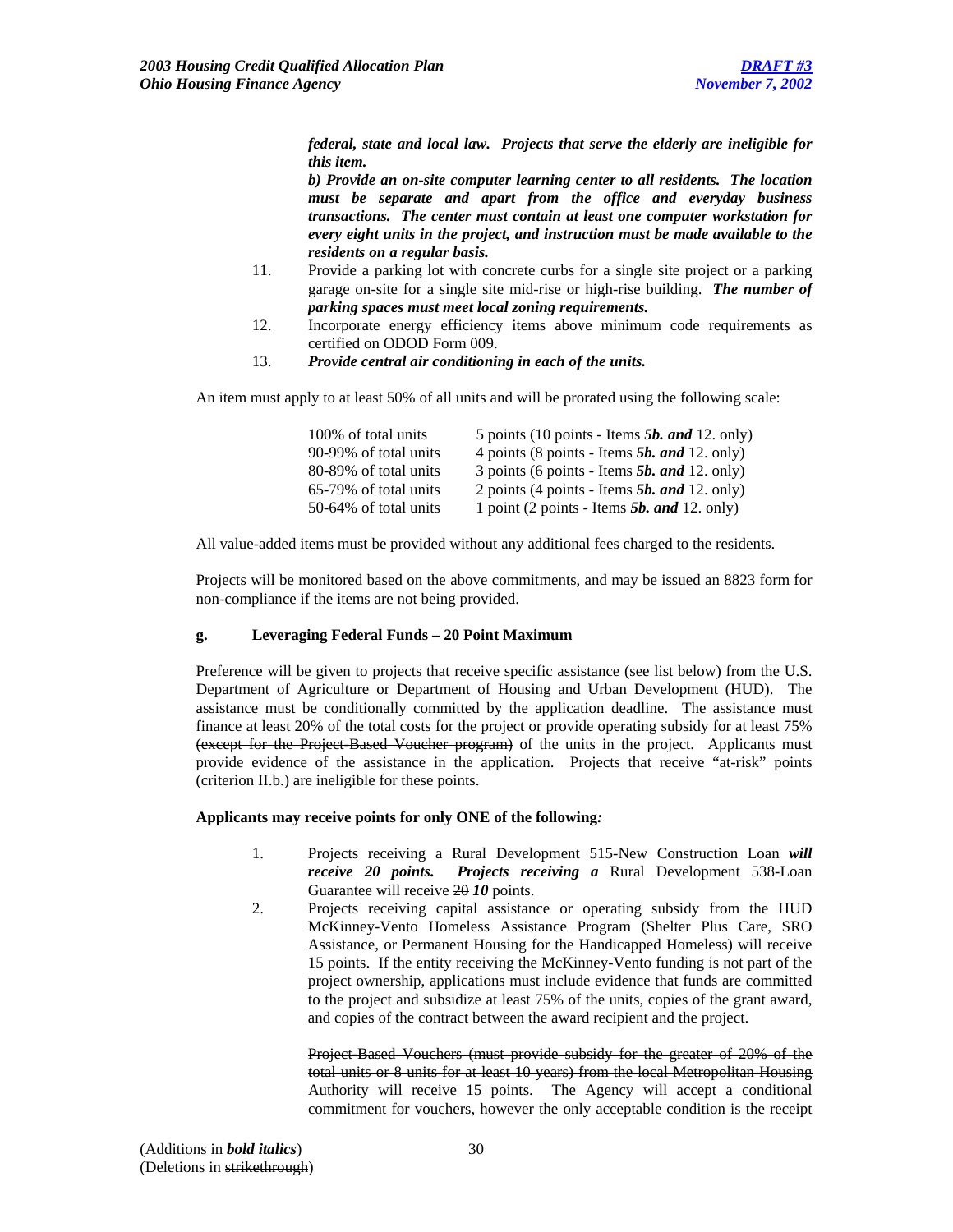***federal, state and local law. Projects that serve the elderly are ineligible for this item.***

***b) Provide an on-site computer learning center to all residents. The location must be separate and apart from the office and everyday business transactions. The center must contain at least one computer workstation for every eight units in the project, and instruction must be made available to the residents on a regular basis.***

11. Provide a parking lot with concrete curbs for a single site project or a parking garage on-site for a single site mid-rise or high-rise building. ***The number of parking spaces must meet local zoning requirements.***
12. Incorporate energy efficiency items above minimum code requirements as certified on ODOD Form 009.
13. ***Provide central air conditioning in each of the units.***

An item must apply to at least 50% of all units and will be prorated using the following scale:

| | |
|---|---|
| 100% of total units | 5 points (10 points - Items ***5b. and*** 12. only) |
| 90-99% of total units | 4 points (8 points - Items ***5b. and*** 12. only) |
| 80-89% of total units | 3 points (6 points - Items ***5b. and*** 12. only) |
| 65-79% of total units | 2 points (4 points - Items ***5b. and*** 12. only) |
| 50-64% of total units | 1 point (2 points - Items ***5b. and*** 12. only) |

All value-added items must be provided without any additional fees charged to the residents.

Projects will be monitored based on the above commitments, and may be issued an 8823 form for non-compliance if the items are not being provided.

**g. Leveraging Federal Funds – 20 Point Maximum**

Preference will be given to projects that receive specific assistance (see list below) from the U.S. Department of Agriculture or Department of Housing and Urban Development (HUD). The assistance must be conditionally committed by the application deadline. The assistance must finance at least 20% of the total costs for the project or provide operating subsidy for at least 75% ~~(except for the Project-Based Voucher program)~~ of the units in the project. Applicants must provide evidence of the assistance in the application. Projects that receive "at-risk" points (criterion II.b.) are ineligible for these points.

**Applicants may receive points for only ONE of the following*:***

1. Projects receiving a Rural Development 515-New Construction Loan ***will receive 20 points. Projects receiving a*** Rural Development 538-Loan Guarantee will receive ~~20~~ ***10*** points.
2. Projects receiving capital assistance or operating subsidy from the HUD McKinney-Vento Homeless Assistance Program (Shelter Plus Care, SRO Assistance, or Permanent Housing for the Handicapped Homeless) will receive 15 points. If the entity receiving the McKinney-Vento funding is not part of the project ownership, applications must include evidence that funds are committed to the project and subsidize at least 75% of the units, copies of the grant award, and copies of the contract between the award recipient and the project.

   ~~Project-Based Vouchers (must provide subsidy for the greater of 20% of the total units or 8 units for at least 10 years) from the local Metropolitan Housing Authority will receive 15 points. The Agency will accept a conditional commitment for vouchers, however the only acceptable condition is the receipt~~

(Additions in ***bold italics***)
(Deletions in ~~strikethrough~~)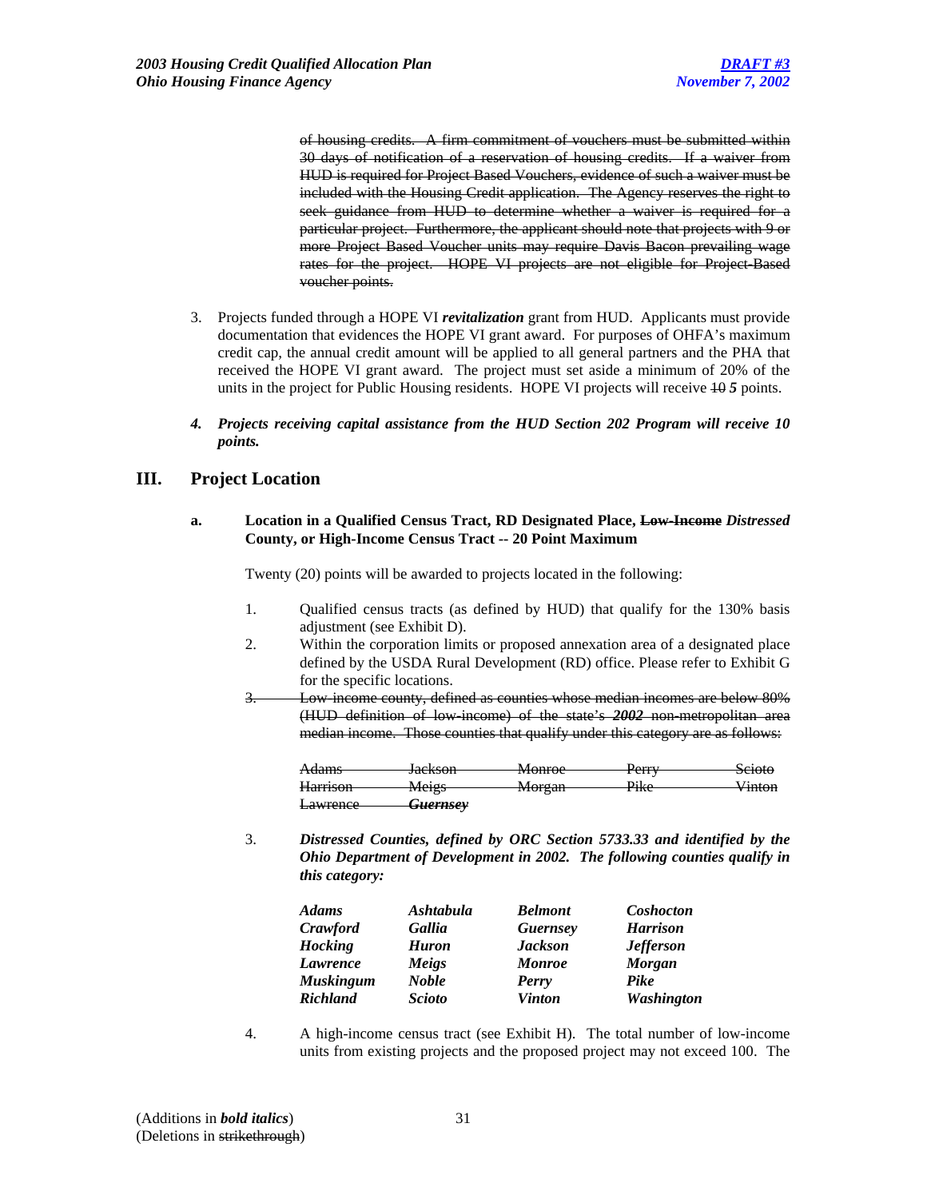~~of housing credits. A firm commitment of vouchers must be submitted within 30 days of notification of a reservation of housing credits. If a waiver from HUD is required for Project Based Vouchers, evidence of such a waiver must be included with the Housing Credit application. The Agency reserves the right to seek guidance from HUD to determine whether a waiver is required for a particular project. Furthermore, the applicant should note that projects with 9 or more Project Based Voucher units may require Davis Bacon prevailing wage rates for the project. HOPE VI projects are not eligible for Project-Based voucher points.~~

3. Projects funded through a HOPE VI ***revitalization*** grant from HUD. Applicants must provide documentation that evidences the HOPE VI grant award. For purposes of OHFA's maximum credit cap, the annual credit amount will be applied to all general partners and the PHA that received the HOPE VI grant award. The project must set aside a minimum of 20% of the units in the project for Public Housing residents. HOPE VI projects will receive ~~10~~ ***5*** points.

4. ***Projects receiving capital assistance from the HUD Section 202 Program will receive 10 points.***

## III. Project Location

### a. Location in a Qualified Census Tract, RD Designated Place, ~~Low-Income~~ *Distressed* County, or High-Income Census Tract -- 20 Point Maximum

Twenty (20) points will be awarded to projects located in the following:

1. Qualified census tracts (as defined by HUD) that qualify for the 130% basis adjustment (see Exhibit D).
2. Within the corporation limits or proposed annexation area of a designated place defined by the USDA Rural Development (RD) office. Please refer to Exhibit G for the specific locations.
3. ~~Low-income county, defined as counties whose median incomes are below 80% (HUD definition of low-income) of the state's~~ ***~~2002~~*** ~~non-metropolitan area median income. Those counties that qualify under this category are as follows:~~

| | | | | |
|---|---|---|---|---|
| ~~Adams~~ | ~~Jackson~~ | ~~Monroe~~ | ~~Perry~~ | ~~Scioto~~ |
| ~~Harrison~~ | ~~Meigs~~ | ~~Morgan~~ | ~~Pike~~ | ~~Vinton~~ |
| ~~Lawrence~~ | ***~~Guernsey~~*** | | | |

3. ***Distressed Counties, defined by ORC Section 5733.33 and identified by the Ohio Department of Development in 2002. The following counties qualify in this category:***

| | | | |
|---|---|---|---|
| ***Adams*** | ***Ashtabula*** | ***Belmont*** | ***Coshocton*** |
| ***Crawford*** | ***Gallia*** | ***Guernsey*** | ***Harrison*** |
| ***Hocking*** | ***Huron*** | ***Jackson*** | ***Jefferson*** |
| ***Lawrence*** | ***Meigs*** | ***Monroe*** | ***Morgan*** |
| ***Muskingum*** | ***Noble*** | ***Perry*** | ***Pike*** |
| ***Richland*** | ***Scioto*** | ***Vinton*** | ***Washington*** |

4. A high-income census tract (see Exhibit H). The total number of low-income units from existing projects and the proposed project may not exceed 100. The

(Additions in ***bold italics***)
(Deletions in ~~strikethrough~~)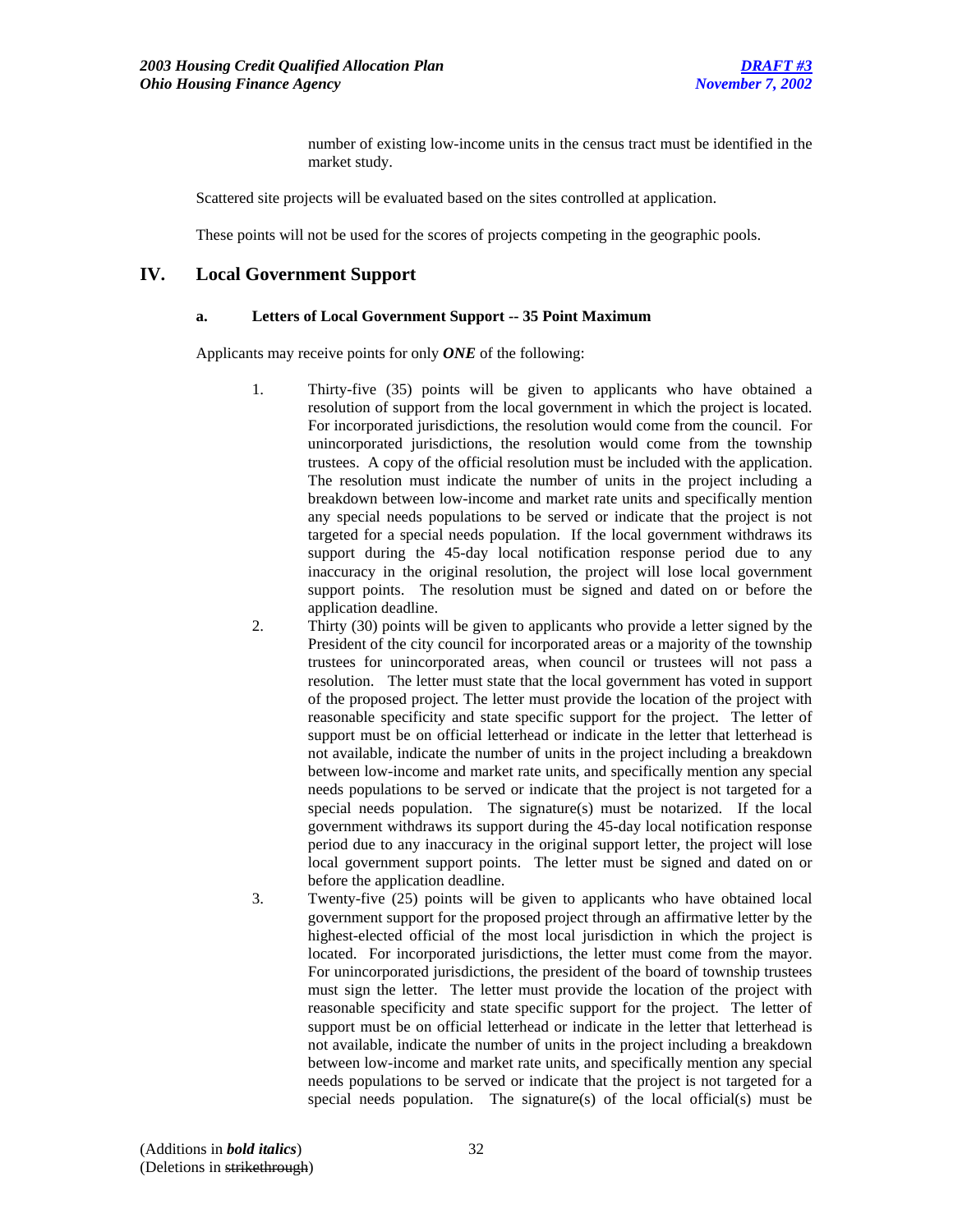number of existing low-income units in the census tract must be identified in the market study.

Scattered site projects will be evaluated based on the sites controlled at application.

These points will not be used for the scores of projects competing in the geographic pools.

## IV. Local Government Support

### a. Letters of Local Government Support -- 35 Point Maximum

Applicants may receive points for only ***ONE*** of the following:

1. Thirty-five (35) points will be given to applicants who have obtained a resolution of support from the local government in which the project is located. For incorporated jurisdictions, the resolution would come from the council. For unincorporated jurisdictions, the resolution would come from the township trustees. A copy of the official resolution must be included with the application. The resolution must indicate the number of units in the project including a breakdown between low-income and market rate units and specifically mention any special needs populations to be served or indicate that the project is not targeted for a special needs population. If the local government withdraws its support during the 45-day local notification response period due to any inaccuracy in the original resolution, the project will lose local government support points. The resolution must be signed and dated on or before the application deadline.
2. Thirty (30) points will be given to applicants who provide a letter signed by the President of the city council for incorporated areas or a majority of the township trustees for unincorporated areas, when council or trustees will not pass a resolution. The letter must state that the local government has voted in support of the proposed project. The letter must provide the location of the project with reasonable specificity and state specific support for the project. The letter of support must be on official letterhead or indicate in the letter that letterhead is not available, indicate the number of units in the project including a breakdown between low-income and market rate units, and specifically mention any special needs populations to be served or indicate that the project is not targeted for a special needs population. The signature(s) must be notarized. If the local government withdraws its support during the 45-day local notification response period due to any inaccuracy in the original support letter, the project will lose local government support points. The letter must be signed and dated on or before the application deadline.
3. Twenty-five (25) points will be given to applicants who have obtained local government support for the proposed project through an affirmative letter by the highest-elected official of the most local jurisdiction in which the project is located. For incorporated jurisdictions, the letter must come from the mayor. For unincorporated jurisdictions, the president of the board of township trustees must sign the letter. The letter must provide the location of the project with reasonable specificity and state specific support for the project. The letter of support must be on official letterhead or indicate in the letter that letterhead is not available, indicate the number of units in the project including a breakdown between low-income and market rate units, and specifically mention any special needs populations to be served or indicate that the project is not targeted for a special needs population. The signature(s) of the local official(s) must be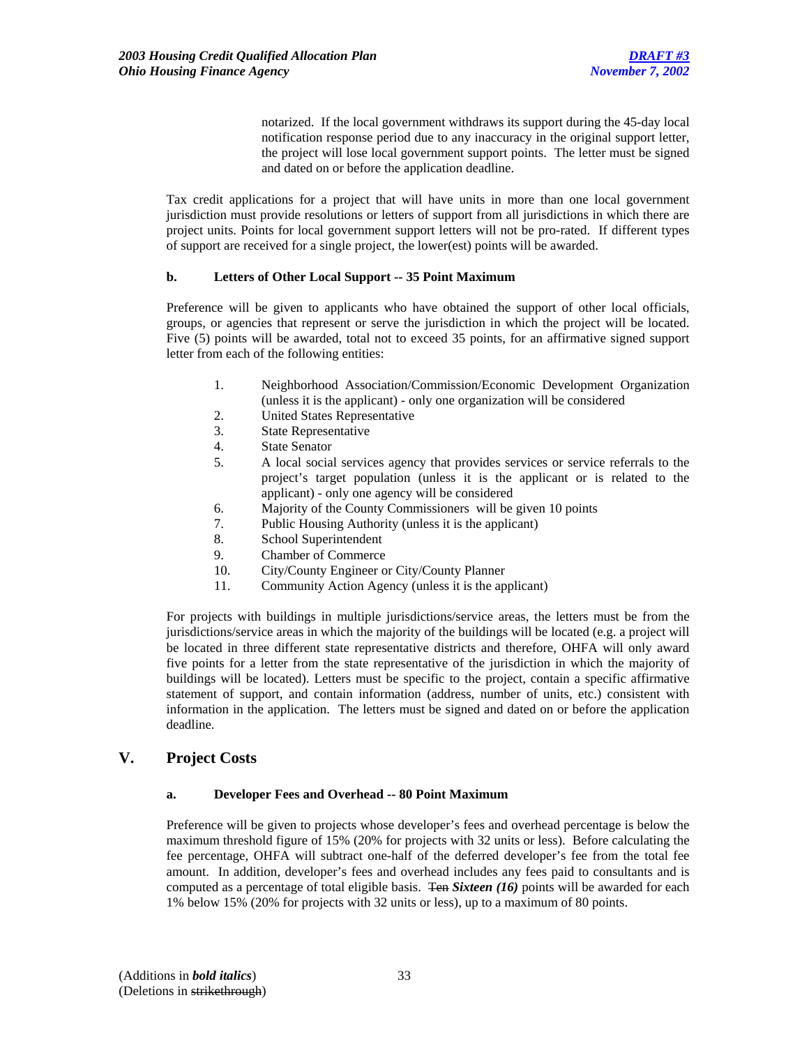notarized. If the local government withdraws its support during the 45-day local notification response period due to any inaccuracy in the original support letter, the project will lose local government support points. The letter must be signed and dated on or before the application deadline.

Tax credit applications for a project that will have units in more than one local government jurisdiction must provide resolutions or letters of support from all jurisdictions in which there are project units. Points for local government support letters will not be pro-rated. If different types of support are received for a single project, the lower(est) points will be awarded.

#### b. Letters of Other Local Support -- 35 Point Maximum

Preference will be given to applicants who have obtained the support of other local officials, groups, or agencies that represent or serve the jurisdiction in which the project will be located. Five (5) points will be awarded, total not to exceed 35 points, for an affirmative signed support letter from each of the following entities:

1. Neighborhood Association/Commission/Economic Development Organization (unless it is the applicant) - only one organization will be considered
2. United States Representative
3. State Representative
4. State Senator
5. A local social services agency that provides services or service referrals to the project's target population (unless it is the applicant or is related to the applicant) - only one agency will be considered
6. Majority of the County Commissioners will be given 10 points
7. Public Housing Authority (unless it is the applicant)
8. School Superintendent
9. Chamber of Commerce
10. City/County Engineer or City/County Planner
11. Community Action Agency (unless it is the applicant)

For projects with buildings in multiple jurisdictions/service areas, the letters must be from the jurisdictions/service areas in which the majority of the buildings will be located (e.g. a project will be located in three different state representative districts and therefore, OHFA will only award five points for a letter from the state representative of the jurisdiction in which the majority of buildings will be located). Letters must be specific to the project, contain a specific affirmative statement of support, and contain information (address, number of units, etc.) consistent with information in the application. The letters must be signed and dated on or before the application deadline.

## V. Project Costs

#### a. Developer Fees and Overhead -- 80 Point Maximum

Preference will be given to projects whose developer's fees and overhead percentage is below the maximum threshold figure of 15% (20% for projects with 32 units or less). Before calculating the fee percentage, OHFA will subtract one-half of the deferred developer's fee from the total fee amount. In addition, developer's fees and overhead includes any fees paid to consultants and is computed as a percentage of total eligible basis. ~~Ten~~ ***Sixteen (16)*** points will be awarded for each 1% below 15% (20% for projects with 32 units or less), up to a maximum of 80 points.

(Additions in ***bold italics***)
(Deletions in ~~strikethrough~~)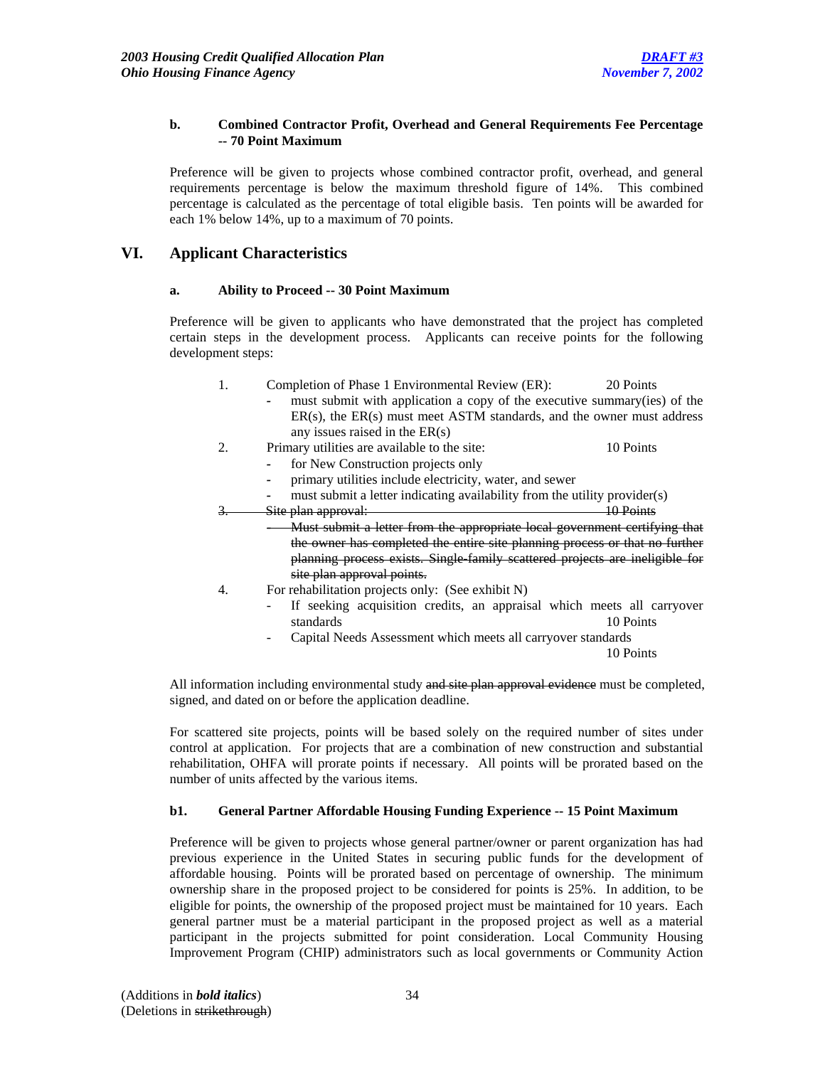**b. Combined Contractor Profit, Overhead and General Requirements Fee Percentage -- 70 Point Maximum**

Preference will be given to projects whose combined contractor profit, overhead, and general requirements percentage is below the maximum threshold figure of 14%. This combined percentage is calculated as the percentage of total eligible basis. Ten points will be awarded for each 1% below 14%, up to a maximum of 70 points.

## VI. Applicant Characteristics

**a. Ability to Proceed -- 30 Point Maximum**

Preference will be given to applicants who have demonstrated that the project has completed certain steps in the development process. Applicants can receive points for the following development steps:

1. Completion of Phase 1 Environmental Review (ER): 20 Points
   - must submit with application a copy of the executive summary(ies) of the ER(s), the ER(s) must meet ASTM standards, and the owner must address any issues raised in the ER(s)
2. Primary utilities are available to the site: 10 Points
   - for New Construction projects only
   - primary utilities include electricity, water, and sewer
   - must submit a letter indicating availability from the utility provider(s)
3. ~~Site plan approval: 10 Points~~
   - ~~Must submit a letter from the appropriate local government certifying that the owner has completed the entire site planning process or that no further planning process exists. Single-family scattered projects are ineligible for site plan approval points.~~
4. For rehabilitation projects only: (See exhibit N)
   - If seeking acquisition credits, an appraisal which meets all carryover standards 10 Points
   - Capital Needs Assessment which meets all carryover standards 10 Points

All information including environmental study ~~and site plan approval evidence~~ must be completed, signed, and dated on or before the application deadline.

For scattered site projects, points will be based solely on the required number of sites under control at application. For projects that are a combination of new construction and substantial rehabilitation, OHFA will prorate points if necessary. All points will be prorated based on the number of units affected by the various items.

**b1. General Partner Affordable Housing Funding Experience -- 15 Point Maximum**

Preference will be given to projects whose general partner/owner or parent organization has had previous experience in the United States in securing public funds for the development of affordable housing. Points will be prorated based on percentage of ownership. The minimum ownership share in the proposed project to be considered for points is 25%. In addition, to be eligible for points, the ownership of the proposed project must be maintained for 10 years. Each general partner must be a material participant in the proposed project as well as a material participant in the projects submitted for point consideration. Local Community Housing Improvement Program (CHIP) administrators such as local governments or Community Action

(Additions in ***bold italics***)
(Deletions in ~~strikethrough~~)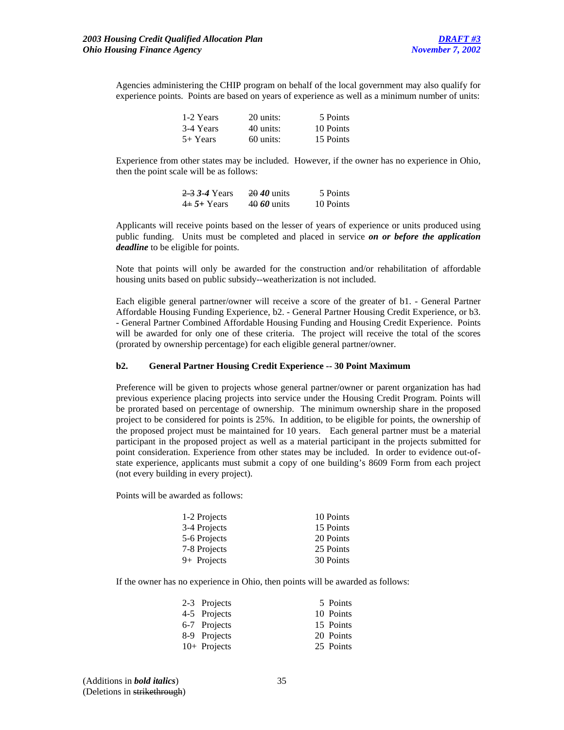Agencies administering the CHIP program on behalf of the local government may also qualify for experience points. Points are based on years of experience as well as a minimum number of units:

| | | |
|---|---|---|
| 1-2 Years | 20 units: | 5 Points |
| 3-4 Years | 40 units: | 10 Points |
| 5+ Years | 60 units: | 15 Points |

Experience from other states may be included. However, if the owner has no experience in Ohio, then the point scale will be as follows:

| | | |
|---|---|---|
| ~~2-3~~ ***3-4*** Years | ~~20~~ ***40*** units | 5 Points |
| ~~4+~~ ***5+*** Years | ~~40~~ ***60*** units | 10 Points |

Applicants will receive points based on the lesser of years of experience or units produced using public funding. Units must be completed and placed in service ***on or before the application deadline*** to be eligible for points.

Note that points will only be awarded for the construction and/or rehabilitation of affordable housing units based on public subsidy--weatherization is not included.

Each eligible general partner/owner will receive a score of the greater of b1. - General Partner Affordable Housing Funding Experience, b2. - General Partner Housing Credit Experience, or b3. - General Partner Combined Affordable Housing Funding and Housing Credit Experience. Points will be awarded for only one of these criteria. The project will receive the total of the scores (prorated by ownership percentage) for each eligible general partner/owner.

**b2. General Partner Housing Credit Experience -- 30 Point Maximum**

Preference will be given to projects whose general partner/owner or parent organization has had previous experience placing projects into service under the Housing Credit Program. Points will be prorated based on percentage of ownership. The minimum ownership share in the proposed project to be considered for points is 25%. In addition, to be eligible for points, the ownership of the proposed project must be maintained for 10 years. Each general partner must be a material participant in the proposed project as well as a material participant in the projects submitted for point consideration. Experience from other states may be included. In order to evidence out-of-state experience, applicants must submit a copy of one building's 8609 Form from each project (not every building in every project).

Points will be awarded as follows:

| | |
|---|---|
| 1-2 Projects | 10 Points |
| 3-4 Projects | 15 Points |
| 5-6 Projects | 20 Points |
| 7-8 Projects | 25 Points |
| 9+ Projects | 30 Points |

If the owner has no experience in Ohio, then points will be awarded as follows:

| | |
|---|---|
| 2-3 Projects | 5 Points |
| 4-5 Projects | 10 Points |
| 6-7 Projects | 15 Points |
| 8-9 Projects | 20 Points |
| 10+ Projects | 25 Points |

(Additions in ***bold italics***)
(Deletions in ~~strikethrough~~)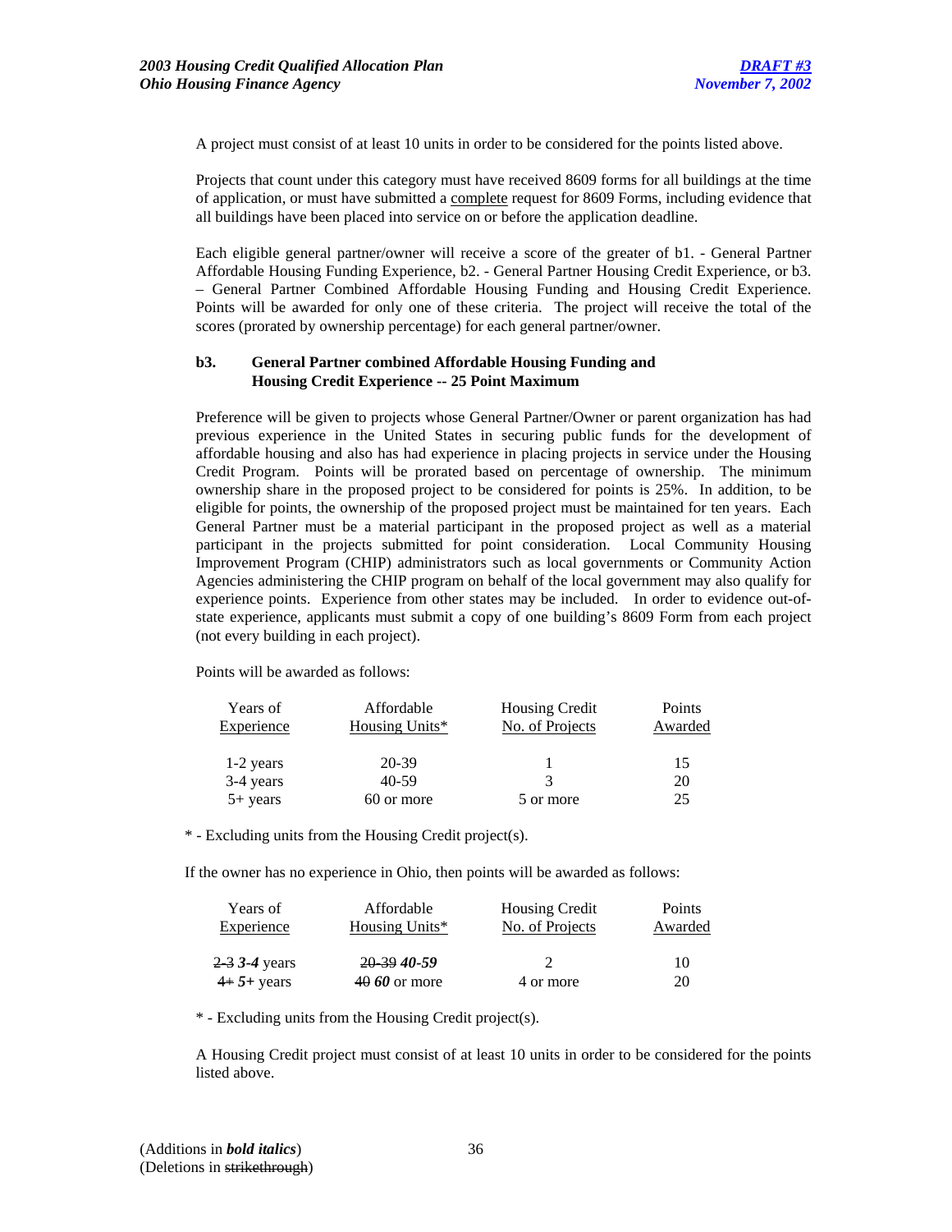A project must consist of at least 10 units in order to be considered for the points listed above.

Projects that count under this category must have received 8609 forms for all buildings at the time of application, or must have submitted a complete request for 8609 Forms, including evidence that all buildings have been placed into service on or before the application deadline.

Each eligible general partner/owner will receive a score of the greater of b1. - General Partner Affordable Housing Funding Experience, b2. - General Partner Housing Credit Experience, or b3. – General Partner Combined Affordable Housing Funding and Housing Credit Experience. Points will be awarded for only one of these criteria. The project will receive the total of the scores (prorated by ownership percentage) for each general partner/owner.

**b3. General Partner combined Affordable Housing Funding and Housing Credit Experience -- 25 Point Maximum**

Preference will be given to projects whose General Partner/Owner or parent organization has had previous experience in the United States in securing public funds for the development of affordable housing and also has had experience in placing projects in service under the Housing Credit Program. Points will be prorated based on percentage of ownership. The minimum ownership share in the proposed project to be considered for points is 25%. In addition, to be eligible for points, the ownership of the proposed project must be maintained for ten years. Each General Partner must be a material participant in the proposed project as well as a material participant in the projects submitted for point consideration. Local Community Housing Improvement Program (CHIP) administrators such as local governments or Community Action Agencies administering the CHIP program on behalf of the local government may also qualify for experience points. Experience from other states may be included. In order to evidence out-of-state experience, applicants must submit a copy of one building's 8609 Form from each project (not every building in each project).

Points will be awarded as follows:

| Years of Experience | Affordable Housing Units* | Housing Credit No. of Projects | Points Awarded |
|---|---|---|---|
| 1-2 years | 20-39 | 1 | 15 |
| 3-4 years | 40-59 | 3 | 20 |
| 5+ years | 60 or more | 5 or more | 25 |

* - Excluding units from the Housing Credit project(s).

If the owner has no experience in Ohio, then points will be awarded as follows:

| Years of Experience | Affordable Housing Units* | Housing Credit No. of Projects | Points Awarded |
|---|---|---|---|
| ~~2-3~~ ***3-4*** years | ~~20-39~~ ***40-59*** | 2 | 10 |
| ~~4+~~ ***5+*** years | ~~40~~ ***60*** or more | 4 or more | 20 |

* - Excluding units from the Housing Credit project(s).

A Housing Credit project must consist of at least 10 units in order to be considered for the points listed above.

(Additions in ***bold italics***)
(Deletions in ~~strikethrough~~)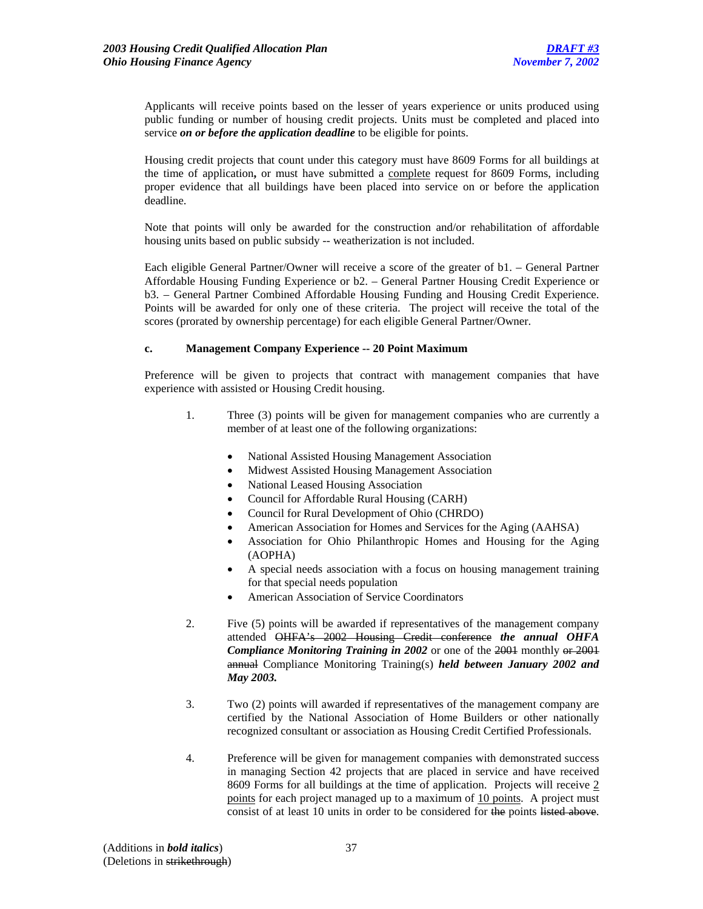Applicants will receive points based on the lesser of years experience or units produced using public funding or number of housing credit projects. Units must be completed and placed into service ***on or before the application deadline*** to be eligible for points.

Housing credit projects that count under this category must have 8609 Forms for all buildings at the time of application**,** or must have submitted a complete request for 8609 Forms, including proper evidence that all buildings have been placed into service on or before the application deadline.

Note that points will only be awarded for the construction and/or rehabilitation of affordable housing units based on public subsidy -- weatherization is not included.

Each eligible General Partner/Owner will receive a score of the greater of b1. – General Partner Affordable Housing Funding Experience or b2. – General Partner Housing Credit Experience or b3. – General Partner Combined Affordable Housing Funding and Housing Credit Experience. Points will be awarded for only one of these criteria. The project will receive the total of the scores (prorated by ownership percentage) for each eligible General Partner/Owner.

**c. Management Company Experience -- 20 Point Maximum**

Preference will be given to projects that contract with management companies that have experience with assisted or Housing Credit housing.

1. Three (3) points will be given for management companies who are currently a member of at least one of the following organizations:

   - National Assisted Housing Management Association
   - Midwest Assisted Housing Management Association
   - National Leased Housing Association
   - Council for Affordable Rural Housing (CARH)
   - Council for Rural Development of Ohio (CHRDO)
   - American Association for Homes and Services for the Aging (AAHSA)
   - Association for Ohio Philanthropic Homes and Housing for the Aging (AOPHA)
   - A special needs association with a focus on housing management training for that special needs population
   - American Association of Service Coordinators

2. Five (5) points will be awarded if representatives of the management company attended ~~OHFA's 2002 Housing Credit conference~~ ***the annual OHFA Compliance Monitoring Training in 2002*** or one of the ~~2001~~ monthly ~~or 2001 annual~~ Compliance Monitoring Training(s) ***held between January 2002 and May 2003.***

3. Two (2) points will awarded if representatives of the management company are certified by the National Association of Home Builders or other nationally recognized consultant or association as Housing Credit Certified Professionals.

4. Preference will be given for management companies with demonstrated success in managing Section 42 projects that are placed in service and have received 8609 Forms for all buildings at the time of application. Projects will receive 2 points for each project managed up to a maximum of 10 points. A project must consist of at least 10 units in order to be considered for ~~the~~ points ~~listed above~~.

(Additions in ***bold italics***)
(Deletions in ~~strikethrough~~)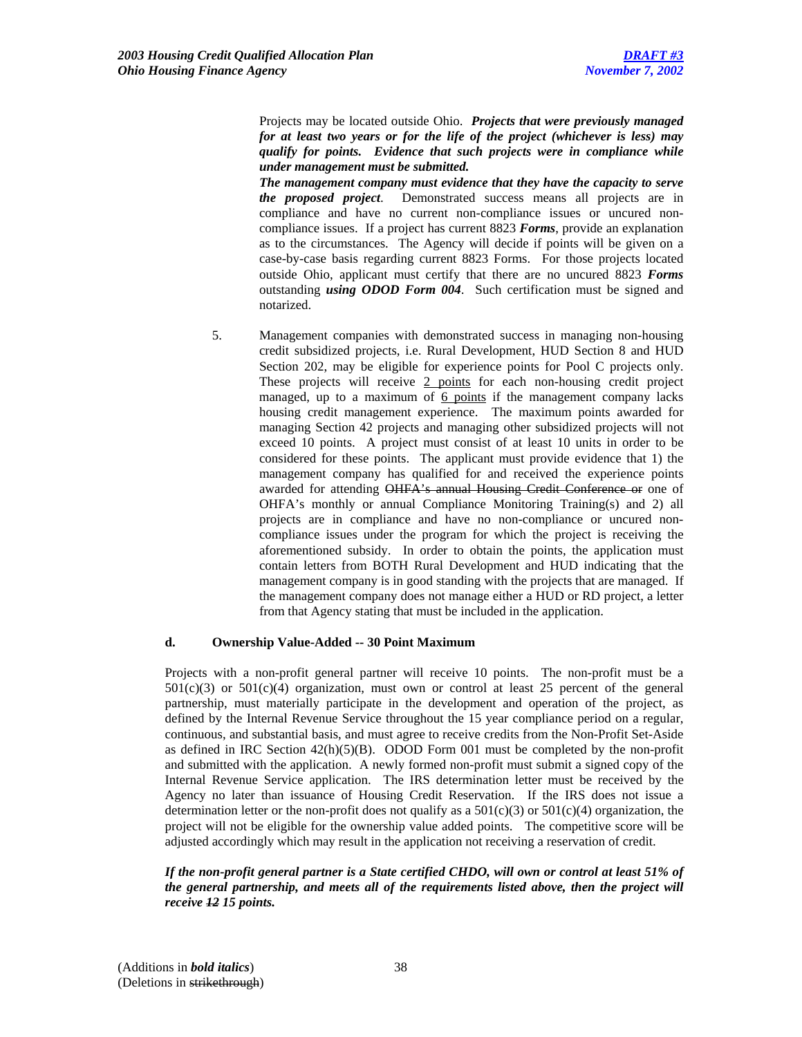Projects may be located outside Ohio. ***Projects that were previously managed for at least two years or for the life of the project (whichever is less) may qualify for points. Evidence that such projects were in compliance while under management must be submitted.***

***The management company must evidence that they have the capacity to serve the proposed project.*** Demonstrated success means all projects are in compliance and have no current non-compliance issues or uncured non-compliance issues. If a project has current 8823 ***Forms***, provide an explanation as to the circumstances. The Agency will decide if points will be given on a case-by-case basis regarding current 8823 Forms. For those projects located outside Ohio, applicant must certify that there are no uncured 8823 ***Forms*** outstanding ***using ODOD Form 004***. Such certification must be signed and notarized.

5. Management companies with demonstrated success in managing non-housing credit subsidized projects, i.e. Rural Development, HUD Section 8 and HUD Section 202, may be eligible for experience points for Pool C projects only. These projects will receive <u>2 points</u> for each non-housing credit project managed, up to a maximum of <u>6 points</u> if the management company lacks housing credit management experience. The maximum points awarded for managing Section 42 projects and managing other subsidized projects will not exceed 10 points. A project must consist of at least 10 units in order to be considered for these points. The applicant must provide evidence that 1) the management company has qualified for and received the experience points awarded for attending ~~OHFA's annual Housing Credit Conference or~~ one of OHFA's monthly or annual Compliance Monitoring Training(s) and 2) all projects are in compliance and have no non-compliance or uncured non-compliance issues under the program for which the project is receiving the aforementioned subsidy. In order to obtain the points, the application must contain letters from BOTH Rural Development and HUD indicating that the management company is in good standing with the projects that are managed. If the management company does not manage either a HUD or RD project, a letter from that Agency stating that must be included in the application.

**d. Ownership Value-Added -- 30 Point Maximum**

Projects with a non-profit general partner will receive 10 points. The non-profit must be a 501(c)(3) or 501(c)(4) organization, must own or control at least 25 percent of the general partnership, must materially participate in the development and operation of the project, as defined by the Internal Revenue Service throughout the 15 year compliance period on a regular, continuous, and substantial basis, and must agree to receive credits from the Non-Profit Set-Aside as defined in IRC Section 42(h)(5)(B). ODOD Form 001 must be completed by the non-profit and submitted with the application. A newly formed non-profit must submit a signed copy of the Internal Revenue Service application. The IRS determination letter must be received by the Agency no later than issuance of Housing Credit Reservation. If the IRS does not issue a determination letter or the non-profit does not qualify as a 501(c)(3) or 501(c)(4) organization, the project will not be eligible for the ownership value added points. The competitive score will be adjusted accordingly which may result in the application not receiving a reservation of credit.

***If the non-profit general partner is a State certified CHDO, will own or control at least 51% of the general partnership, and meets all of the requirements listed above, then the project will receive ~~12~~ 15 points.***

(Additions in ***bold italics***)
(Deletions in ~~strikethrough~~)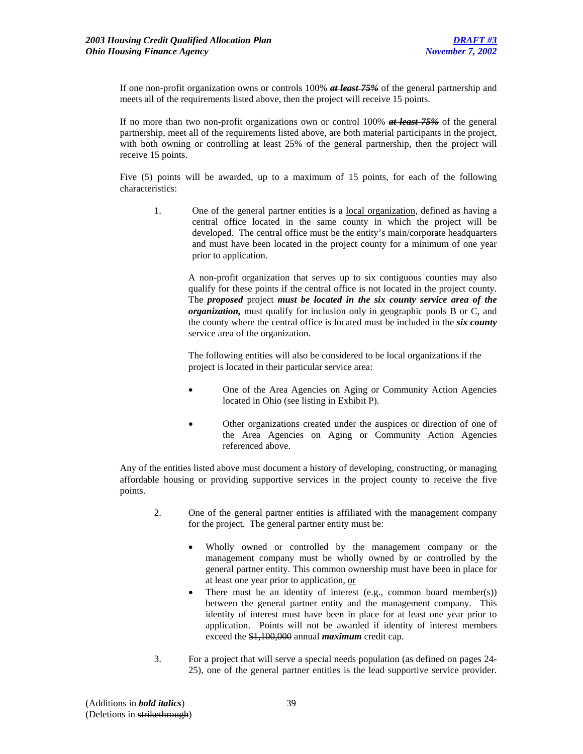If one non-profit organization owns or controls 100% ***~~at least 75%~~*** of the general partnership and meets all of the requirements listed above, then the project will receive 15 points.

If no more than two non-profit organizations own or control 100% ***~~at least 75%~~*** of the general partnership, meet all of the requirements listed above, are both material participants in the project, with both owning or controlling at least 25% of the general partnership, then the project will receive 15 points.

Five (5) points will be awarded, up to a maximum of 15 points, for each of the following characteristics:

1. One of the general partner entities is a <u>local organization</u>, defined as having a central office located in the same county in which the project will be developed. The central office must be the entity's main/corporate headquarters and must have been located in the project county for a minimum of one year prior to application.

   A non-profit organization that serves up to six contiguous counties may also qualify for these points if the central office is not located in the project county. The ***proposed*** project ***must be located in the six county service area of the organization,*** must qualify for inclusion only in geographic pools B or C, and the county where the central office is located must be included in the ***six county*** service area of the organization.

   The following entities will also be considered to be local organizations if the project is located in their particular service area:

   - One of the Area Agencies on Aging or Community Action Agencies located in Ohio (see listing in Exhibit P).
   - Other organizations created under the auspices or direction of one of the Area Agencies on Aging or Community Action Agencies referenced above.

Any of the entities listed above must document a history of developing, constructing, or managing affordable housing or providing supportive services in the project county to receive the five points.

2. One of the general partner entities is affiliated with the management company for the project. The general partner entity must be:

   - Wholly owned or controlled by the management company or the management company must be wholly owned by or controlled by the general partner entity. This common ownership must have been in place for at least one year prior to application, <u>or</u>
   - There must be an identity of interest (e.g., common board member(s)) between the general partner entity and the management company. This identity of interest must have been in place for at least one year prior to application. Points will not be awarded if identity of interest members exceed the ~~$1,100,000~~ annual ***maximum*** credit cap.

3. For a project that will serve a special needs population (as defined on pages 24-25), one of the general partner entities is the lead supportive service provider.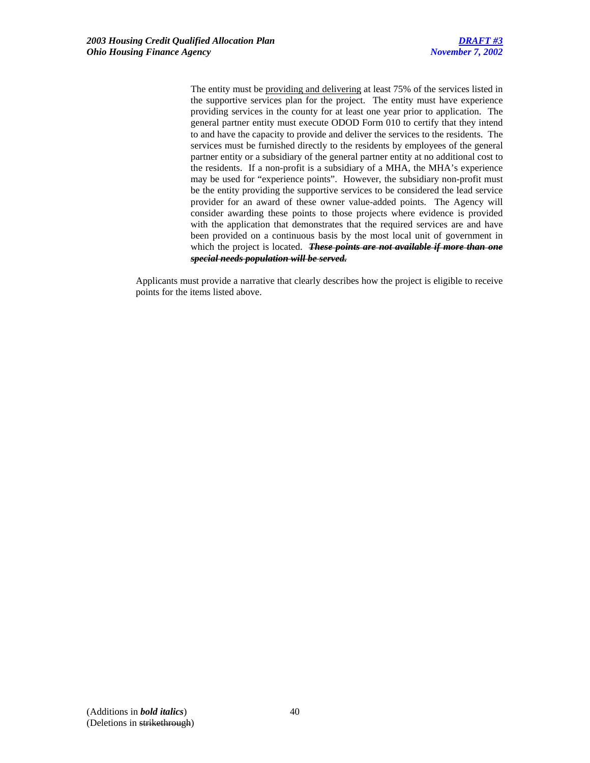The entity must be <u>providing and delivering</u> at least 75% of the services listed in the supportive services plan for the project. The entity must have experience providing services in the county for at least one year prior to application. The general partner entity must execute ODOD Form 010 to certify that they intend to and have the capacity to provide and deliver the services to the residents. The services must be furnished directly to the residents by employees of the general partner entity or a subsidiary of the general partner entity at no additional cost to the residents. If a non-profit is a subsidiary of a MHA, the MHA's experience may be used for "experience points". However, the subsidiary non-profit must be the entity providing the supportive services to be considered the lead service provider for an award of these owner value-added points. The Agency will consider awarding these points to those projects where evidence is provided with the application that demonstrates that the required services are and have been provided on a continuous basis by the most local unit of government in which the project is located. ~~***These points are not available if more than one special needs population will be served.***~~

Applicants must provide a narrative that clearly describes how the project is eligible to receive points for the items listed above.

(Additions in ***bold italics***)
(Deletions in ~~strikethrough~~)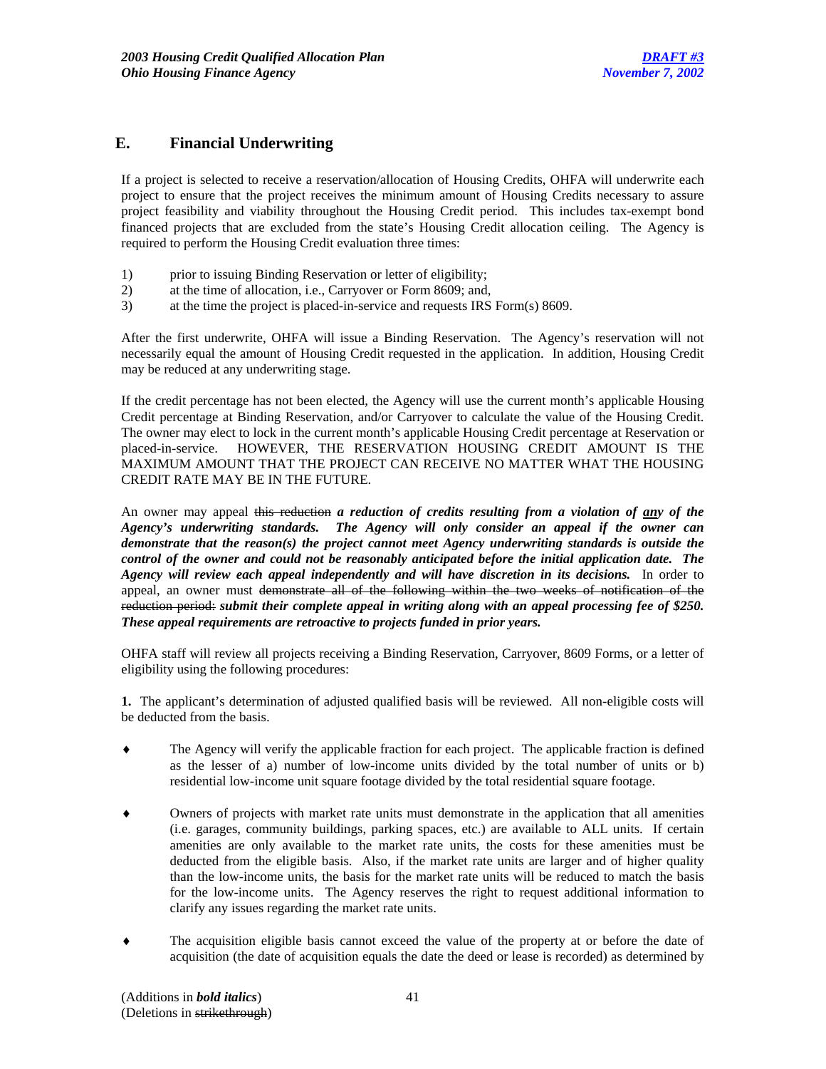## E. Financial Underwriting

If a project is selected to receive a reservation/allocation of Housing Credits, OHFA will underwrite each project to ensure that the project receives the minimum amount of Housing Credits necessary to assure project feasibility and viability throughout the Housing Credit period. This includes tax-exempt bond financed projects that are excluded from the state's Housing Credit allocation ceiling. The Agency is required to perform the Housing Credit evaluation three times:

1) prior to issuing Binding Reservation or letter of eligibility;
2) at the time of allocation, i.e., Carryover or Form 8609; and,
3) at the time the project is placed-in-service and requests IRS Form(s) 8609.

After the first underwrite, OHFA will issue a Binding Reservation. The Agency's reservation will not necessarily equal the amount of Housing Credit requested in the application. In addition, Housing Credit may be reduced at any underwriting stage.

If the credit percentage has not been elected, the Agency will use the current month's applicable Housing Credit percentage at Binding Reservation, and/or Carryover to calculate the value of the Housing Credit. The owner may elect to lock in the current month's applicable Housing Credit percentage at Reservation or placed-in-service. HOWEVER, THE RESERVATION HOUSING CREDIT AMOUNT IS THE MAXIMUM AMOUNT THAT THE PROJECT CAN RECEIVE NO MATTER WHAT THE HOUSING CREDIT RATE MAY BE IN THE FUTURE.

An owner may appeal ~~this reduction~~ ***a reduction of credits resulting from a violation of <u>any</u> of the Agency's underwriting standards. The Agency will only consider an appeal if the owner can demonstrate that the reason(s) the project cannot meet Agency underwriting standards is outside the control of the owner and could not be reasonably anticipated before the initial application date. The Agency will review each appeal independently and will have discretion in its decisions.*** In order to appeal, an owner must ~~demonstrate all of the following within the two weeks of notification of the reduction period:~~ ***submit their complete appeal in writing along with an appeal processing fee of $250. These appeal requirements are retroactive to projects funded in prior years.***

OHFA staff will review all projects receiving a Binding Reservation, Carryover, 8609 Forms, or a letter of eligibility using the following procedures:

**1.** The applicant's determination of adjusted qualified basis will be reviewed. All non-eligible costs will be deducted from the basis.

- The Agency will verify the applicable fraction for each project. The applicable fraction is defined as the lesser of a) number of low-income units divided by the total number of units or b) residential low-income unit square footage divided by the total residential square footage.

- Owners of projects with market rate units must demonstrate in the application that all amenities (i.e. garages, community buildings, parking spaces, etc.) are available to ALL units. If certain amenities are only available to the market rate units, the costs for these amenities must be deducted from the eligible basis. Also, if the market rate units are larger and of higher quality than the low-income units, the basis for the market rate units will be reduced to match the basis for the low-income units. The Agency reserves the right to request additional information to clarify any issues regarding the market rate units.

- The acquisition eligible basis cannot exceed the value of the property at or before the date of acquisition (the date of acquisition equals the date the deed or lease is recorded) as determined by

(Additions in ***bold italics***)
(Deletions in ~~strikethrough~~)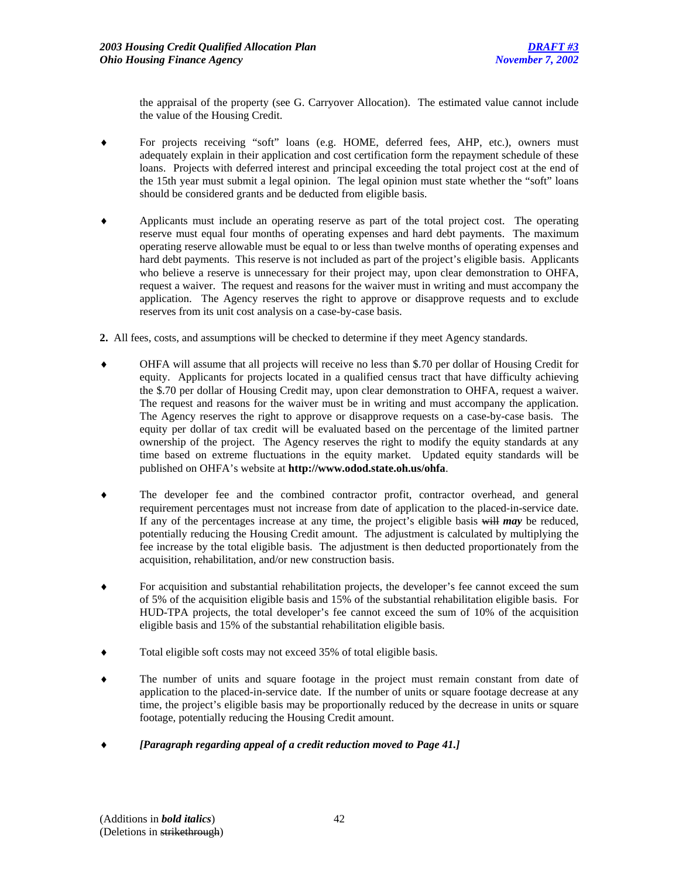the appraisal of the property (see G. Carryover Allocation). The estimated value cannot include the value of the Housing Credit.

- For projects receiving "soft" loans (e.g. HOME, deferred fees, AHP, etc.), owners must adequately explain in their application and cost certification form the repayment schedule of these loans. Projects with deferred interest and principal exceeding the total project cost at the end of the 15th year must submit a legal opinion. The legal opinion must state whether the "soft" loans should be considered grants and be deducted from eligible basis.

- Applicants must include an operating reserve as part of the total project cost. The operating reserve must equal four months of operating expenses and hard debt payments. The maximum operating reserve allowable must be equal to or less than twelve months of operating expenses and hard debt payments. This reserve is not included as part of the project's eligible basis. Applicants who believe a reserve is unnecessary for their project may, upon clear demonstration to OHFA, request a waiver. The request and reasons for the waiver must in writing and must accompany the application. The Agency reserves the right to approve or disapprove requests and to exclude reserves from its unit cost analysis on a case-by-case basis.

**2.** All fees, costs, and assumptions will be checked to determine if they meet Agency standards.

- OHFA will assume that all projects will receive no less than $.70 per dollar of Housing Credit for equity. Applicants for projects located in a qualified census tract that have difficulty achieving the $.70 per dollar of Housing Credit may, upon clear demonstration to OHFA, request a waiver. The request and reasons for the waiver must be in writing and must accompany the application. The Agency reserves the right to approve or disapprove requests on a case-by-case basis. The equity per dollar of tax credit will be evaluated based on the percentage of the limited partner ownership of the project. The Agency reserves the right to modify the equity standards at any time based on extreme fluctuations in the equity market. Updated equity standards will be published on OHFA's website at **http://www.odod.state.oh.us/ohfa**.

- The developer fee and the combined contractor profit, contractor overhead, and general requirement percentages must not increase from date of application to the placed-in-service date. If any of the percentages increase at any time, the project's eligible basis ~~will~~ ***may*** be reduced, potentially reducing the Housing Credit amount. The adjustment is calculated by multiplying the fee increase by the total eligible basis. The adjustment is then deducted proportionately from the acquisition, rehabilitation, and/or new construction basis.

- For acquisition and substantial rehabilitation projects, the developer's fee cannot exceed the sum of 5% of the acquisition eligible basis and 15% of the substantial rehabilitation eligible basis. For HUD-TPA projects, the total developer's fee cannot exceed the sum of 10% of the acquisition eligible basis and 15% of the substantial rehabilitation eligible basis.

- Total eligible soft costs may not exceed 35% of total eligible basis.

- The number of units and square footage in the project must remain constant from date of application to the placed-in-service date. If the number of units or square footage decrease at any time, the project's eligible basis may be proportionally reduced by the decrease in units or square footage, potentially reducing the Housing Credit amount.

- ***[Paragraph regarding appeal of a credit reduction moved to Page 41.]***

(Additions in ***bold italics***)
(Deletions in ~~strikethrough~~)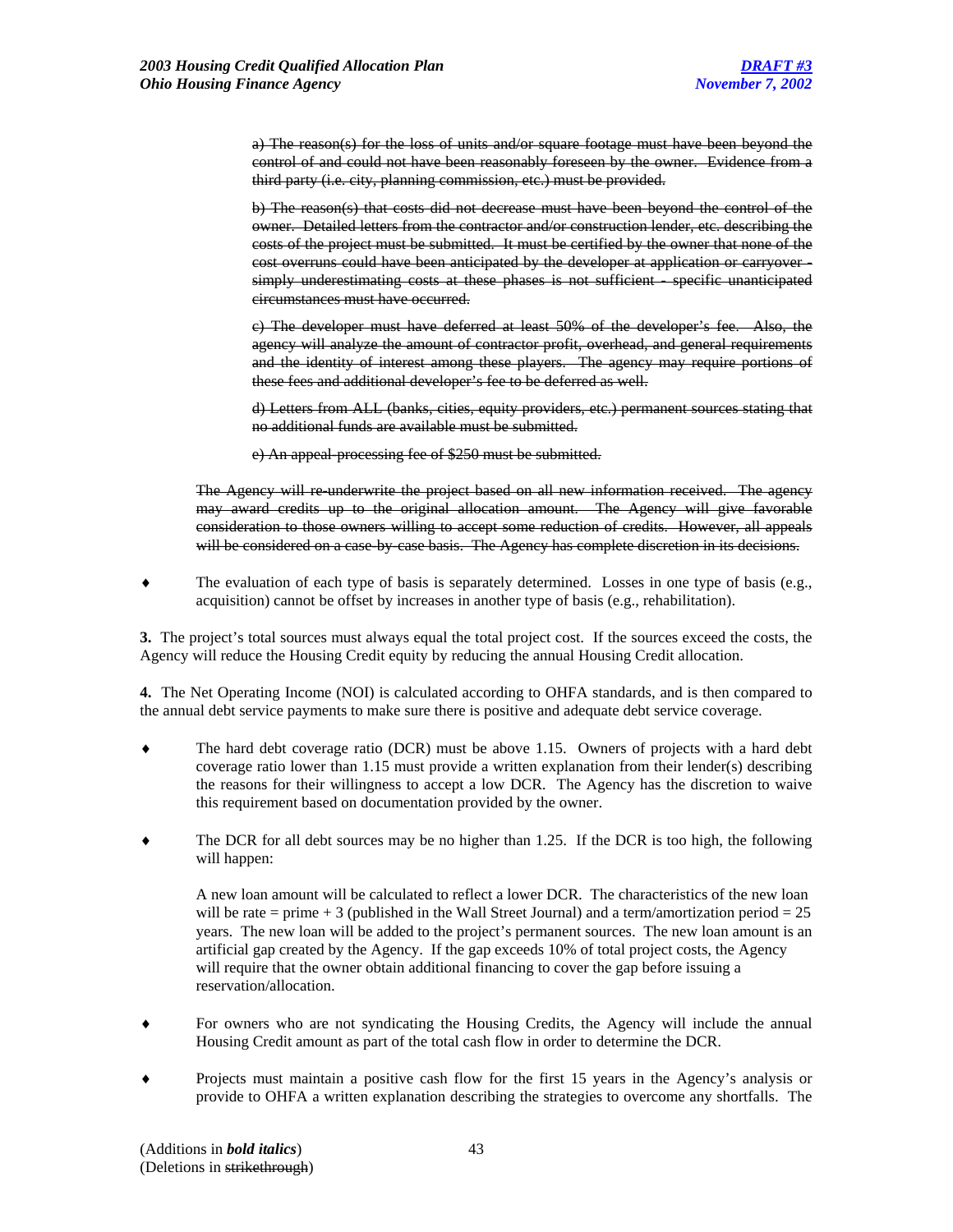~~a) The reason(s) for the loss of units and/or square footage must have been beyond the control of and could not have been reasonably foreseen by the owner. Evidence from a third party (i.e. city, planning commission, etc.) must be provided.~~

~~b) The reason(s) that costs did not decrease must have been beyond the control of the owner. Detailed letters from the contractor and/or construction lender, etc. describing the costs of the project must be submitted. It must be certified by the owner that none of the cost overruns could have been anticipated by the developer at application or carryover - simply underestimating costs at these phases is not sufficient - specific unanticipated circumstances must have occurred.~~

~~c) The developer must have deferred at least 50% of the developer's fee. Also, the agency will analyze the amount of contractor profit, overhead, and general requirements and the identity of interest among these players. The agency may require portions of these fees and additional developer's fee to be deferred as well.~~

~~d) Letters from ALL (banks, cities, equity providers, etc.) permanent sources stating that no additional funds are available must be submitted.~~

~~e) An appeal-processing fee of $250 must be submitted.~~

~~The Agency will re-underwrite the project based on all new information received. The agency may award credits up to the original allocation amount. The Agency will give favorable consideration to those owners willing to accept some reduction of credits. However, all appeals will be considered on a case-by-case basis. The Agency has complete discretion in its decisions.~~

- The evaluation of each type of basis is separately determined. Losses in one type of basis (e.g., acquisition) cannot be offset by increases in another type of basis (e.g., rehabilitation).

**3.** The project's total sources must always equal the total project cost. If the sources exceed the costs, the Agency will reduce the Housing Credit equity by reducing the annual Housing Credit allocation.

**4.** The Net Operating Income (NOI) is calculated according to OHFA standards, and is then compared to the annual debt service payments to make sure there is positive and adequate debt service coverage.

- The hard debt coverage ratio (DCR) must be above 1.15. Owners of projects with a hard debt coverage ratio lower than 1.15 must provide a written explanation from their lender(s) describing the reasons for their willingness to accept a low DCR. The Agency has the discretion to waive this requirement based on documentation provided by the owner.

- The DCR for all debt sources may be no higher than 1.25. If the DCR is too high, the following will happen:

  A new loan amount will be calculated to reflect a lower DCR. The characteristics of the new loan will be rate = prime + 3 (published in the Wall Street Journal) and a term/amortization period = 25 years. The new loan will be added to the project's permanent sources. The new loan amount is an artificial gap created by the Agency. If the gap exceeds 10% of total project costs, the Agency will require that the owner obtain additional financing to cover the gap before issuing a reservation/allocation.

- For owners who are not syndicating the Housing Credits, the Agency will include the annual Housing Credit amount as part of the total cash flow in order to determine the DCR.

- Projects must maintain a positive cash flow for the first 15 years in the Agency's analysis or provide to OHFA a written explanation describing the strategies to overcome any shortfalls. The

(Additions in ***bold italics***)
(Deletions in ~~strikethrough~~)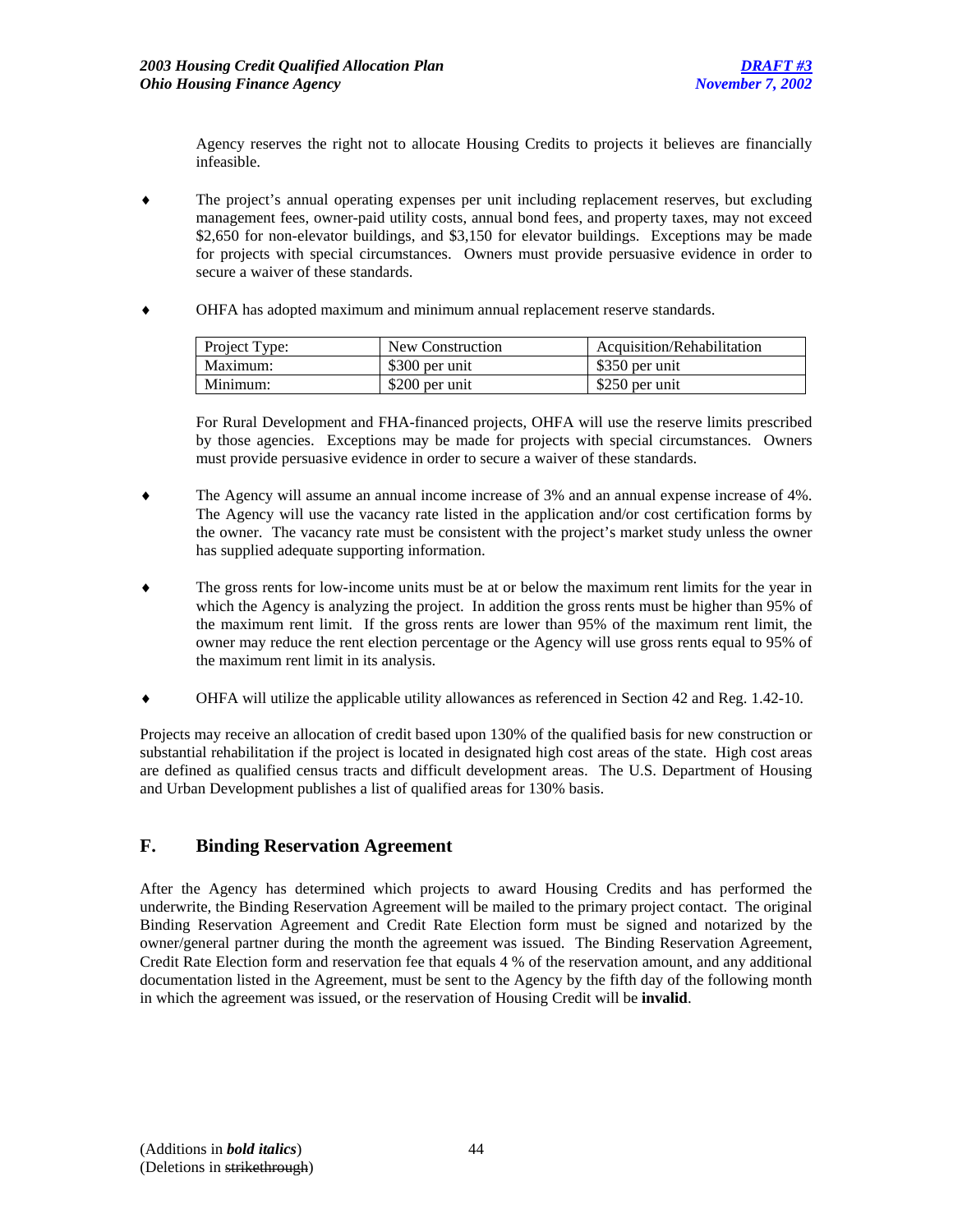Agency reserves the right not to allocate Housing Credits to projects it believes are financially infeasible.

- The project's annual operating expenses per unit including replacement reserves, but excluding management fees, owner-paid utility costs, annual bond fees, and property taxes, may not exceed $2,650 for non-elevator buildings, and $3,150 for elevator buildings. Exceptions may be made for projects with special circumstances. Owners must provide persuasive evidence in order to secure a waiver of these standards.

- OHFA has adopted maximum and minimum annual replacement reserve standards.

| Project Type: | New Construction | Acquisition/Rehabilitation |
|---|---|---|
| Maximum: | $300 per unit | $350 per unit |
| Minimum: | $200 per unit | $250 per unit |

  For Rural Development and FHA-financed projects, OHFA will use the reserve limits prescribed by those agencies. Exceptions may be made for projects with special circumstances. Owners must provide persuasive evidence in order to secure a waiver of these standards.

- The Agency will assume an annual income increase of 3% and an annual expense increase of 4%. The Agency will use the vacancy rate listed in the application and/or cost certification forms by the owner. The vacancy rate must be consistent with the project's market study unless the owner has supplied adequate supporting information.

- The gross rents for low-income units must be at or below the maximum rent limits for the year in which the Agency is analyzing the project. In addition the gross rents must be higher than 95% of the maximum rent limit. If the gross rents are lower than 95% of the maximum rent limit, the owner may reduce the rent election percentage or the Agency will use gross rents equal to 95% of the maximum rent limit in its analysis.

- OHFA will utilize the applicable utility allowances as referenced in Section 42 and Reg. 1.42-10.

Projects may receive an allocation of credit based upon 130% of the qualified basis for new construction or substantial rehabilitation if the project is located in designated high cost areas of the state. High cost areas are defined as qualified census tracts and difficult development areas. The U.S. Department of Housing and Urban Development publishes a list of qualified areas for 130% basis.

## F. Binding Reservation Agreement

After the Agency has determined which projects to award Housing Credits and has performed the underwrite, the Binding Reservation Agreement will be mailed to the primary project contact. The original Binding Reservation Agreement and Credit Rate Election form must be signed and notarized by the owner/general partner during the month the agreement was issued. The Binding Reservation Agreement, Credit Rate Election form and reservation fee that equals 4 % of the reservation amount, and any additional documentation listed in the Agreement, must be sent to the Agency by the fifth day of the following month in which the agreement was issued, or the reservation of Housing Credit will be **invalid**.

(Additions in ***bold italics***)
(Deletions in ~~strikethrough~~)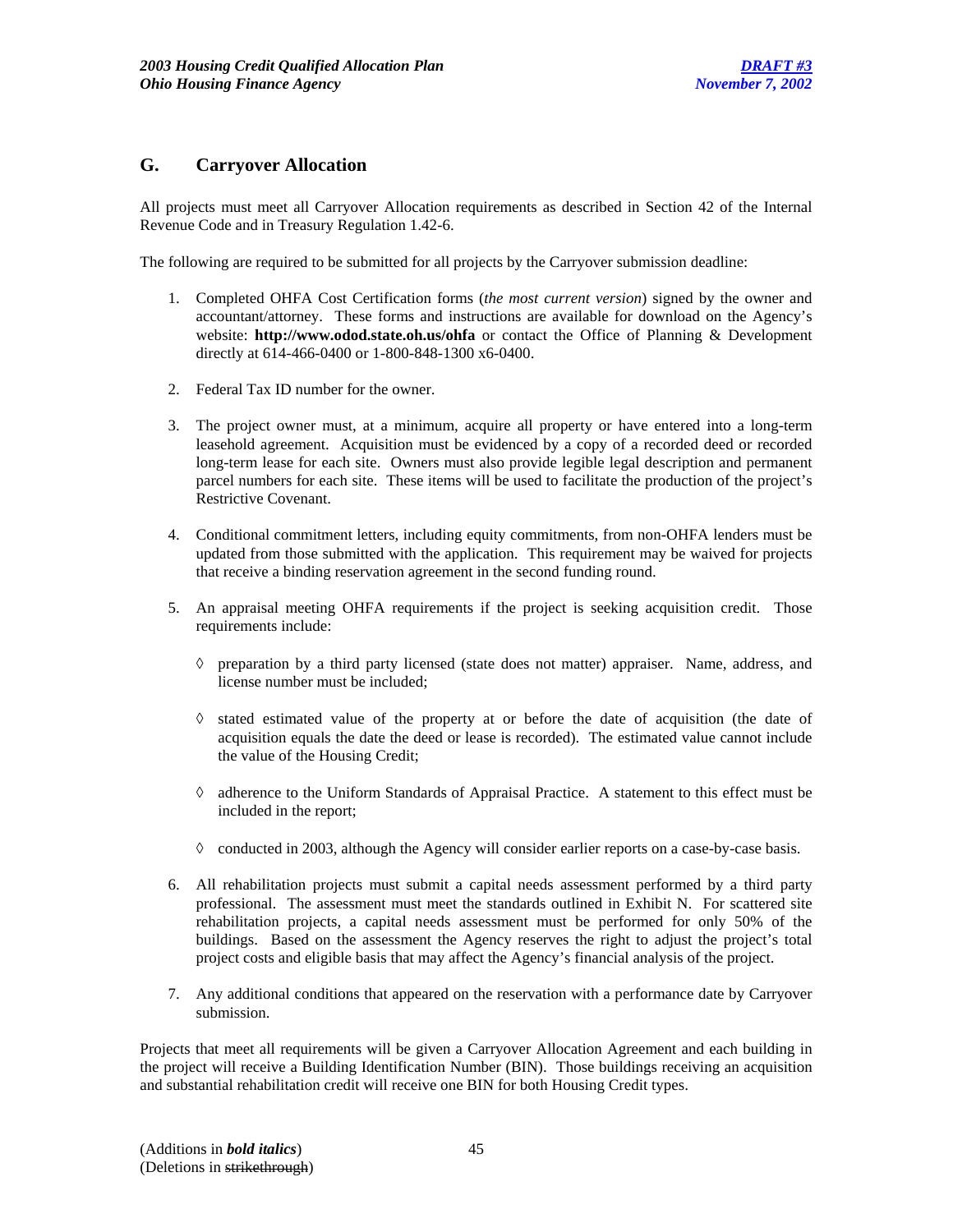## G. Carryover Allocation

All projects must meet all Carryover Allocation requirements as described in Section 42 of the Internal Revenue Code and in Treasury Regulation 1.42-6.

The following are required to be submitted for all projects by the Carryover submission deadline:

1. Completed OHFA Cost Certification forms (*the most current version*) signed by the owner and accountant/attorney. These forms and instructions are available for download on the Agency's website: **http://www.odod.state.oh.us/ohfa** or contact the Office of Planning & Development directly at 614-466-0400 or 1-800-848-1300 x6-0400.

2. Federal Tax ID number for the owner.

3. The project owner must, at a minimum, acquire all property or have entered into a long-term leasehold agreement. Acquisition must be evidenced by a copy of a recorded deed or recorded long-term lease for each site. Owners must also provide legible legal description and permanent parcel numbers for each site. These items will be used to facilitate the production of the project's Restrictive Covenant.

4. Conditional commitment letters, including equity commitments, from non-OHFA lenders must be updated from those submitted with the application. This requirement may be waived for projects that receive a binding reservation agreement in the second funding round.

5. An appraisal meeting OHFA requirements if the project is seeking acquisition credit. Those requirements include:

   ◊ preparation by a third party licensed (state does not matter) appraiser. Name, address, and license number must be included;

   ◊ stated estimated value of the property at or before the date of acquisition (the date of acquisition equals the date the deed or lease is recorded). The estimated value cannot include the value of the Housing Credit;

   ◊ adherence to the Uniform Standards of Appraisal Practice. A statement to this effect must be included in the report;

   ◊ conducted in 2003, although the Agency will consider earlier reports on a case-by-case basis.

6. All rehabilitation projects must submit a capital needs assessment performed by a third party professional. The assessment must meet the standards outlined in Exhibit N. For scattered site rehabilitation projects, a capital needs assessment must be performed for only 50% of the buildings. Based on the assessment the Agency reserves the right to adjust the project's total project costs and eligible basis that may affect the Agency's financial analysis of the project.

7. Any additional conditions that appeared on the reservation with a performance date by Carryover submission.

Projects that meet all requirements will be given a Carryover Allocation Agreement and each building in the project will receive a Building Identification Number (BIN). Those buildings receiving an acquisition and substantial rehabilitation credit will receive one BIN for both Housing Credit types.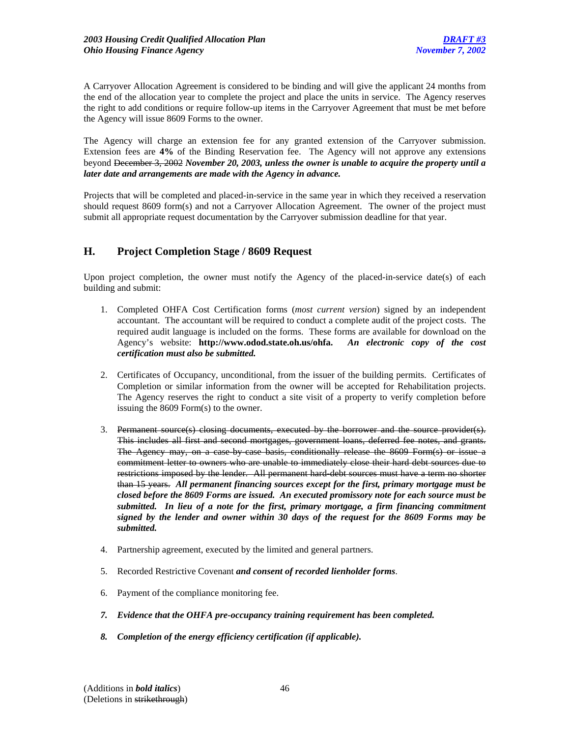A Carryover Allocation Agreement is considered to be binding and will give the applicant 24 months from the end of the allocation year to complete the project and place the units in service. The Agency reserves the right to add conditions or require follow-up items in the Carryover Agreement that must be met before the Agency will issue 8609 Forms to the owner.

The Agency will charge an extension fee for any granted extension of the Carryover submission. Extension fees are **4%** of the Binding Reservation fee. The Agency will not approve any extensions beyond ~~December 3, 2002~~ ***November 20, 2003, unless the owner is unable to acquire the property until a later date and arrangements are made with the Agency in advance.***

Projects that will be completed and placed-in-service in the same year in which they received a reservation should request 8609 form(s) and not a Carryover Allocation Agreement. The owner of the project must submit all appropriate request documentation by the Carryover submission deadline for that year.

## H. Project Completion Stage / 8609 Request

Upon project completion, the owner must notify the Agency of the placed-in-service date(s) of each building and submit:

1. Completed OHFA Cost Certification forms (*most current version*) signed by an independent accountant. The accountant will be required to conduct a complete audit of the project costs. The required audit language is included on the forms. These forms are available for download on the Agency's website: **http://www.odod.state.oh.us/ohfa.** ***An electronic copy of the cost certification must also be submitted.***

2. Certificates of Occupancy, unconditional, from the issuer of the building permits. Certificates of Completion or similar information from the owner will be accepted for Rehabilitation projects. The Agency reserves the right to conduct a site visit of a property to verify completion before issuing the 8609 Form(s) to the owner.

3. ~~Permanent source(s) closing documents, executed by the borrower and the source provider(s). This includes all first and second mortgages, government loans, deferred fee notes, and grants. The Agency may, on a case-by-case basis, conditionally release the 8609 Form(s) or issue a commitment letter to owners who are unable to immediately close their hard debt sources due to restrictions imposed by the lender. All permanent hard-debt sources must have a term no shorter than 15 years.~~ ***All permanent financing sources except for the first, primary mortgage must be closed before the 8609 Forms are issued. An executed promissory note for each source must be submitted. In lieu of a note for the first, primary mortgage, a firm financing commitment signed by the lender and owner within 30 days of the request for the 8609 Forms may be submitted.***

4. Partnership agreement, executed by the limited and general partners.

5. Recorded Restrictive Covenant ***and consent of recorded lienholder forms***.

6. Payment of the compliance monitoring fee.

7. ***Evidence that the OHFA pre-occupancy training requirement has been completed.***

8. ***Completion of the energy efficiency certification (if applicable).***

(Additions in ***bold italics***)
(Deletions in ~~strikethrough~~)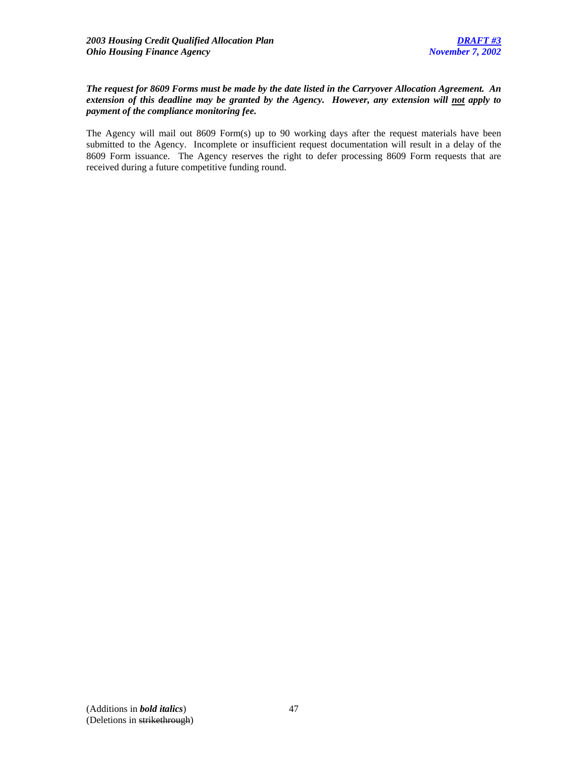***The request for 8609 Forms must be made by the date listed in the Carryover Allocation Agreement. An extension of this deadline may be granted by the Agency. However, any extension will <u>not</u> apply to payment of the compliance monitoring fee.***

The Agency will mail out 8609 Form(s) up to 90 working days after the request materials have been submitted to the Agency. Incomplete or insufficient request documentation will result in a delay of the 8609 Form issuance. The Agency reserves the right to defer processing 8609 Form requests that are received during a future competitive funding round.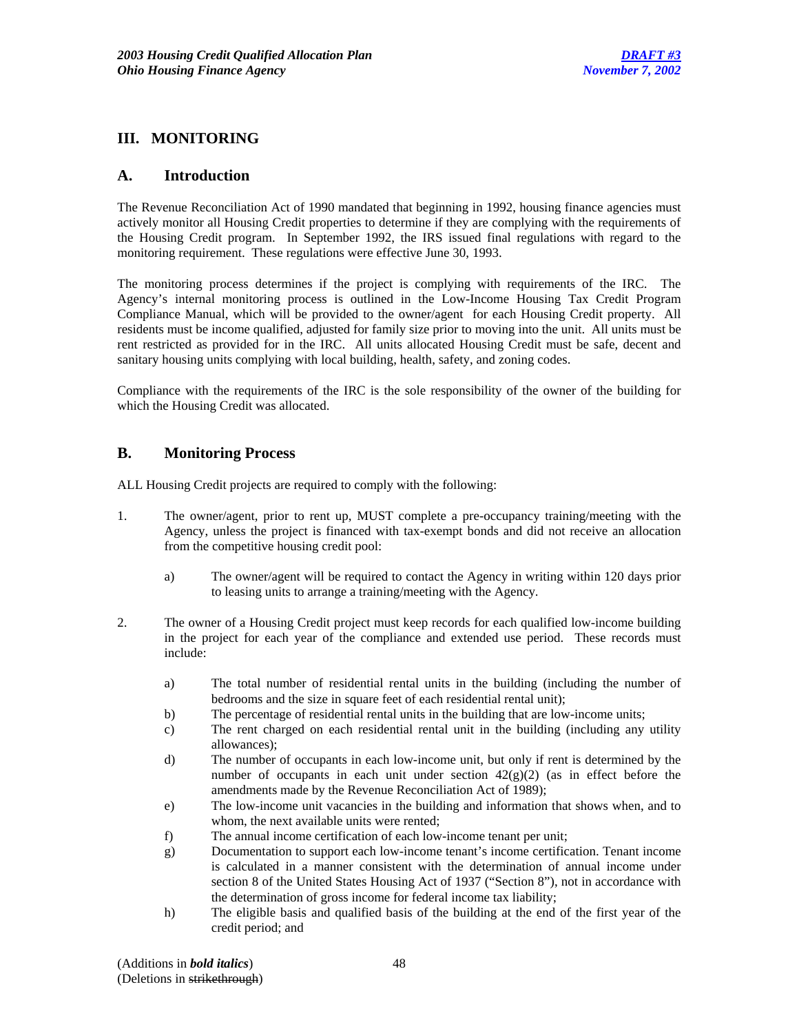## III. MONITORING

### A. Introduction

The Revenue Reconciliation Act of 1990 mandated that beginning in 1992, housing finance agencies must actively monitor all Housing Credit properties to determine if they are complying with the requirements of the Housing Credit program. In September 1992, the IRS issued final regulations with regard to the monitoring requirement. These regulations were effective June 30, 1993.

The monitoring process determines if the project is complying with requirements of the IRC. The Agency's internal monitoring process is outlined in the Low-Income Housing Tax Credit Program Compliance Manual, which will be provided to the owner/agent for each Housing Credit property. All residents must be income qualified, adjusted for family size prior to moving into the unit. All units must be rent restricted as provided for in the IRC. All units allocated Housing Credit must be safe, decent and sanitary housing units complying with local building, health, safety, and zoning codes.

Compliance with the requirements of the IRC is the sole responsibility of the owner of the building for which the Housing Credit was allocated.

### B. Monitoring Process

ALL Housing Credit projects are required to comply with the following:

1. The owner/agent, prior to rent up, MUST complete a pre-occupancy training/meeting with the Agency, unless the project is financed with tax-exempt bonds and did not receive an allocation from the competitive housing credit pool:

   a) The owner/agent will be required to contact the Agency in writing within 120 days prior to leasing units to arrange a training/meeting with the Agency.

2. The owner of a Housing Credit project must keep records for each qualified low-income building in the project for each year of the compliance and extended use period. These records must include:

   a) The total number of residential rental units in the building (including the number of bedrooms and the size in square feet of each residential rental unit);
   b) The percentage of residential rental units in the building that are low-income units;
   c) The rent charged on each residential rental unit in the building (including any utility allowances);
   d) The number of occupants in each low-income unit, but only if rent is determined by the number of occupants in each unit under section 42(g)(2) (as in effect before the amendments made by the Revenue Reconciliation Act of 1989);
   e) The low-income unit vacancies in the building and information that shows when, and to whom, the next available units were rented;
   f) The annual income certification of each low-income tenant per unit;
   g) Documentation to support each low-income tenant's income certification. Tenant income is calculated in a manner consistent with the determination of annual income under section 8 of the United States Housing Act of 1937 ("Section 8"), not in accordance with the determination of gross income for federal income tax liability;
   h) The eligible basis and qualified basis of the building at the end of the first year of the credit period; and

(Additions in ***bold italics***)
(Deletions in ~~strikethrough~~)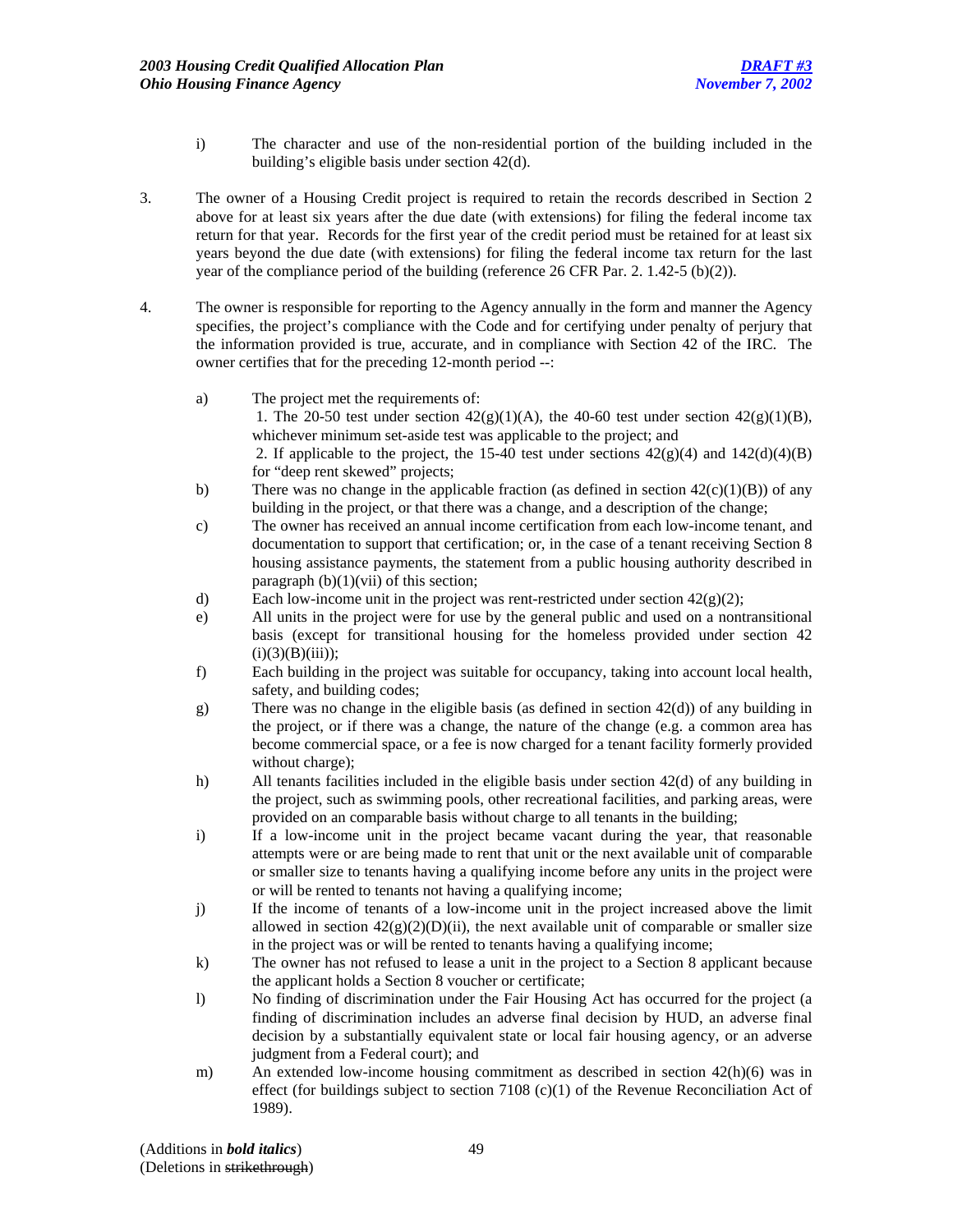i) The character and use of the non-residential portion of the building included in the building's eligible basis under section 42(d).

3. The owner of a Housing Credit project is required to retain the records described in Section 2 above for at least six years after the due date (with extensions) for filing the federal income tax return for that year. Records for the first year of the credit period must be retained for at least six years beyond the due date (with extensions) for filing the federal income tax return for the last year of the compliance period of the building (reference 26 CFR Par. 2. 1.42-5 (b)(2)).

4. The owner is responsible for reporting to the Agency annually in the form and manner the Agency specifies, the project's compliance with the Code and for certifying under penalty of perjury that the information provided is true, accurate, and in compliance with Section 42 of the IRC. The owner certifies that for the preceding 12-month period --:

   a) The project met the requirements of:
      1. The 20-50 test under section 42(g)(1)(A), the 40-60 test under section 42(g)(1)(B), whichever minimum set-aside test was applicable to the project; and
      2. If applicable to the project, the 15-40 test under sections 42(g)(4) and 142(d)(4)(B) for "deep rent skewed" projects;
   b) There was no change in the applicable fraction (as defined in section 42(c)(1)(B)) of any building in the project, or that there was a change, and a description of the change;
   c) The owner has received an annual income certification from each low-income tenant, and documentation to support that certification; or, in the case of a tenant receiving Section 8 housing assistance payments, the statement from a public housing authority described in paragraph (b)(1)(vii) of this section;
   d) Each low-income unit in the project was rent-restricted under section 42(g)(2);
   e) All units in the project were for use by the general public and used on a nontransitional basis (except for transitional housing for the homeless provided under section 42 (i)(3)(B)(iii));
   f) Each building in the project was suitable for occupancy, taking into account local health, safety, and building codes;
   g) There was no change in the eligible basis (as defined in section 42(d)) of any building in the project, or if there was a change, the nature of the change (e.g. a common area has become commercial space, or a fee is now charged for a tenant facility formerly provided without charge);
   h) All tenants facilities included in the eligible basis under section 42(d) of any building in the project, such as swimming pools, other recreational facilities, and parking areas, were provided on an comparable basis without charge to all tenants in the building;
   i) If a low-income unit in the project became vacant during the year, that reasonable attempts were or are being made to rent that unit or the next available unit of comparable or smaller size to tenants having a qualifying income before any units in the project were or will be rented to tenants not having a qualifying income;
   j) If the income of tenants of a low-income unit in the project increased above the limit allowed in section 42(g)(2)(D)(ii), the next available unit of comparable or smaller size in the project was or will be rented to tenants having a qualifying income;
   k) The owner has not refused to lease a unit in the project to a Section 8 applicant because the applicant holds a Section 8 voucher or certificate;
   l) No finding of discrimination under the Fair Housing Act has occurred for the project (a finding of discrimination includes an adverse final decision by HUD, an adverse final decision by a substantially equivalent state or local fair housing agency, or an adverse judgment from a Federal court); and
   m) An extended low-income housing commitment as described in section 42(h)(6) was in effect (for buildings subject to section 7108 (c)(1) of the Revenue Reconciliation Act of 1989).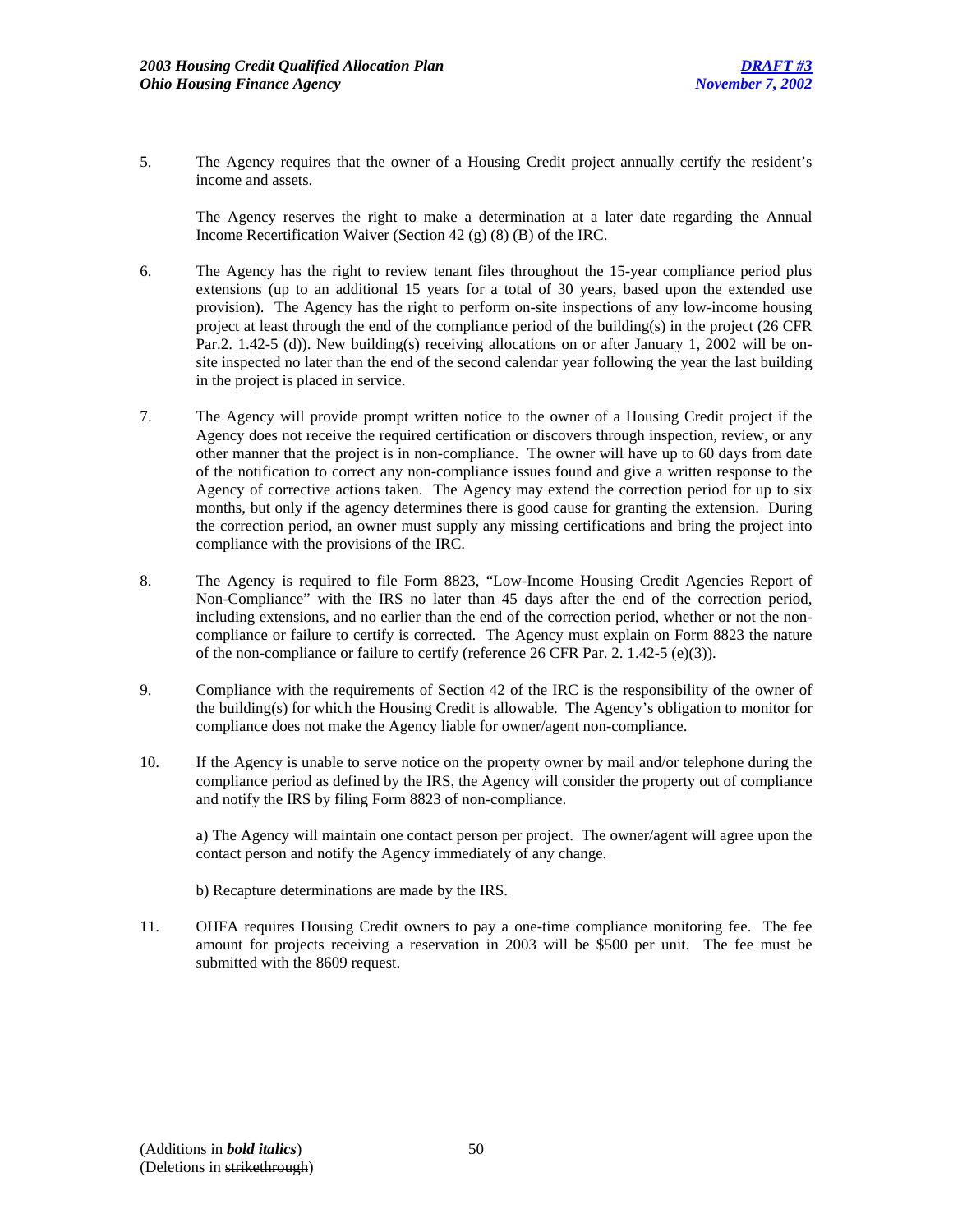5. The Agency requires that the owner of a Housing Credit project annually certify the resident's income and assets.

   The Agency reserves the right to make a determination at a later date regarding the Annual Income Recertification Waiver (Section 42 (g) (8) (B) of the IRC.

6. The Agency has the right to review tenant files throughout the 15-year compliance period plus extensions (up to an additional 15 years for a total of 30 years, based upon the extended use provision). The Agency has the right to perform on-site inspections of any low-income housing project at least through the end of the compliance period of the building(s) in the project (26 CFR Par.2. 1.42-5 (d)). New building(s) receiving allocations on or after January 1, 2002 will be on-site inspected no later than the end of the second calendar year following the year the last building in the project is placed in service.

7. The Agency will provide prompt written notice to the owner of a Housing Credit project if the Agency does not receive the required certification or discovers through inspection, review, or any other manner that the project is in non-compliance. The owner will have up to 60 days from date of the notification to correct any non-compliance issues found and give a written response to the Agency of corrective actions taken. The Agency may extend the correction period for up to six months, but only if the agency determines there is good cause for granting the extension. During the correction period, an owner must supply any missing certifications and bring the project into compliance with the provisions of the IRC.

8. The Agency is required to file Form 8823, "Low-Income Housing Credit Agencies Report of Non-Compliance" with the IRS no later than 45 days after the end of the correction period, including extensions, and no earlier than the end of the correction period, whether or not the non-compliance or failure to certify is corrected. The Agency must explain on Form 8823 the nature of the non-compliance or failure to certify (reference 26 CFR Par. 2. 1.42-5 (e)(3)).

9. Compliance with the requirements of Section 42 of the IRC is the responsibility of the owner of the building(s) for which the Housing Credit is allowable. The Agency's obligation to monitor for compliance does not make the Agency liable for owner/agent non-compliance.

10. If the Agency is unable to serve notice on the property owner by mail and/or telephone during the compliance period as defined by the IRS, the Agency will consider the property out of compliance and notify the IRS by filing Form 8823 of non-compliance.

    a) The Agency will maintain one contact person per project. The owner/agent will agree upon the contact person and notify the Agency immediately of any change.

    b) Recapture determinations are made by the IRS.

11. OHFA requires Housing Credit owners to pay a one-time compliance monitoring fee. The fee amount for projects receiving a reservation in 2003 will be $500 per unit. The fee must be submitted with the 8609 request.

(Additions in ***bold italics***)
(Deletions in ~~strikethrough~~)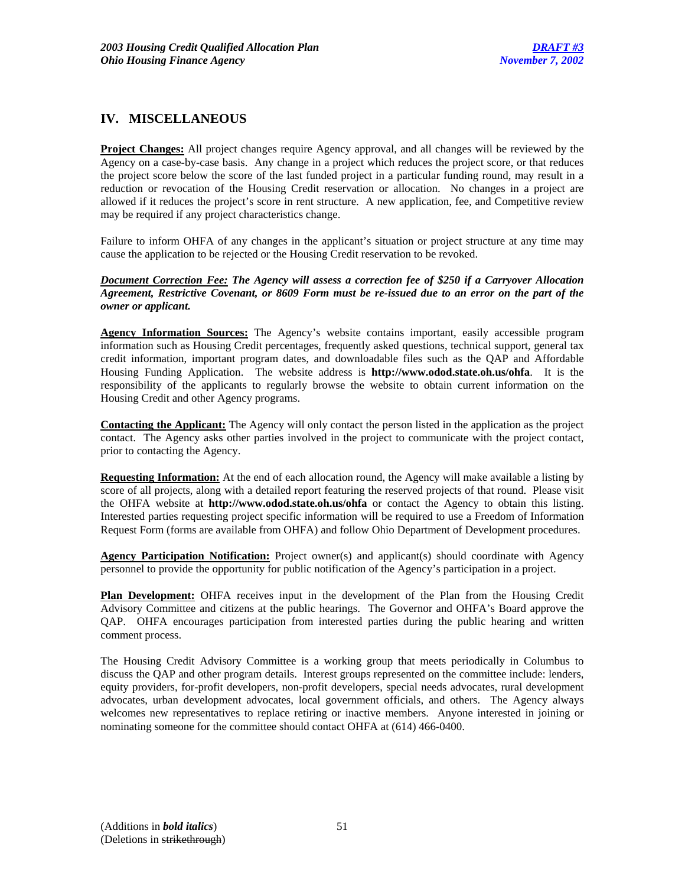## IV. MISCELLANEOUS

**Project Changes:** All project changes require Agency approval, and all changes will be reviewed by the Agency on a case-by-case basis. Any change in a project which reduces the project score, or that reduces the project score below the score of the last funded project in a particular funding round, may result in a reduction or revocation of the Housing Credit reservation or allocation. No changes in a project are allowed if it reduces the project's score in rent structure. A new application, fee, and Competitive review may be required if any project characteristics change.

Failure to inform OHFA of any changes in the applicant's situation or project structure at any time may cause the application to be rejected or the Housing Credit reservation to be revoked.

***Document Correction Fee: The Agency will assess a correction fee of $250 if a Carryover Allocation Agreement, Restrictive Covenant, or 8609 Form must be re-issued due to an error on the part of the owner or applicant.***

**Agency Information Sources:** The Agency's website contains important, easily accessible program information such as Housing Credit percentages, frequently asked questions, technical support, general tax credit information, important program dates, and downloadable files such as the QAP and Affordable Housing Funding Application. The website address is **http://www.odod.state.oh.us/ohfa**. It is the responsibility of the applicants to regularly browse the website to obtain current information on the Housing Credit and other Agency programs.

**Contacting the Applicant:** The Agency will only contact the person listed in the application as the project contact. The Agency asks other parties involved in the project to communicate with the project contact, prior to contacting the Agency.

**Requesting Information:** At the end of each allocation round, the Agency will make available a listing by score of all projects, along with a detailed report featuring the reserved projects of that round. Please visit the OHFA website at **http://www.odod.state.oh.us/ohfa** or contact the Agency to obtain this listing. Interested parties requesting project specific information will be required to use a Freedom of Information Request Form (forms are available from OHFA) and follow Ohio Department of Development procedures.

**Agency Participation Notification:** Project owner(s) and applicant(s) should coordinate with Agency personnel to provide the opportunity for public notification of the Agency's participation in a project.

**Plan Development:** OHFA receives input in the development of the Plan from the Housing Credit Advisory Committee and citizens at the public hearings. The Governor and OHFA's Board approve the QAP. OHFA encourages participation from interested parties during the public hearing and written comment process.

The Housing Credit Advisory Committee is a working group that meets periodically in Columbus to discuss the QAP and other program details. Interest groups represented on the committee include: lenders, equity providers, for-profit developers, non-profit developers, special needs advocates, rural development advocates, urban development advocates, local government officials, and others. The Agency always welcomes new representatives to replace retiring or inactive members. Anyone interested in joining or nominating someone for the committee should contact OHFA at (614) 466-0400.

(Additions in ***bold italics***)
(Deletions in ~~strikethrough~~)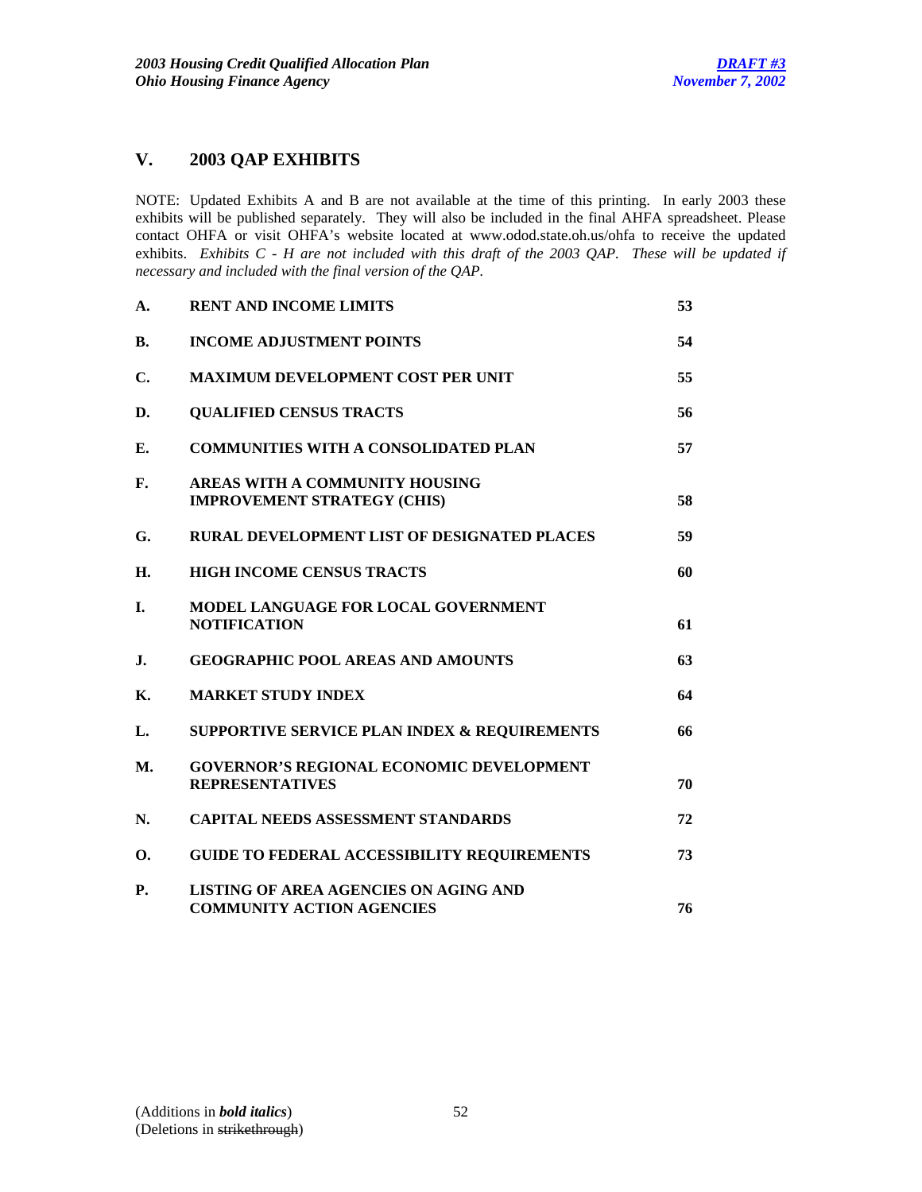## V. 2003 QAP EXHIBITS

NOTE: Updated Exhibits A and B are not available at the time of this printing. In early 2003 these exhibits will be published separately. They will also be included in the final AHFA spreadsheet. Please contact OHFA or visit OHFA's website located at www.odod.state.oh.us/ohfa to receive the updated exhibits. *Exhibits C - H are not included with this draft of the 2003 QAP. These will be updated if necessary and included with the final version of the QAP.*

| | | |
|---|---|---|
| **A.** | **RENT AND INCOME LIMITS** | **53** |
| **B.** | **INCOME ADJUSTMENT POINTS** | **54** |
| **C.** | **MAXIMUM DEVELOPMENT COST PER UNIT** | **55** |
| **D.** | **QUALIFIED CENSUS TRACTS** | **56** |
| **E.** | **COMMUNITIES WITH A CONSOLIDATED PLAN** | **57** |
| **F.** | **AREAS WITH A COMMUNITY HOUSING IMPROVEMENT STRATEGY (CHIS)** | **58** |
| **G.** | **RURAL DEVELOPMENT LIST OF DESIGNATED PLACES** | **59** |
| **H.** | **HIGH INCOME CENSUS TRACTS** | **60** |
| **I.** | **MODEL LANGUAGE FOR LOCAL GOVERNMENT NOTIFICATION** | **61** |
| **J.** | **GEOGRAPHIC POOL AREAS AND AMOUNTS** | **63** |
| **K.** | **MARKET STUDY INDEX** | **64** |
| **L.** | **SUPPORTIVE SERVICE PLAN INDEX & REQUIREMENTS** | **66** |
| **M.** | **GOVERNOR'S REGIONAL ECONOMIC DEVELOPMENT REPRESENTATIVES** | **70** |
| **N.** | **CAPITAL NEEDS ASSESSMENT STANDARDS** | **72** |
| **O.** | **GUIDE TO FEDERAL ACCESSIBILITY REQUIREMENTS** | **73** |
| **P.** | **LISTING OF AREA AGENCIES ON AGING AND COMMUNITY ACTION AGENCIES** | **76** |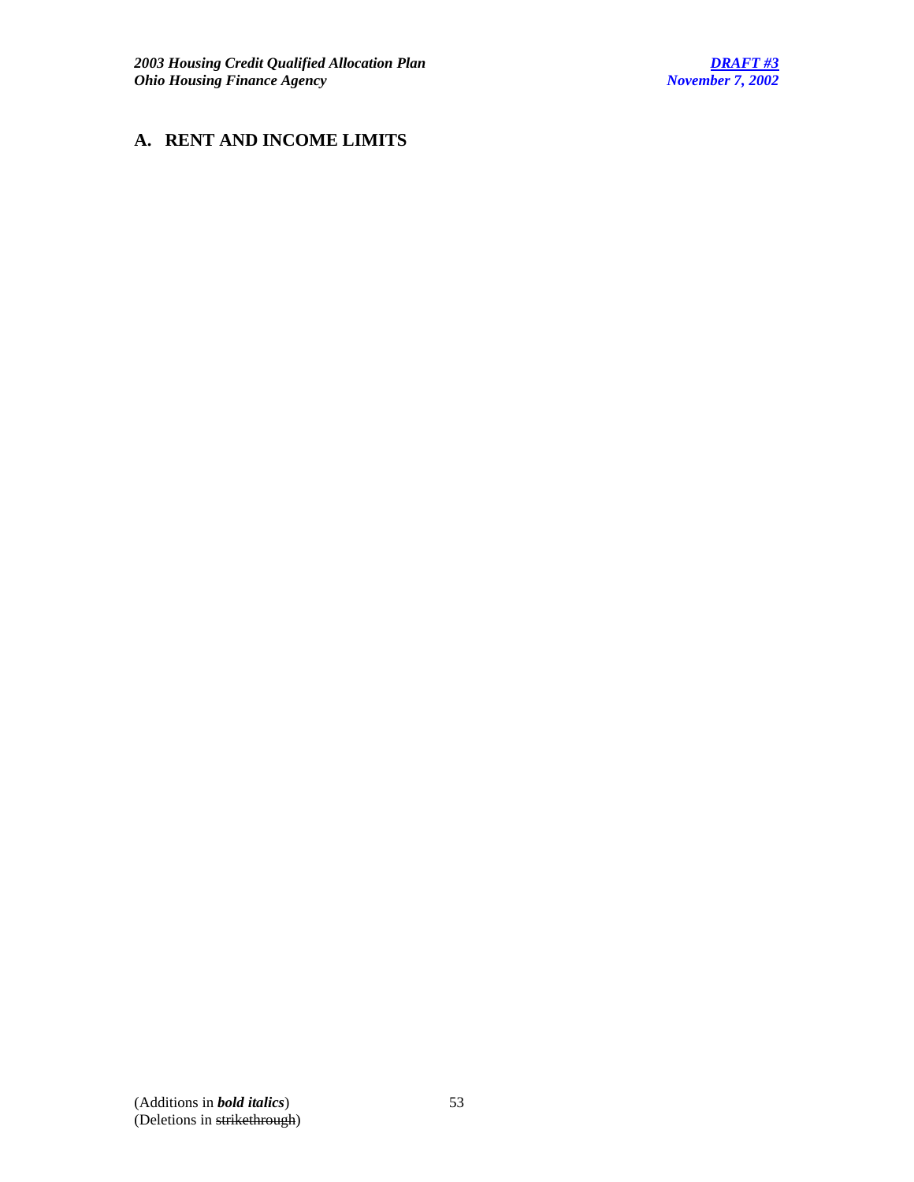## A. RENT AND INCOME LIMITS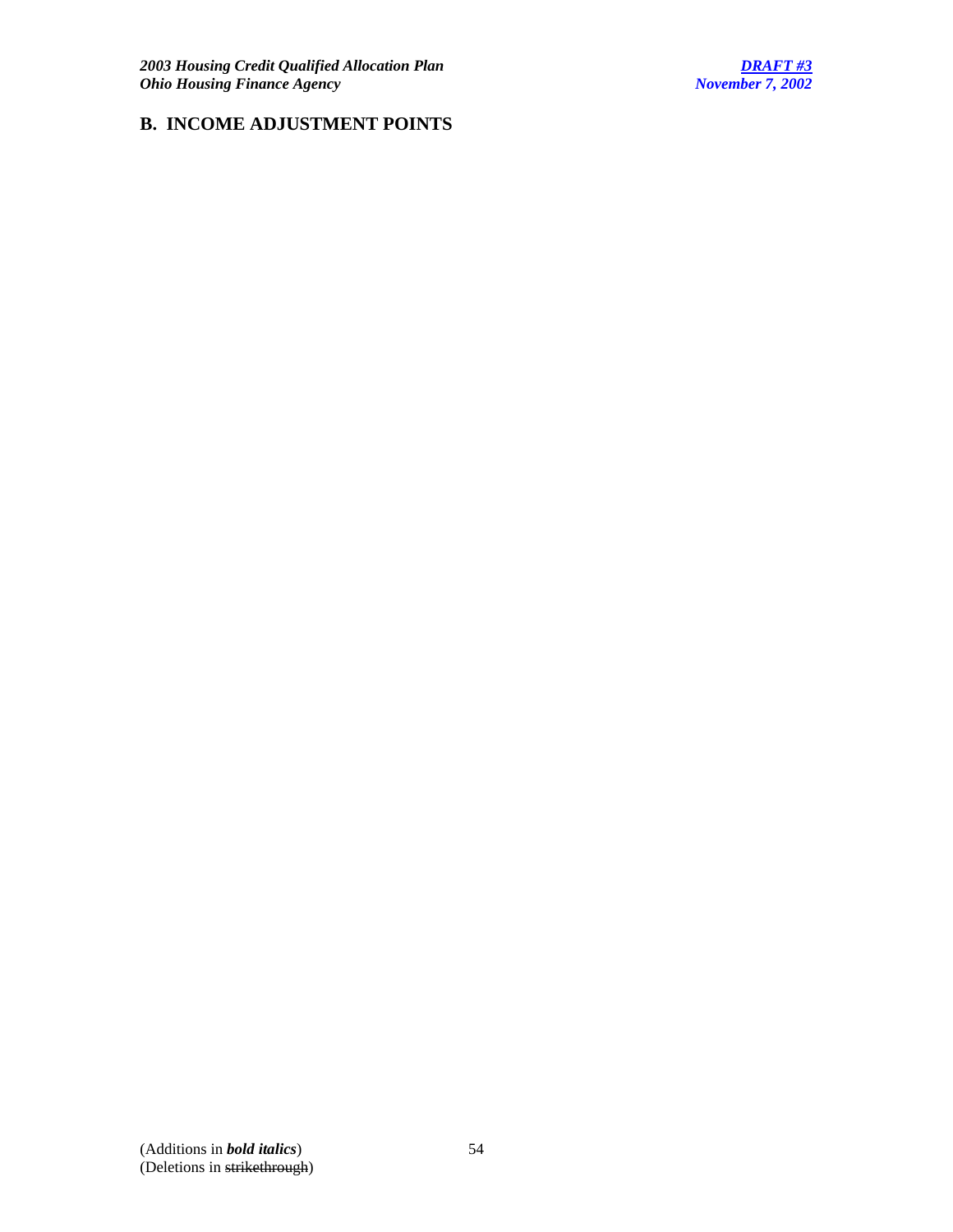## B. INCOME ADJUSTMENT POINTS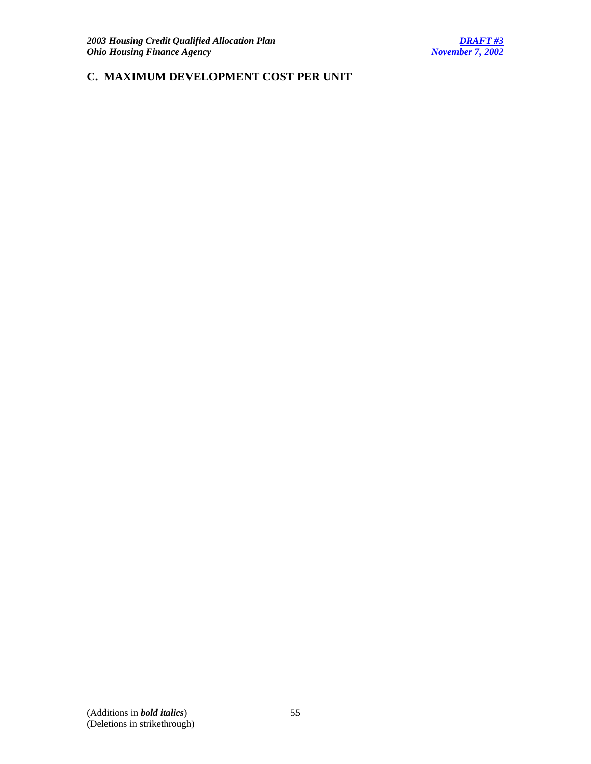## C. MAXIMUM DEVELOPMENT COST PER UNIT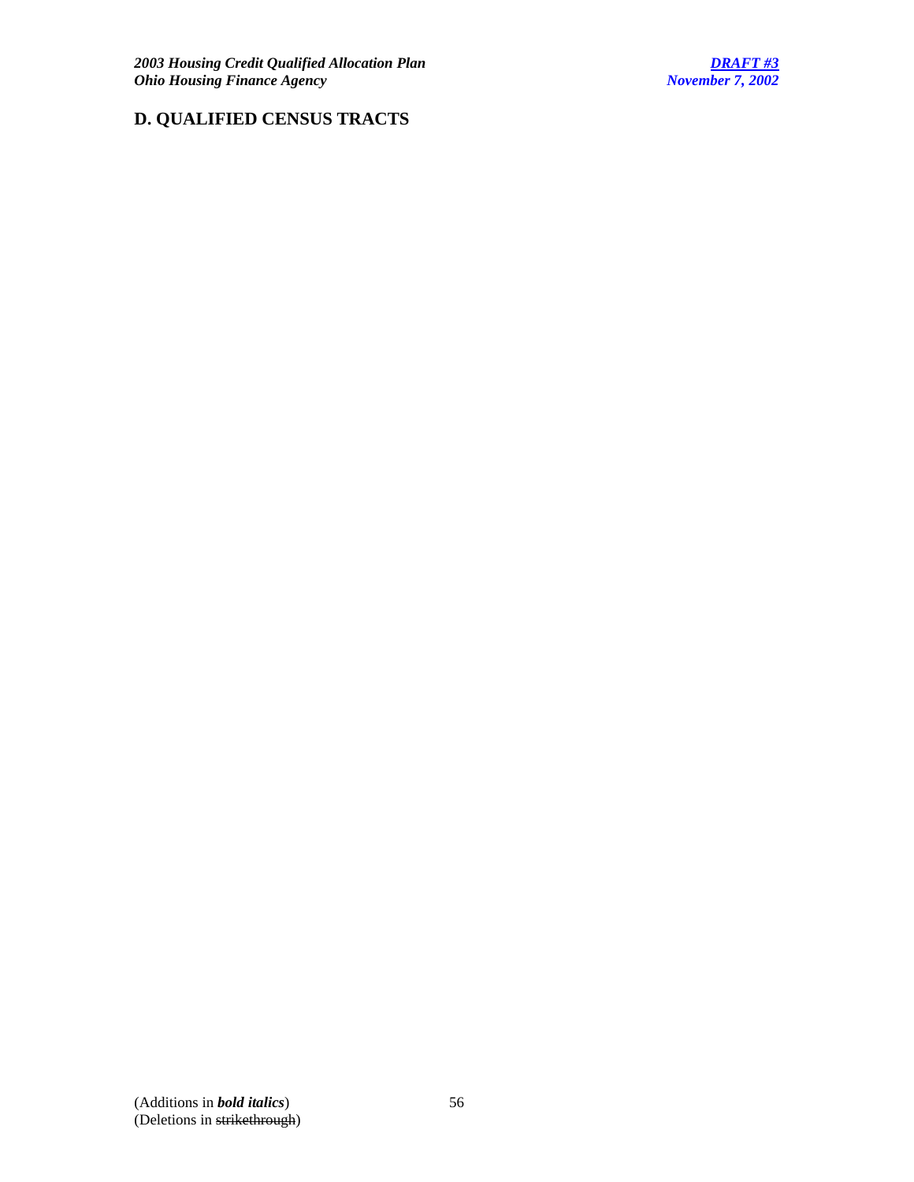## D. QUALIFIED CENSUS TRACTS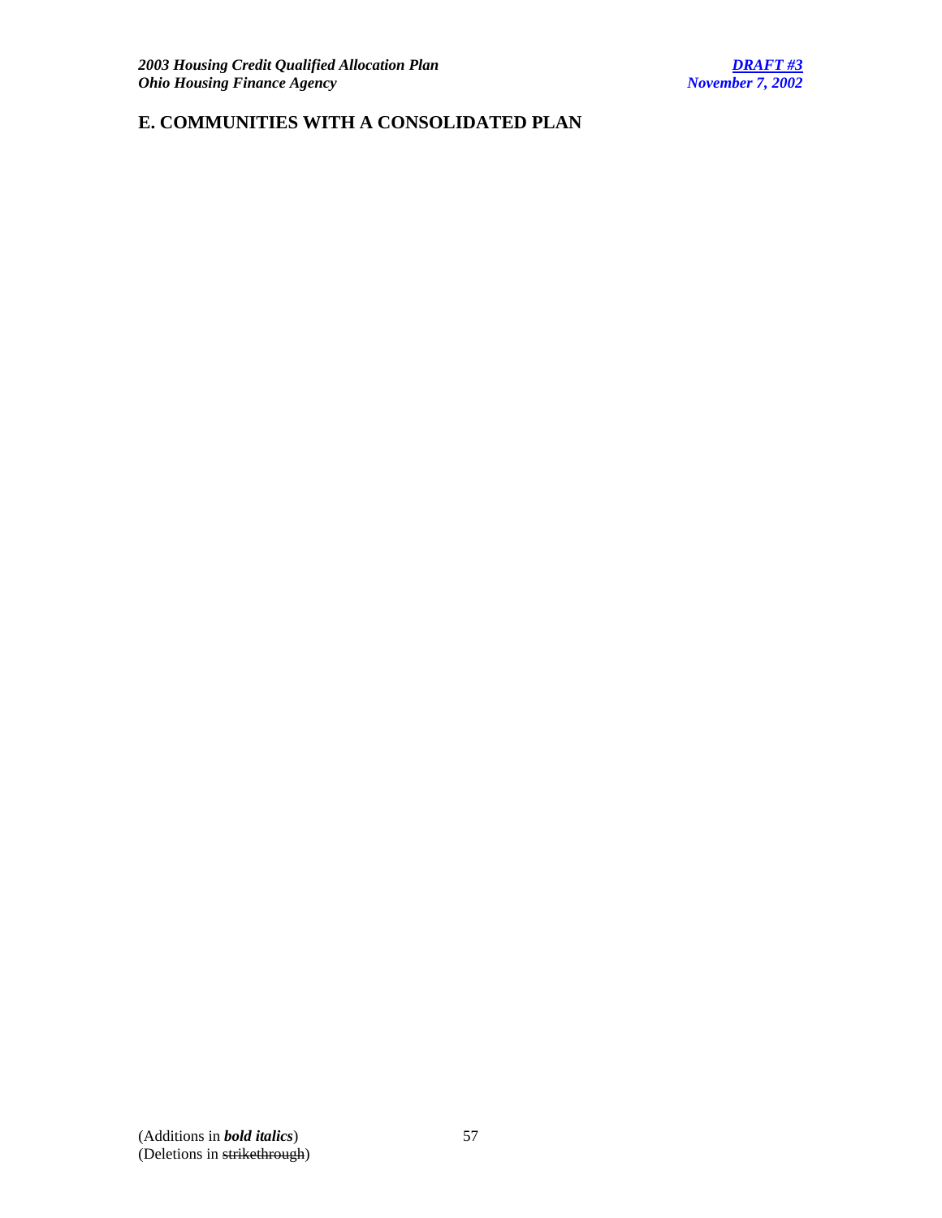## E. COMMUNITIES WITH A CONSOLIDATED PLAN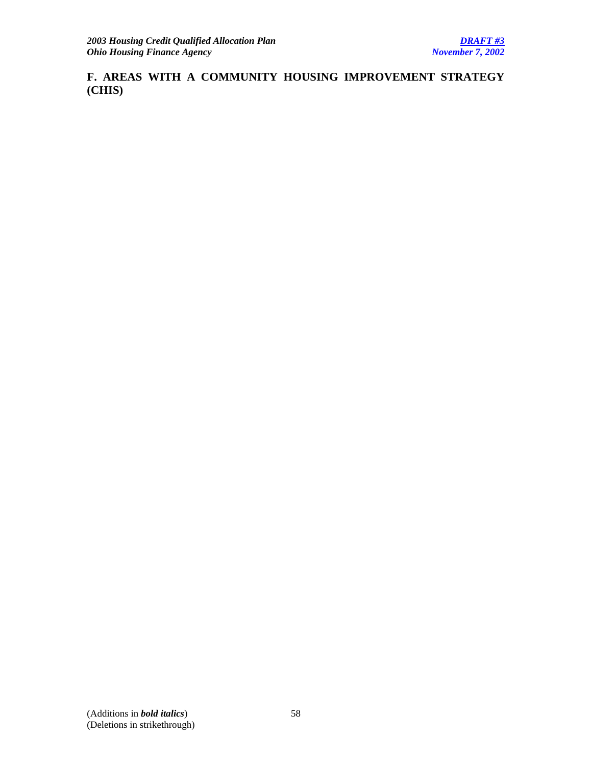## F. AREAS WITH A COMMUNITY HOUSING IMPROVEMENT STRATEGY (CHIS)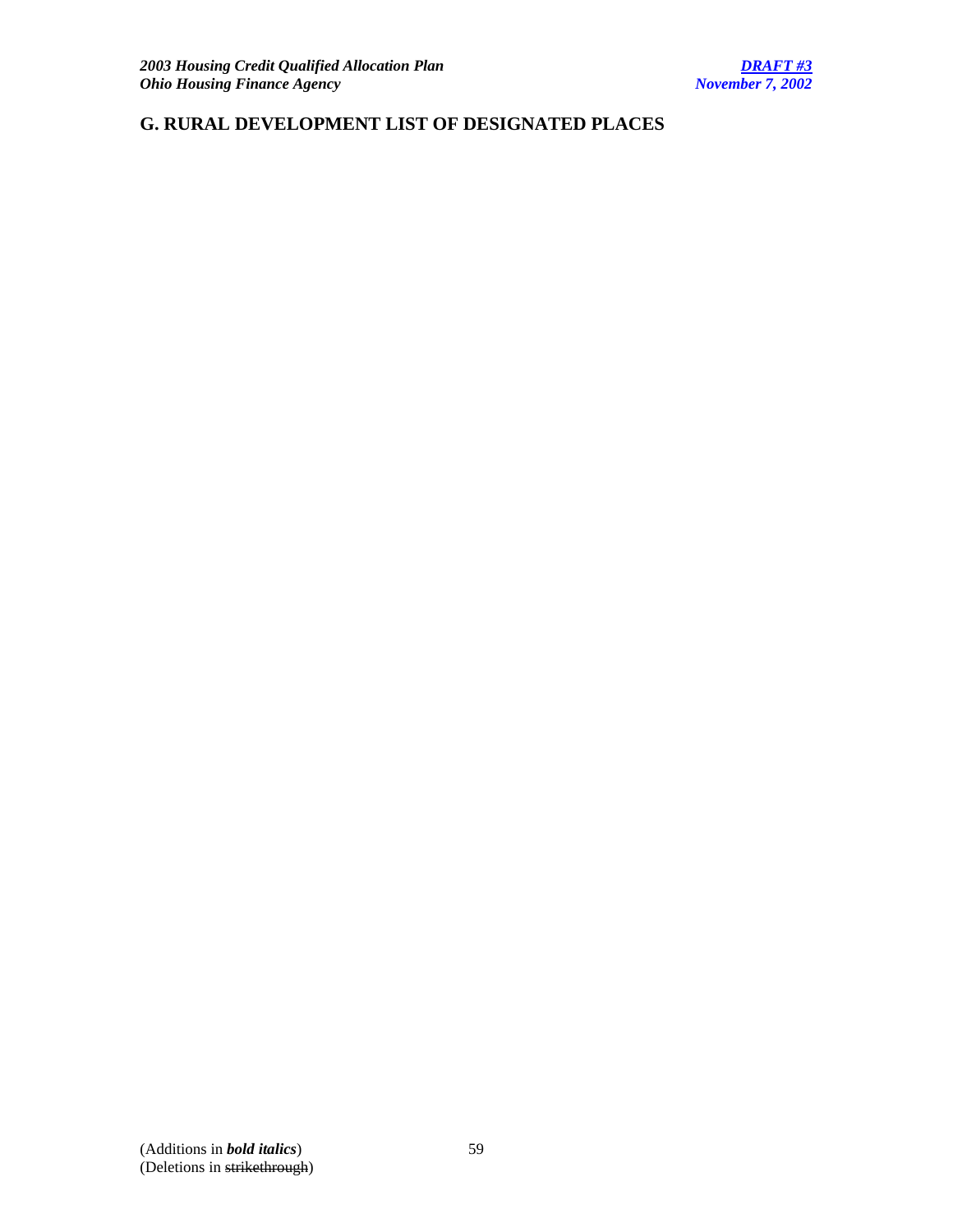## G. RURAL DEVELOPMENT LIST OF DESIGNATED PLACES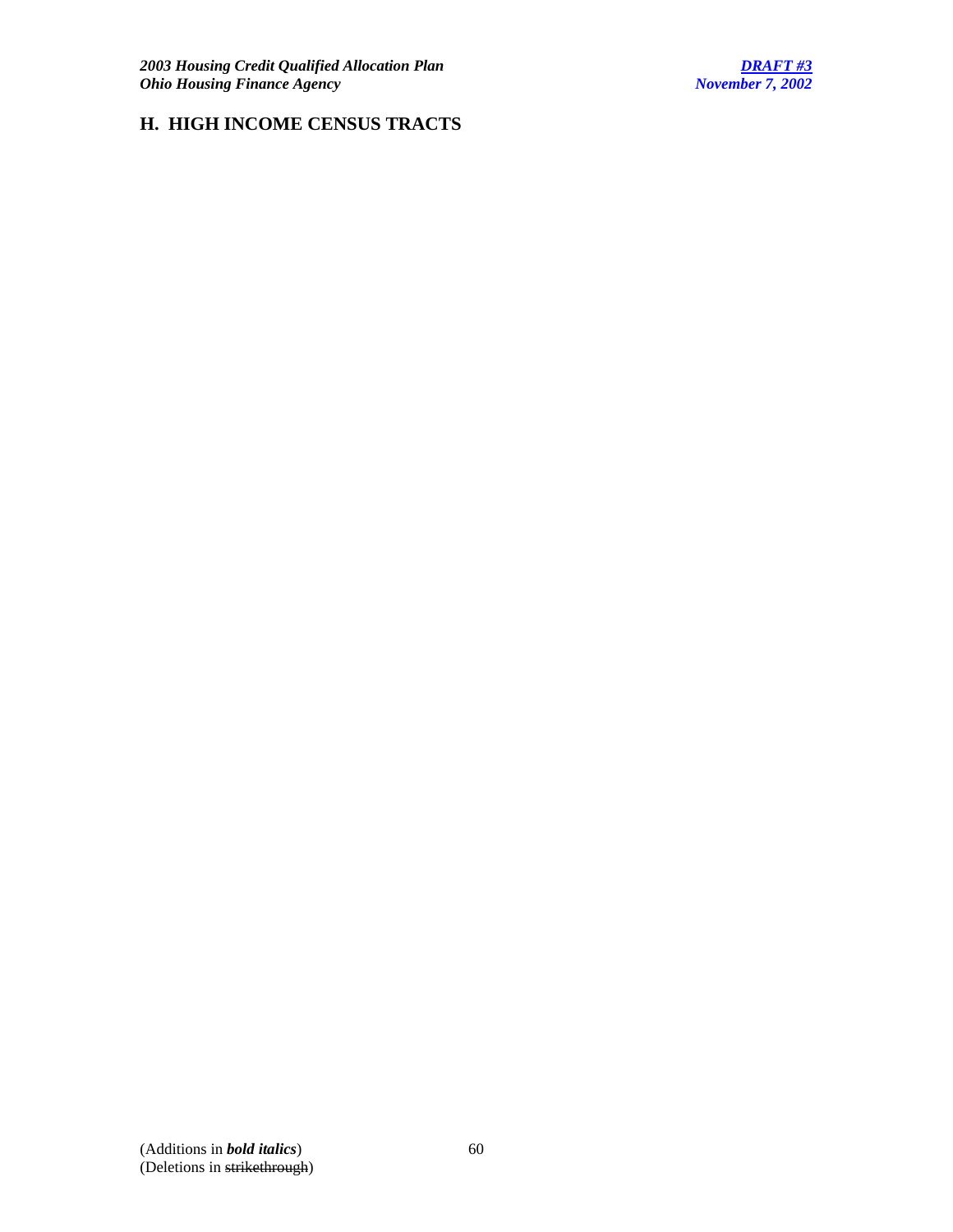## H. HIGH INCOME CENSUS TRACTS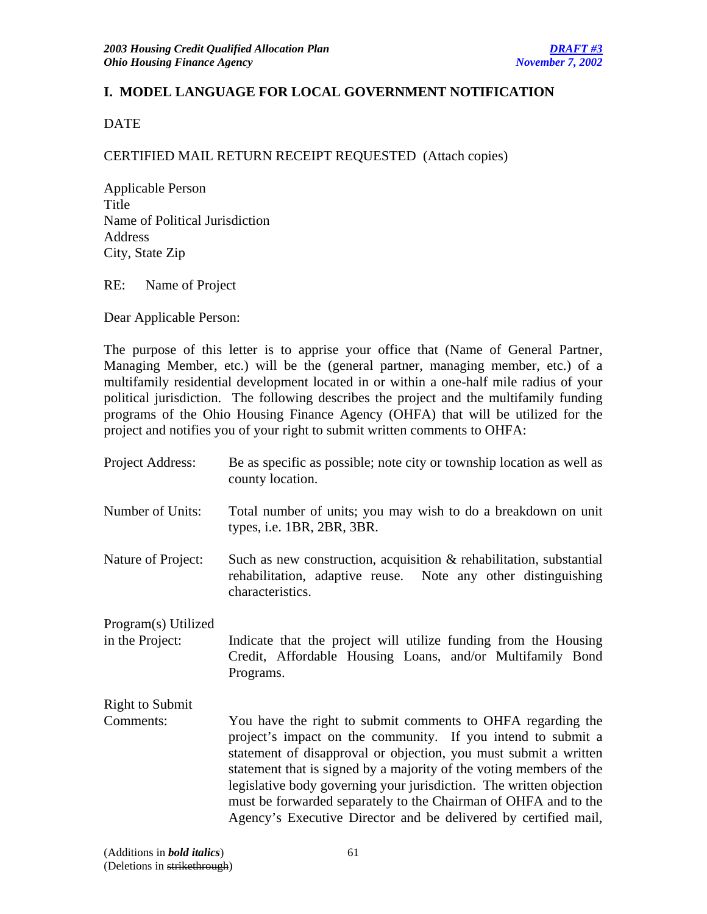## I. MODEL LANGUAGE FOR LOCAL GOVERNMENT NOTIFICATION

DATE

CERTIFIED MAIL RETURN RECEIPT REQUESTED (Attach copies)

Applicable Person
Title
Name of Political Jurisdiction
Address
City, State Zip

RE: Name of Project

Dear Applicable Person:

The purpose of this letter is to apprise your office that (Name of General Partner, Managing Member, etc.) will be the (general partner, managing member, etc.) of a multifamily residential development located in or within a one-half mile radius of your political jurisdiction. The following describes the project and the multifamily funding programs of the Ohio Housing Finance Agency (OHFA) that will be utilized for the project and notifies you of your right to submit written comments to OHFA:

| | |
|---|---|
| Project Address: | Be as specific as possible; note city or township location as well as county location. |
| Number of Units: | Total number of units; you may wish to do a breakdown on unit types, i.e. 1BR, 2BR, 3BR. |
| Nature of Project: | Such as new construction, acquisition & rehabilitation, substantial rehabilitation, adaptive reuse. Note any other distinguishing characteristics. |
| Program(s) Utilized in the Project: | Indicate that the project will utilize funding from the Housing Credit, Affordable Housing Loans, and/or Multifamily Bond Programs. |
| Right to Submit Comments: | You have the right to submit comments to OHFA regarding the project's impact on the community. If you intend to submit a statement of disapproval or objection, you must submit a written statement that is signed by a majority of the voting members of the legislative body governing your jurisdiction. The written objection must be forwarded separately to the Chairman of OHFA and to the Agency's Executive Director and be delivered by certified mail, |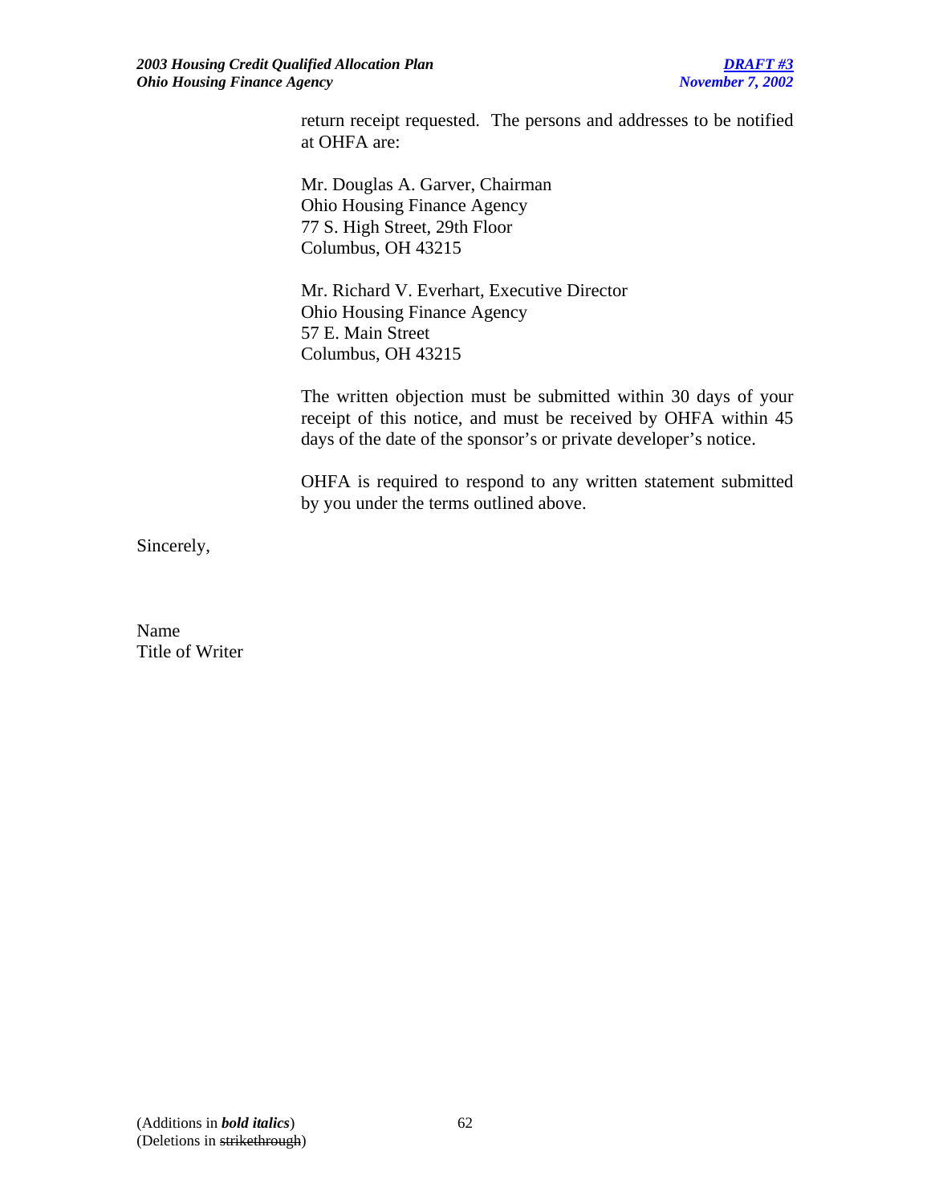return receipt requested. The persons and addresses to be notified at OHFA are:

Mr. Douglas A. Garver, Chairman
Ohio Housing Finance Agency
77 S. High Street, 29th Floor
Columbus, OH 43215

Mr. Richard V. Everhart, Executive Director
Ohio Housing Finance Agency
57 E. Main Street
Columbus, OH 43215

The written objection must be submitted within 30 days of your receipt of this notice, and must be received by OHFA within 45 days of the date of the sponsor's or private developer's notice.

OHFA is required to respond to any written statement submitted by you under the terms outlined above.

Sincerely,

Name
Title of Writer

(Additions in ***bold italics***)
(Deletions in ~~strikethrough~~)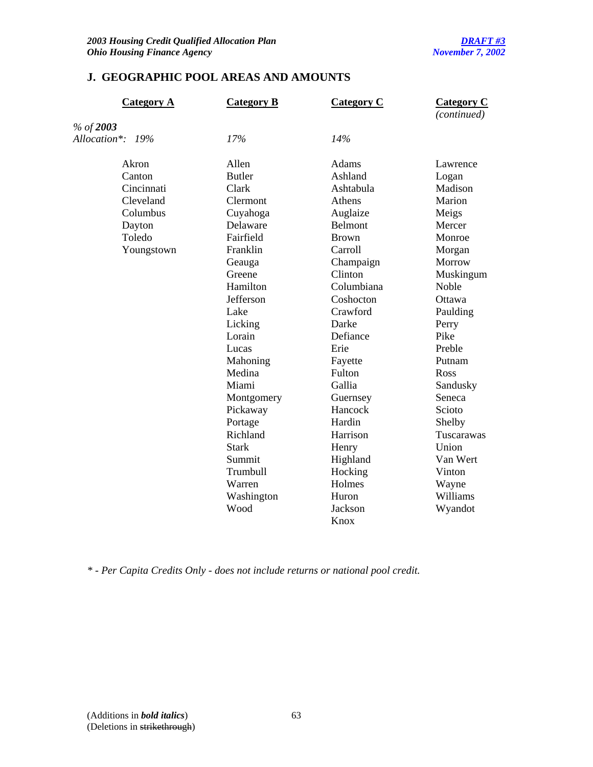## J. GEOGRAPHIC POOL AREAS AND AMOUNTS

| | Category A | Category B | Category C | Category C *(continued)* |
|---|---|---|---|---|
| *% of **2003** Allocation*:* | *19%* | *17%* | *14%* | |
| | Akron | Allen | Adams | Lawrence |
| | Canton | Butler | Ashland | Logan |
| | Cincinnati | Clark | Ashtabula | Madison |
| | Cleveland | Clermont | Athens | Marion |
| | Columbus | Cuyahoga | Auglaize | Meigs |
| | Dayton | Delaware | Belmont | Mercer |
| | Toledo | Fairfield | Brown | Monroe |
| | Youngstown | Franklin | Carroll | Morgan |
| | | Geauga | Champaign | Morrow |
| | | Greene | Clinton | Muskingum |
| | | Hamilton | Columbiana | Noble |
| | | Jefferson | Coshocton | Ottawa |
| | | Lake | Crawford | Paulding |
| | | Licking | Darke | Perry |
| | | Lorain | Defiance | Pike |
| | | Lucas | Erie | Preble |
| | | Mahoning | Fayette | Putnam |
| | | Medina | Fulton | Ross |
| | | Miami | Gallia | Sandusky |
| | | Montgomery | Guernsey | Seneca |
| | | Pickaway | Hancock | Scioto |
| | | Portage | Hardin | Shelby |
| | | Richland | Harrison | Tuscarawas |
| | | Stark | Henry | Union |
| | | Summit | Highland | Van Wert |
| | | Trumbull | Hocking | Vinton |
| | | Warren | Holmes | Wayne |
| | | Washington | Huron | Williams |
| | | Wood | Jackson | Wyandot |
| | | | Knox | |

*\* - Per Capita Credits Only - does not include returns or national pool credit.*

(Additions in ***bold italics***)
(Deletions in ~~strikethrough~~)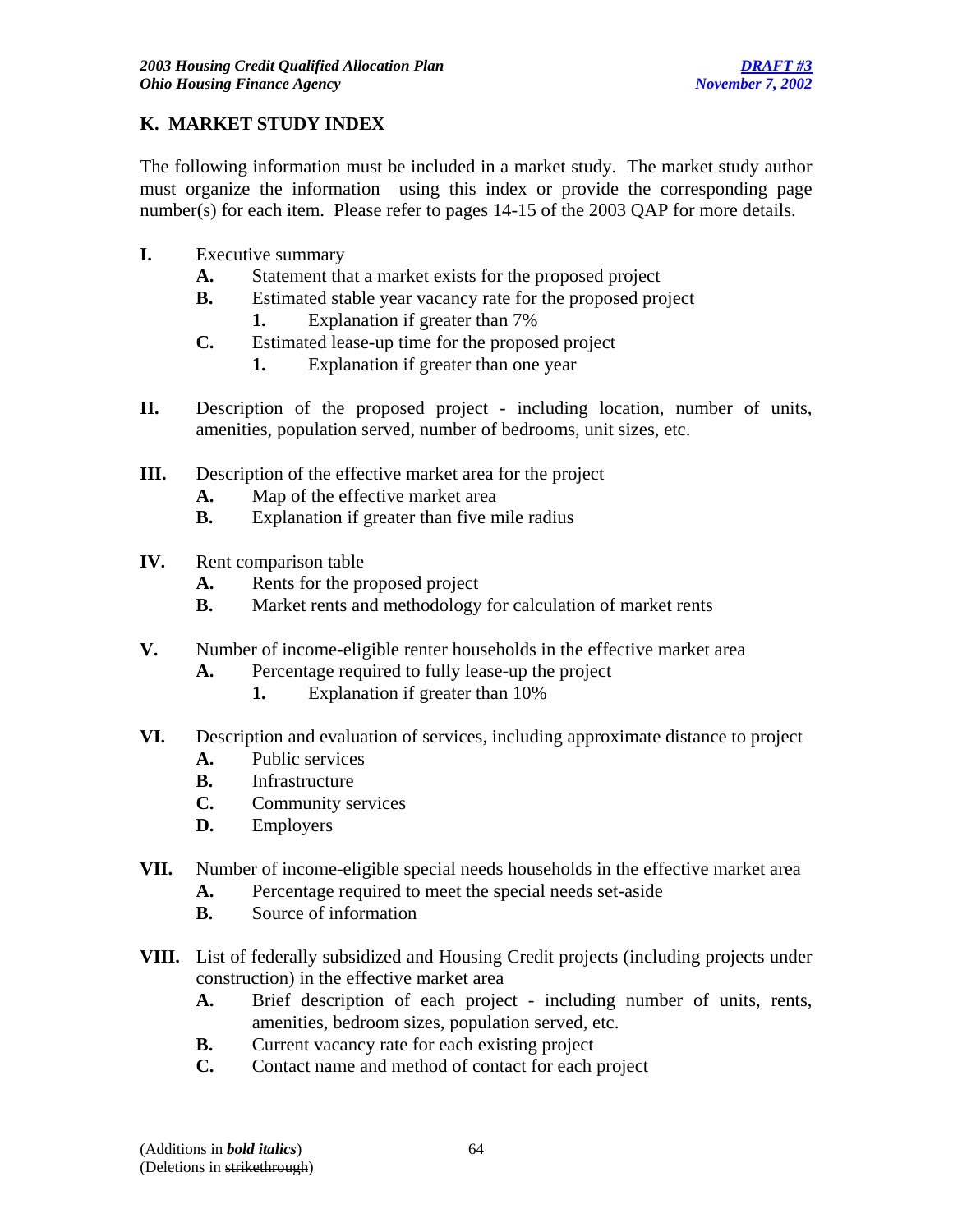## K. MARKET STUDY INDEX

The following information must be included in a market study. The market study author must organize the information using this index or provide the corresponding page number(s) for each item. Please refer to pages 14-15 of the 2003 QAP for more details.

**I.** Executive summary
- **A.** Statement that a market exists for the proposed project
- **B.** Estimated stable year vacancy rate for the proposed project
  - **1.** Explanation if greater than 7%
- **C.** Estimated lease-up time for the proposed project
  - **1.** Explanation if greater than one year

**II.** Description of the proposed project - including location, number of units, amenities, population served, number of bedrooms, unit sizes, etc.

**III.** Description of the effective market area for the project
- **A.** Map of the effective market area
- **B.** Explanation if greater than five mile radius

**IV.** Rent comparison table
- **A.** Rents for the proposed project
- **B.** Market rents and methodology for calculation of market rents

**V.** Number of income-eligible renter households in the effective market area
- **A.** Percentage required to fully lease-up the project
  - **1.** Explanation if greater than 10%

**VI.** Description and evaluation of services, including approximate distance to project
- **A.** Public services
- **B.** Infrastructure
- **C.** Community services
- **D.** Employers

**VII.** Number of income-eligible special needs households in the effective market area
- **A.** Percentage required to meet the special needs set-aside
- **B.** Source of information

**VIII.** List of federally subsidized and Housing Credit projects (including projects under construction) in the effective market area
- **A.** Brief description of each project - including number of units, rents, amenities, bedroom sizes, population served, etc.
- **B.** Current vacancy rate for each existing project
- **C.** Contact name and method of contact for each project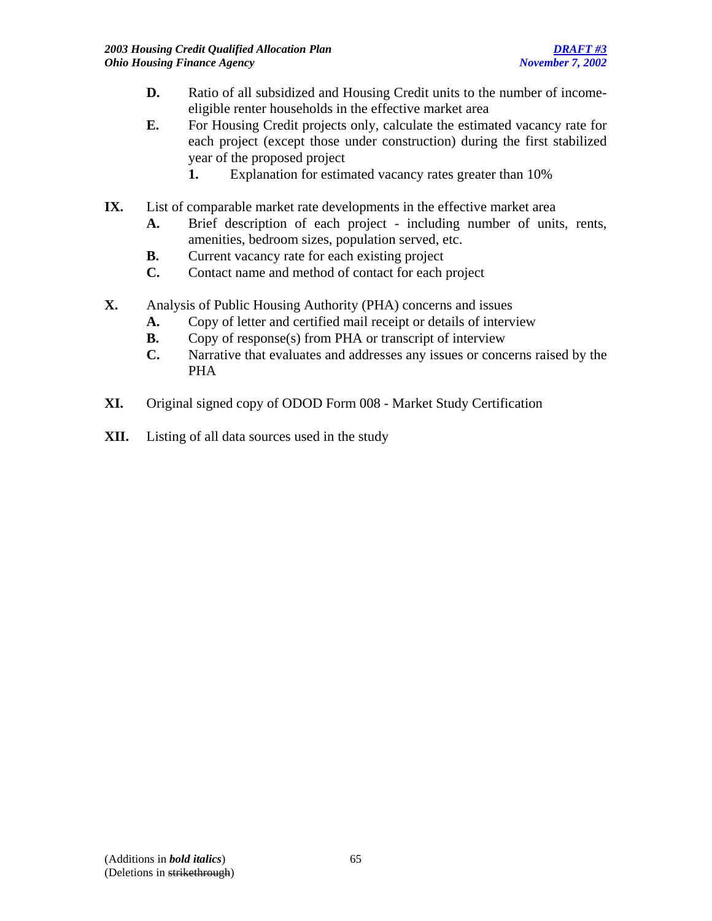- **D.** Ratio of all subsidized and Housing Credit units to the number of income-eligible renter households in the effective market area
- **E.** For Housing Credit projects only, calculate the estimated vacancy rate for each project (except those under construction) during the first stabilized year of the proposed project
  - **1.** Explanation for estimated vacancy rates greater than 10%

**IX.** List of comparable market rate developments in the effective market area

- **A.** Brief description of each project - including number of units, rents, amenities, bedroom sizes, population served, etc.
- **B.** Current vacancy rate for each existing project
- **C.** Contact name and method of contact for each project

**X.** Analysis of Public Housing Authority (PHA) concerns and issues

- **A.** Copy of letter and certified mail receipt or details of interview
- **B.** Copy of response(s) from PHA or transcript of interview
- **C.** Narrative that evaluates and addresses any issues or concerns raised by the PHA

**XI.** Original signed copy of ODOD Form 008 - Market Study Certification

**XII.** Listing of all data sources used in the study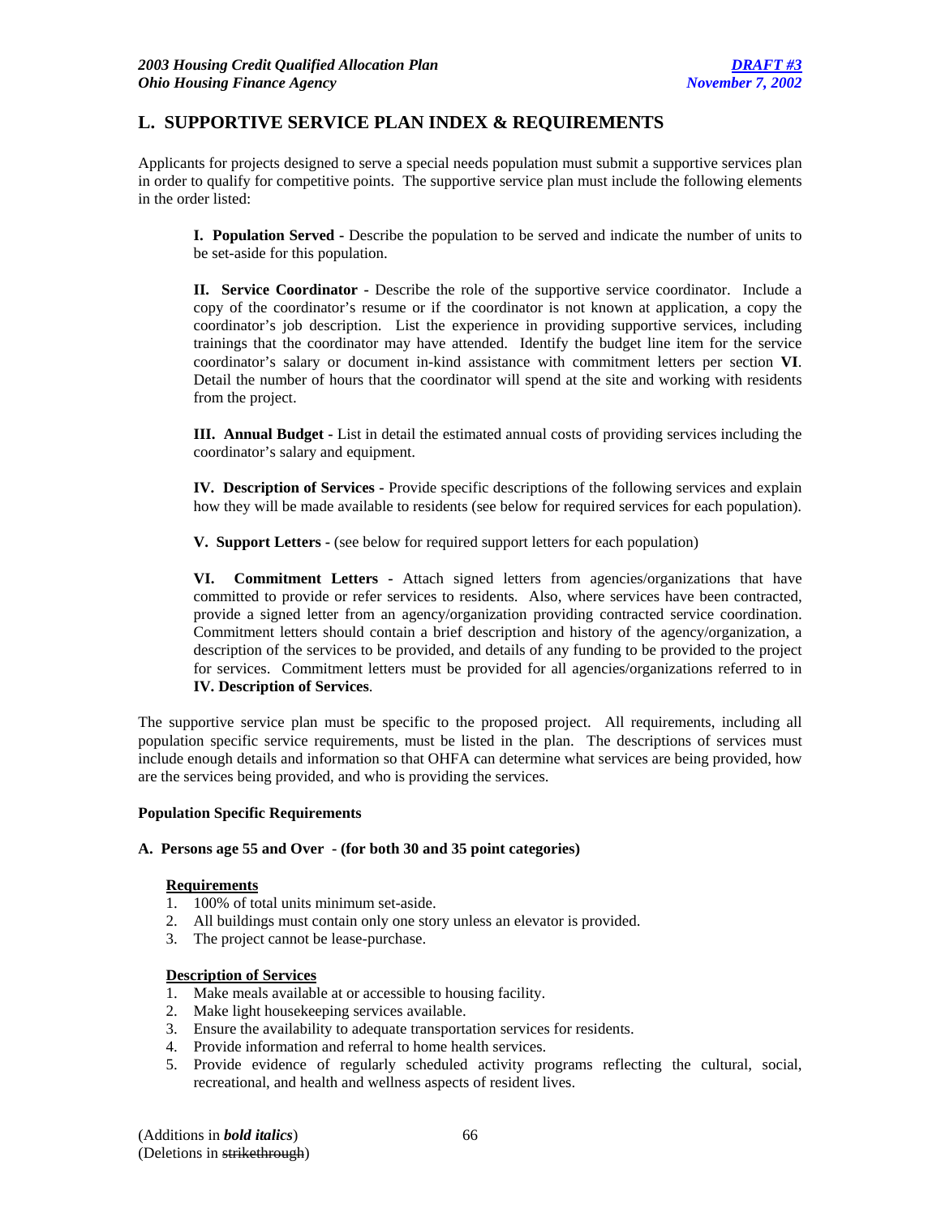## L. SUPPORTIVE SERVICE PLAN INDEX & REQUIREMENTS

Applicants for projects designed to serve a special needs population must submit a supportive services plan in order to qualify for competitive points. The supportive service plan must include the following elements in the order listed:

**I. Population Served** - Describe the population to be served and indicate the number of units to be set-aside for this population.

**II. Service Coordinator** - Describe the role of the supportive service coordinator. Include a copy of the coordinator's resume or if the coordinator is not known at application, a copy the coordinator's job description. List the experience in providing supportive services, including trainings that the coordinator may have attended. Identify the budget line item for the service coordinator's salary or document in-kind assistance with commitment letters per section **VI**. Detail the number of hours that the coordinator will spend at the site and working with residents from the project.

**III. Annual Budget -** List in detail the estimated annual costs of providing services including the coordinator's salary and equipment.

**IV. Description of Services -** Provide specific descriptions of the following services and explain how they will be made available to residents (see below for required services for each population).

**V. Support Letters** - (see below for required support letters for each population)

**VI. Commitment Letters -** Attach signed letters from agencies/organizations that have committed to provide or refer services to residents. Also, where services have been contracted, provide a signed letter from an agency/organization providing contracted service coordination. Commitment letters should contain a brief description and history of the agency/organization, a description of the services to be provided, and details of any funding to be provided to the project for services. Commitment letters must be provided for all agencies/organizations referred to in **IV. Description of Services**.

The supportive service plan must be specific to the proposed project. All requirements, including all population specific service requirements, must be listed in the plan. The descriptions of services must include enough details and information so that OHFA can determine what services are being provided, how are the services being provided, and who is providing the services.

**Population Specific Requirements**

**A. Persons age 55 and Over - (for both 30 and 35 point categories)**

**Requirements**

1. 100% of total units minimum set-aside.
2. All buildings must contain only one story unless an elevator is provided.
3. The project cannot be lease-purchase.

**Description of Services**

1. Make meals available at or accessible to housing facility.
2. Make light housekeeping services available.
3. Ensure the availability to adequate transportation services for residents.
4. Provide information and referral to home health services.
5. Provide evidence of regularly scheduled activity programs reflecting the cultural, social, recreational, and health and wellness aspects of resident lives.

(Additions in ***bold italics***)
(Deletions in ~~strikethrough~~)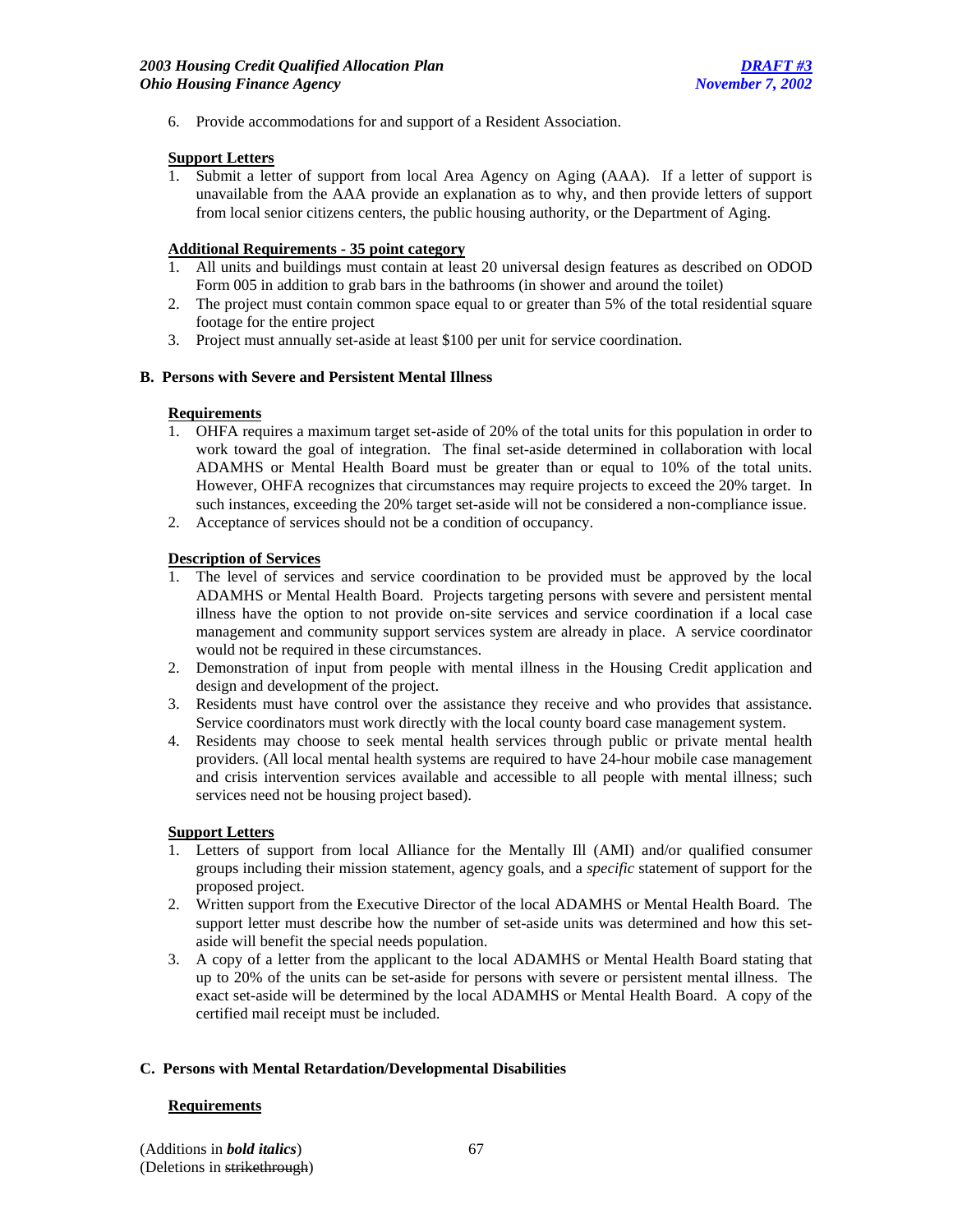6. Provide accommodations for and support of a Resident Association.

**Support Letters**

1. Submit a letter of support from local Area Agency on Aging (AAA). If a letter of support is unavailable from the AAA provide an explanation as to why, and then provide letters of support from local senior citizens centers, the public housing authority, or the Department of Aging.

**Additional Requirements - 35 point category**

1. All units and buildings must contain at least 20 universal design features as described on ODOD Form 005 in addition to grab bars in the bathrooms (in shower and around the toilet)
2. The project must contain common space equal to or greater than 5% of the total residential square footage for the entire project
3. Project must annually set-aside at least $100 per unit for service coordination.

### B. Persons with Severe and Persistent Mental Illness

**Requirements**

1. OHFA requires a maximum target set-aside of 20% of the total units for this population in order to work toward the goal of integration. The final set-aside determined in collaboration with local ADAMHS or Mental Health Board must be greater than or equal to 10% of the total units. However, OHFA recognizes that circumstances may require projects to exceed the 20% target. In such instances, exceeding the 20% target set-aside will not be considered a non-compliance issue.
2. Acceptance of services should not be a condition of occupancy.

**Description of Services**

1. The level of services and service coordination to be provided must be approved by the local ADAMHS or Mental Health Board. Projects targeting persons with severe and persistent mental illness have the option to not provide on-site services and service coordination if a local case management and community support services system are already in place. A service coordinator would not be required in these circumstances.
2. Demonstration of input from people with mental illness in the Housing Credit application and design and development of the project.
3. Residents must have control over the assistance they receive and who provides that assistance. Service coordinators must work directly with the local county board case management system.
4. Residents may choose to seek mental health services through public or private mental health providers. (All local mental health systems are required to have 24-hour mobile case management and crisis intervention services available and accessible to all people with mental illness; such services need not be housing project based).

**Support Letters**

1. Letters of support from local Alliance for the Mentally Ill (AMI) and/or qualified consumer groups including their mission statement, agency goals, and a *specific* statement of support for the proposed project.
2. Written support from the Executive Director of the local ADAMHS or Mental Health Board. The support letter must describe how the number of set-aside units was determined and how this set-aside will benefit the special needs population.
3. A copy of a letter from the applicant to the local ADAMHS or Mental Health Board stating that up to 20% of the units can be set-aside for persons with severe or persistent mental illness. The exact set-aside will be determined by the local ADAMHS or Mental Health Board. A copy of the certified mail receipt must be included.

### C. Persons with Mental Retardation/Developmental Disabilities

**Requirements**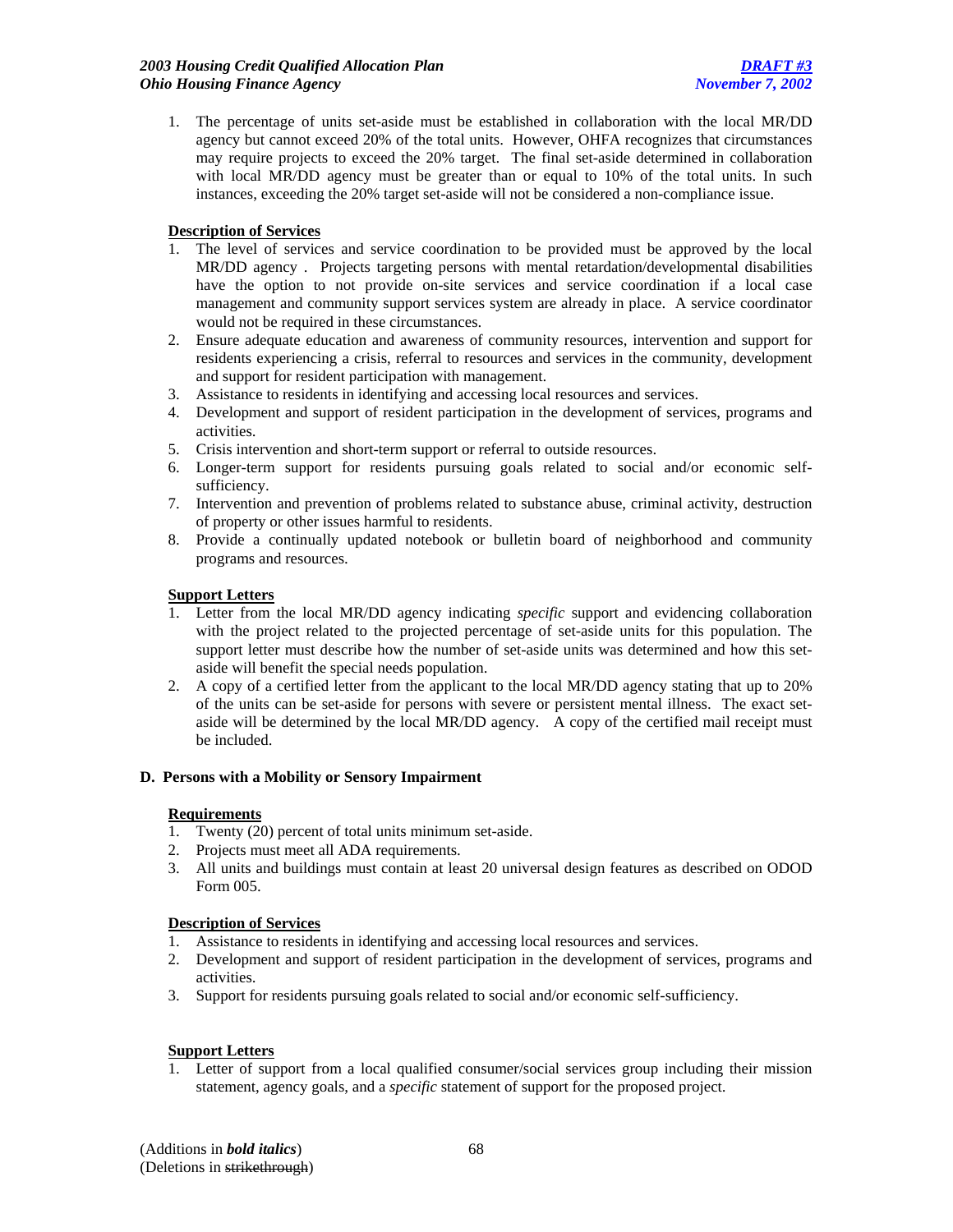1. The percentage of units set-aside must be established in collaboration with the local MR/DD agency but cannot exceed 20% of the total units. However, OHFA recognizes that circumstances may require projects to exceed the 20% target. The final set-aside determined in collaboration with local MR/DD agency must be greater than or equal to 10% of the total units. In such instances, exceeding the 20% target set-aside will not be considered a non-compliance issue.

**Description of Services**

1. The level of services and service coordination to be provided must be approved by the local MR/DD agency . Projects targeting persons with mental retardation/developmental disabilities have the option to not provide on-site services and service coordination if a local case management and community support services system are already in place. A service coordinator would not be required in these circumstances.
2. Ensure adequate education and awareness of community resources, intervention and support for residents experiencing a crisis, referral to resources and services in the community, development and support for resident participation with management.
3. Assistance to residents in identifying and accessing local resources and services.
4. Development and support of resident participation in the development of services, programs and activities.
5. Crisis intervention and short-term support or referral to outside resources.
6. Longer-term support for residents pursuing goals related to social and/or economic self-sufficiency.
7. Intervention and prevention of problems related to substance abuse, criminal activity, destruction of property or other issues harmful to residents.
8. Provide a continually updated notebook or bulletin board of neighborhood and community programs and resources.

**Support Letters**

1. Letter from the local MR/DD agency indicating *specific* support and evidencing collaboration with the project related to the projected percentage of set-aside units for this population. The support letter must describe how the number of set-aside units was determined and how this set-aside will benefit the special needs population.
2. A copy of a certified letter from the applicant to the local MR/DD agency stating that up to 20% of the units can be set-aside for persons with severe or persistent mental illness. The exact set-aside will be determined by the local MR/DD agency. A copy of the certified mail receipt must be included.

### D. Persons with a Mobility or Sensory Impairment

**Requirements**

1. Twenty (20) percent of total units minimum set-aside.
2. Projects must meet all ADA requirements.
3. All units and buildings must contain at least 20 universal design features as described on ODOD Form 005.

**Description of Services**

1. Assistance to residents in identifying and accessing local resources and services.
2. Development and support of resident participation in the development of services, programs and activities.
3. Support for residents pursuing goals related to social and/or economic self-sufficiency.

**Support Letters**

1. Letter of support from a local qualified consumer/social services group including their mission statement, agency goals, and a *specific* statement of support for the proposed project.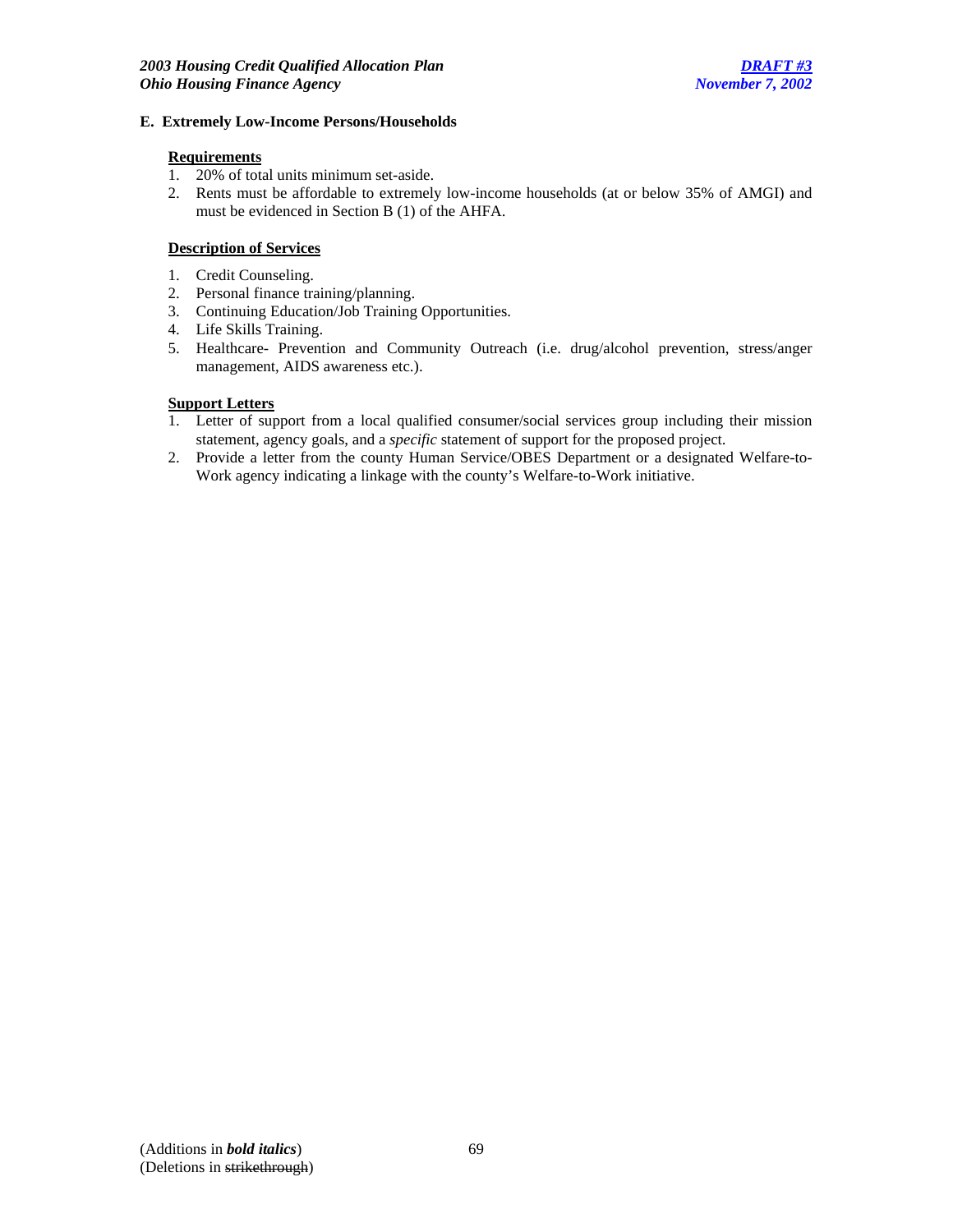**E. Extremely Low-Income Persons/Households**

**Requirements**

1. 20% of total units minimum set-aside.
2. Rents must be affordable to extremely low-income households (at or below 35% of AMGI) and must be evidenced in Section B (1) of the AHFA.

**Description of Services**

1. Credit Counseling.
2. Personal finance training/planning.
3. Continuing Education/Job Training Opportunities.
4. Life Skills Training.
5. Healthcare- Prevention and Community Outreach (i.e. drug/alcohol prevention, stress/anger management, AIDS awareness etc.).

**Support Letters**

1. Letter of support from a local qualified consumer/social services group including their mission statement, agency goals, and a *specific* statement of support for the proposed project.
2. Provide a letter from the county Human Service/OBES Department or a designated Welfare-to-Work agency indicating a linkage with the county's Welfare-to-Work initiative.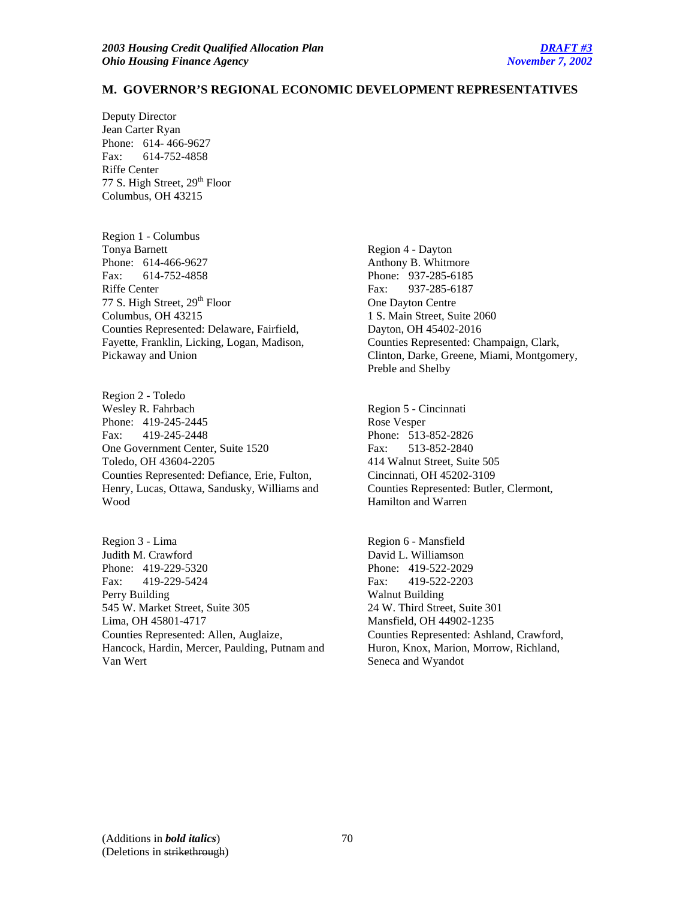## M. GOVERNOR'S REGIONAL ECONOMIC DEVELOPMENT REPRESENTATIVES

Deputy Director
Jean Carter Ryan
Phone: 614- 466-9627
Fax: 614-752-4858
Riffe Center
77 S. High Street, 29th Floor
Columbus, OH 43215

Region 1 - Columbus
Tonya Barnett
Phone: 614-466-9627
Fax: 614-752-4858
Riffe Center
77 S. High Street, 29th Floor
Columbus, OH 43215
Counties Represented: Delaware, Fairfield, Fayette, Franklin, Licking, Logan, Madison, Pickaway and Union

Region 2 - Toledo
Wesley R. Fahrbach
Phone: 419-245-2445
Fax: 419-245-2448
One Government Center, Suite 1520
Toledo, OH 43604-2205
Counties Represented: Defiance, Erie, Fulton, Henry, Lucas, Ottawa, Sandusky, Williams and Wood

Region 3 - Lima
Judith M. Crawford
Phone: 419-229-5320
Fax: 419-229-5424
Perry Building
545 W. Market Street, Suite 305
Lima, OH 45801-4717
Counties Represented: Allen, Auglaize, Hancock, Hardin, Mercer, Paulding, Putnam and Van Wert

Region 4 - Dayton
Anthony B. Whitmore
Phone: 937-285-6185
Fax: 937-285-6187
One Dayton Centre
1 S. Main Street, Suite 2060
Dayton, OH 45402-2016
Counties Represented: Champaign, Clark, Clinton, Darke, Greene, Miami, Montgomery, Preble and Shelby

Region 5 - Cincinnati
Rose Vesper
Phone: 513-852-2826
Fax: 513-852-2840
414 Walnut Street, Suite 505
Cincinnati, OH 45202-3109
Counties Represented: Butler, Clermont, Hamilton and Warren

Region 6 - Mansfield
David L. Williamson
Phone: 419-522-2029
Fax: 419-522-2203
Walnut Building
24 W. Third Street, Suite 301
Mansfield, OH 44902-1235
Counties Represented: Ashland, Crawford, Huron, Knox, Marion, Morrow, Richland, Seneca and Wyandot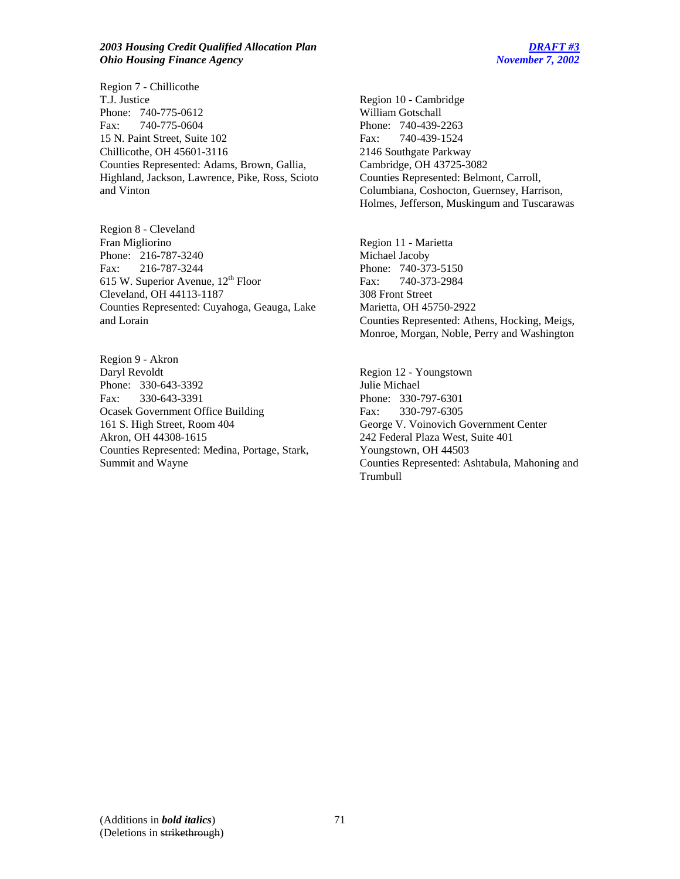Region 7 - Chillicothe
T.J. Justice
Phone: 740-775-0612
Fax: 740-775-0604
15 N. Paint Street, Suite 102
Chillicothe, OH 45601-3116
Counties Represented: Adams, Brown, Gallia, Highland, Jackson, Lawrence, Pike, Ross, Scioto and Vinton

Region 8 - Cleveland
Fran Migliorino
Phone: 216-787-3240
Fax: 216-787-3244
615 W. Superior Avenue, 12th Floor
Cleveland, OH 44113-1187
Counties Represented: Cuyahoga, Geauga, Lake and Lorain

Region 9 - Akron
Daryl Revoldt
Phone: 330-643-3392
Fax: 330-643-3391
Ocasek Government Office Building
161 S. High Street, Room 404
Akron, OH 44308-1615
Counties Represented: Medina, Portage, Stark, Summit and Wayne

Region 10 - Cambridge
William Gotschall
Phone: 740-439-2263
Fax: 740-439-1524
2146 Southgate Parkway
Cambridge, OH 43725-3082
Counties Represented: Belmont, Carroll, Columbiana, Coshocton, Guernsey, Harrison, Holmes, Jefferson, Muskingum and Tuscarawas

Region 11 - Marietta
Michael Jacoby
Phone: 740-373-5150
Fax: 740-373-2984
308 Front Street
Marietta, OH 45750-2922
Counties Represented: Athens, Hocking, Meigs, Monroe, Morgan, Noble, Perry and Washington

Region 12 - Youngstown
Julie Michael
Phone: 330-797-6301
Fax: 330-797-6305
George V. Voinovich Government Center
242 Federal Plaza West, Suite 401
Youngstown, OH 44503
Counties Represented: Ashtabula, Mahoning and Trumbull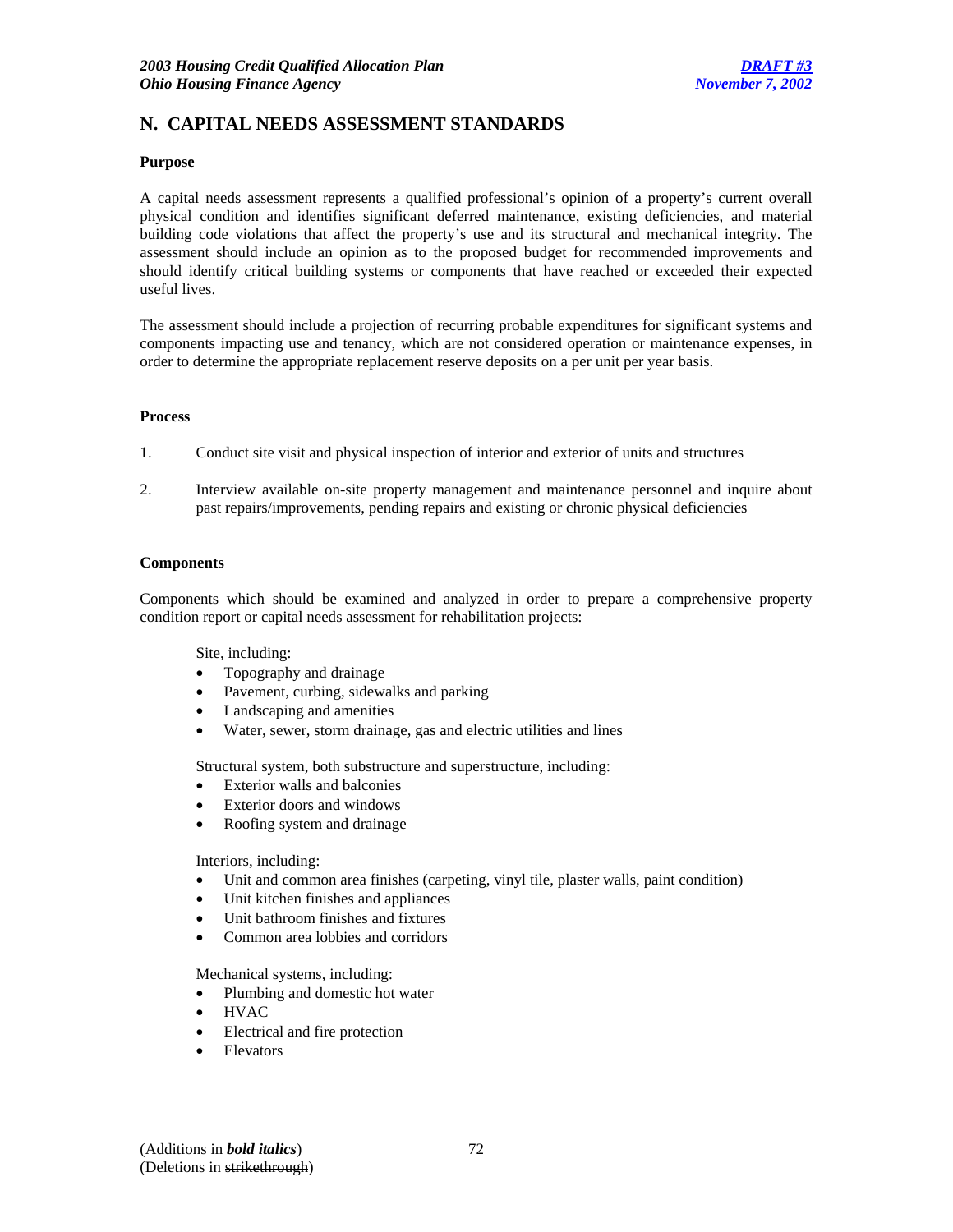## N. CAPITAL NEEDS ASSESSMENT STANDARDS

**Purpose**

A capital needs assessment represents a qualified professional's opinion of a property's current overall physical condition and identifies significant deferred maintenance, existing deficiencies, and material building code violations that affect the property's use and its structural and mechanical integrity. The assessment should include an opinion as to the proposed budget for recommended improvements and should identify critical building systems or components that have reached or exceeded their expected useful lives.

The assessment should include a projection of recurring probable expenditures for significant systems and components impacting use and tenancy, which are not considered operation or maintenance expenses, in order to determine the appropriate replacement reserve deposits on a per unit per year basis.

**Process**

1. Conduct site visit and physical inspection of interior and exterior of units and structures

2. Interview available on-site property management and maintenance personnel and inquire about past repairs/improvements, pending repairs and existing or chronic physical deficiencies

**Components**

Components which should be examined and analyzed in order to prepare a comprehensive property condition report or capital needs assessment for rehabilitation projects:

Site, including:
- Topography and drainage
- Pavement, curbing, sidewalks and parking
- Landscaping and amenities
- Water, sewer, storm drainage, gas and electric utilities and lines

Structural system, both substructure and superstructure, including:
- Exterior walls and balconies
- Exterior doors and windows
- Roofing system and drainage

Interiors, including:
- Unit and common area finishes (carpeting, vinyl tile, plaster walls, paint condition)
- Unit kitchen finishes and appliances
- Unit bathroom finishes and fixtures
- Common area lobbies and corridors

Mechanical systems, including:
- Plumbing and domestic hot water
- HVAC
- Electrical and fire protection
- Elevators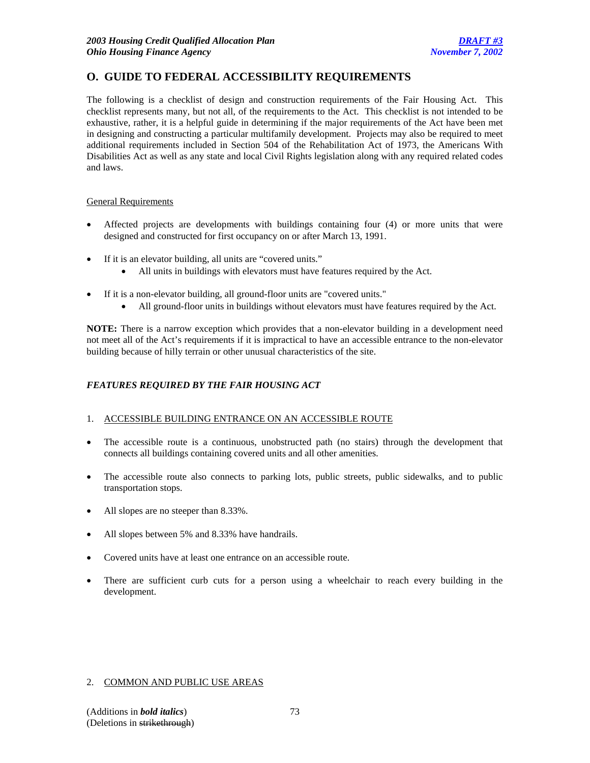## O. GUIDE TO FEDERAL ACCESSIBILITY REQUIREMENTS

The following is a checklist of design and construction requirements of the Fair Housing Act. This checklist represents many, but not all, of the requirements to the Act. This checklist is not intended to be exhaustive, rather, it is a helpful guide in determining if the major requirements of the Act have been met in designing and constructing a particular multifamily development. Projects may also be required to meet additional requirements included in Section 504 of the Rehabilitation Act of 1973, the Americans With Disabilities Act as well as any state and local Civil Rights legislation along with any required related codes and laws.

General Requirements

- Affected projects are developments with buildings containing four (4) or more units that were designed and constructed for first occupancy on or after March 13, 1991.
- If it is an elevator building, all units are "covered units."
  - All units in buildings with elevators must have features required by the Act.
- If it is a non-elevator building, all ground-floor units are "covered units."
  - All ground-floor units in buildings without elevators must have features required by the Act.

**NOTE:** There is a narrow exception which provides that a non-elevator building in a development need not meet all of the Act's requirements if it is impractical to have an accessible entrance to the non-elevator building because of hilly terrain or other unusual characteristics of the site.

### *FEATURES REQUIRED BY THE FAIR HOUSING ACT*

1. ACCESSIBLE BUILDING ENTRANCE ON AN ACCESSIBLE ROUTE

- The accessible route is a continuous, unobstructed path (no stairs) through the development that connects all buildings containing covered units and all other amenities.
- The accessible route also connects to parking lots, public streets, public sidewalks, and to public transportation stops.
- All slopes are no steeper than 8.33%.
- All slopes between 5% and 8.33% have handrails.
- Covered units have at least one entrance on an accessible route.
- There are sufficient curb cuts for a person using a wheelchair to reach every building in the development.

2. COMMON AND PUBLIC USE AREAS

(Additions in ***bold italics***)
(Deletions in ~~strikethrough~~)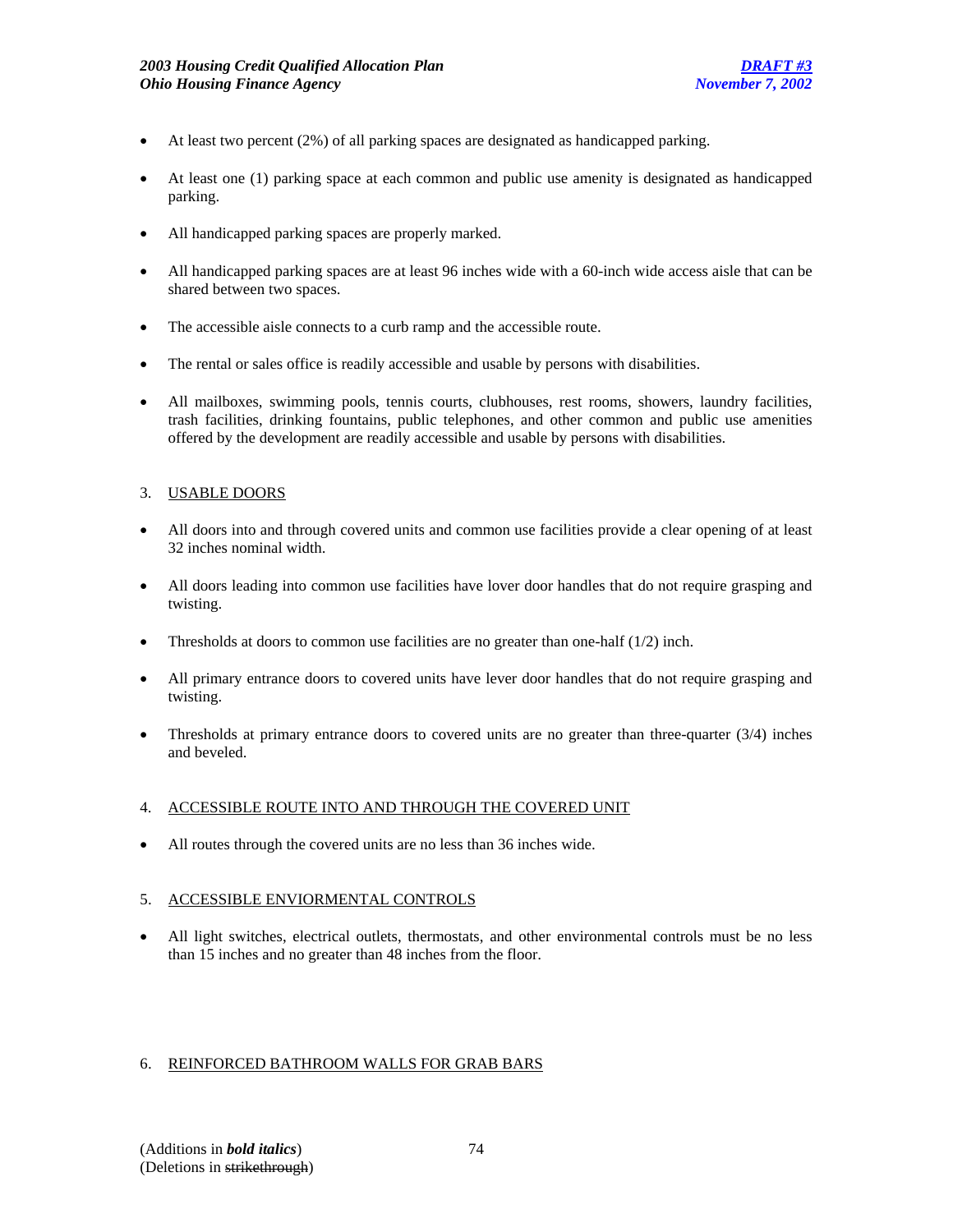- At least two percent (2%) of all parking spaces are designated as handicapped parking.
- At least one (1) parking space at each common and public use amenity is designated as handicapped parking.
- All handicapped parking spaces are properly marked.
- All handicapped parking spaces are at least 96 inches wide with a 60-inch wide access aisle that can be shared between two spaces.
- The accessible aisle connects to a curb ramp and the accessible route.
- The rental or sales office is readily accessible and usable by persons with disabilities.
- All mailboxes, swimming pools, tennis courts, clubhouses, rest rooms, showers, laundry facilities, trash facilities, drinking fountains, public telephones, and other common and public use amenities offered by the development are readily accessible and usable by persons with disabilities.

3. USABLE DOORS

- All doors into and through covered units and common use facilities provide a clear opening of at least 32 inches nominal width.
- All doors leading into common use facilities have lover door handles that do not require grasping and twisting.
- Thresholds at doors to common use facilities are no greater than one-half (1/2) inch.
- All primary entrance doors to covered units have lever door handles that do not require grasping and twisting.
- Thresholds at primary entrance doors to covered units are no greater than three-quarter (3/4) inches and beveled.

4. ACCESSIBLE ROUTE INTO AND THROUGH THE COVERED UNIT

- All routes through the covered units are no less than 36 inches wide.

5. ACCESSIBLE ENVIORMENTAL CONTROLS

- All light switches, electrical outlets, thermostats, and other environmental controls must be no less than 15 inches and no greater than 48 inches from the floor.

6. REINFORCED BATHROOM WALLS FOR GRAB BARS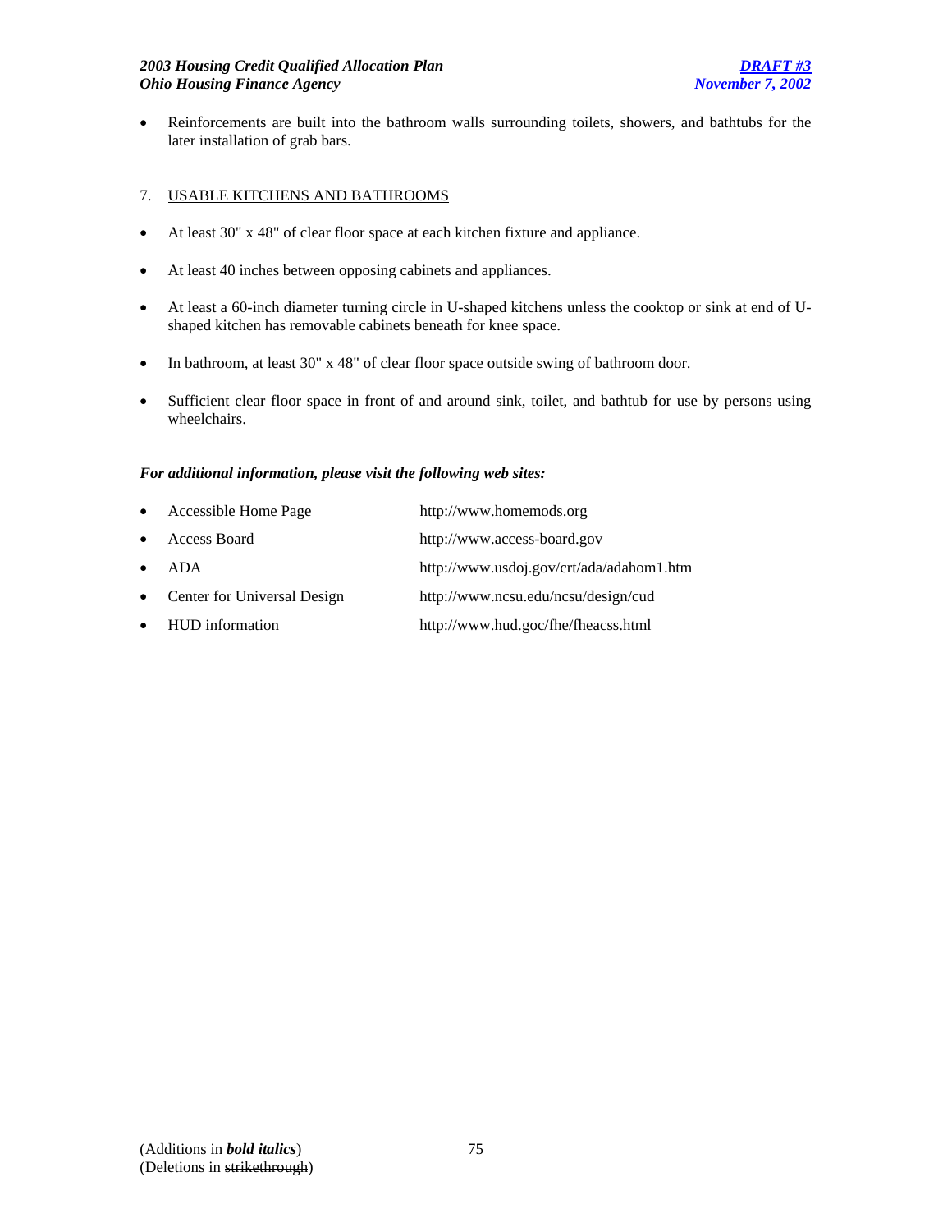- Reinforcements are built into the bathroom walls surrounding toilets, showers, and bathtubs for the later installation of grab bars.

7. USABLE KITCHENS AND BATHROOMS

- At least 30" x 48" of clear floor space at each kitchen fixture and appliance.
- At least 40 inches between opposing cabinets and appliances.
- At least a 60-inch diameter turning circle in U-shaped kitchens unless the cooktop or sink at end of U-shaped kitchen has removable cabinets beneath for knee space.
- In bathroom, at least 30" x 48" of clear floor space outside swing of bathroom door.
- Sufficient clear floor space in front of and around sink, toilet, and bathtub for use by persons using wheelchairs.

***For additional information, please visit the following web sites:***

- Accessible Home Page http://www.homemods.org
- Access Board http://www.access-board.gov
- ADA http://www.usdoj.gov/crt/ada/adahom1.htm
- Center for Universal Design http://www.ncsu.edu/ncsu/design/cud
- HUD information http://www.hud.goc/fhe/fheacss.html

(Additions in ***bold italics***)
(Deletions in ~~strikethrough~~)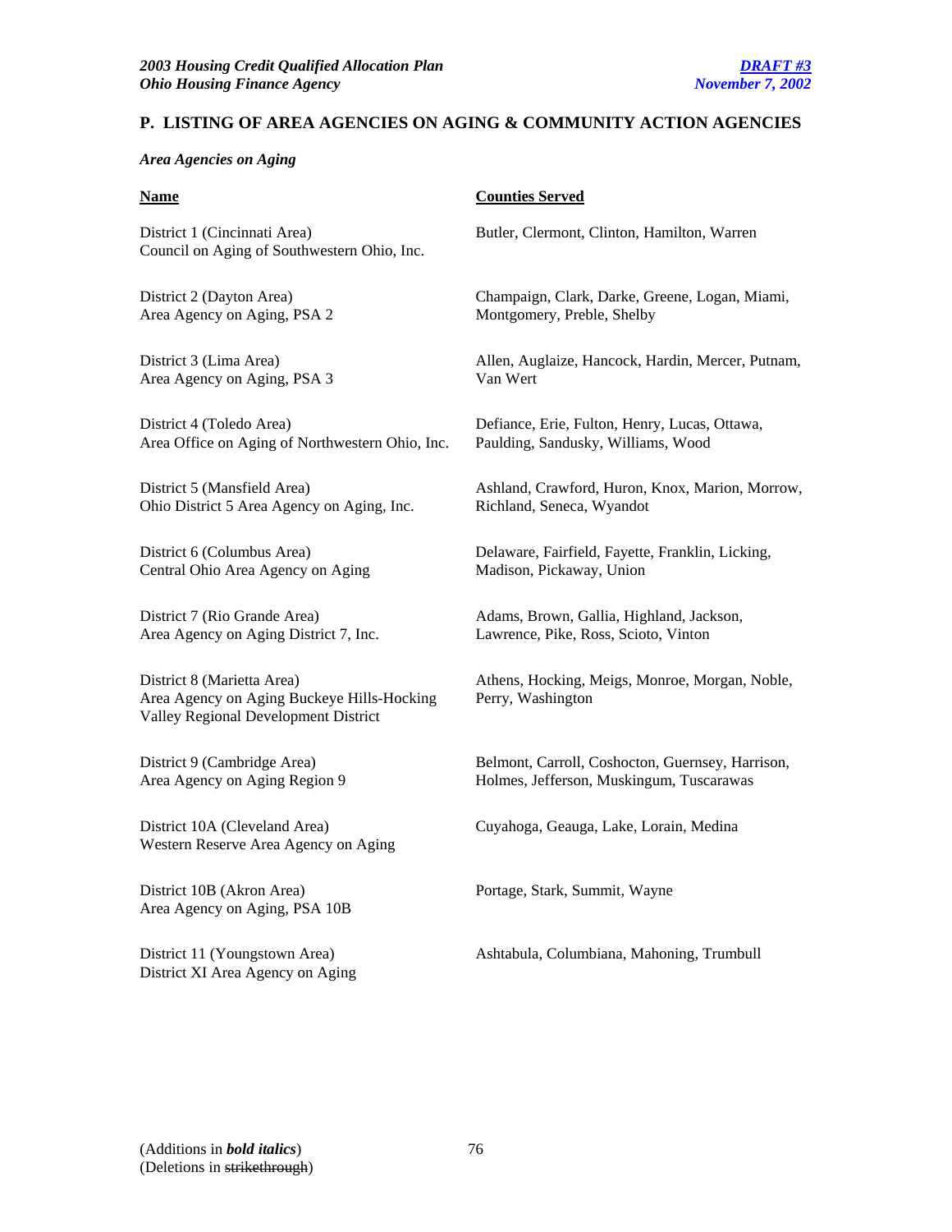## P. LISTING OF AREA AGENCIES ON AGING & COMMUNITY ACTION AGENCIES

*Area Agencies on Aging*

| Name | Counties Served |
|---|---|
| District 1 (Cincinnati Area)<br>Council on Aging of Southwestern Ohio, Inc. | Butler, Clermont, Clinton, Hamilton, Warren |
| District 2 (Dayton Area)<br>Area Agency on Aging, PSA 2 | Champaign, Clark, Darke, Greene, Logan, Miami, Montgomery, Preble, Shelby |
| District 3 (Lima Area)<br>Area Agency on Aging, PSA 3 | Allen, Auglaize, Hancock, Hardin, Mercer, Putnam, Van Wert |
| District 4 (Toledo Area)<br>Area Office on Aging of Northwestern Ohio, Inc. | Defiance, Erie, Fulton, Henry, Lucas, Ottawa, Paulding, Sandusky, Williams, Wood |
| District 5 (Mansfield Area)<br>Ohio District 5 Area Agency on Aging, Inc. | Ashland, Crawford, Huron, Knox, Marion, Morrow, Richland, Seneca, Wyandot |
| District 6 (Columbus Area)<br>Central Ohio Area Agency on Aging | Delaware, Fairfield, Fayette, Franklin, Licking, Madison, Pickaway, Union |
| District 7 (Rio Grande Area)<br>Area Agency on Aging District 7, Inc. | Adams, Brown, Gallia, Highland, Jackson, Lawrence, Pike, Ross, Scioto, Vinton |
| District 8 (Marietta Area)<br>Area Agency on Aging Buckeye Hills-Hocking Valley Regional Development District | Athens, Hocking, Meigs, Monroe, Morgan, Noble, Perry, Washington |
| District 9 (Cambridge Area)<br>Area Agency on Aging Region 9 | Belmont, Carroll, Coshocton, Guernsey, Harrison, Holmes, Jefferson, Muskingum, Tuscarawas |
| District 10A (Cleveland Area)<br>Western Reserve Area Agency on Aging | Cuyahoga, Geauga, Lake, Lorain, Medina |
| District 10B (Akron Area)<br>Area Agency on Aging, PSA 10B | Portage, Stark, Summit, Wayne |
| District 11 (Youngstown Area)<br>District XI Area Agency on Aging | Ashtabula, Columbiana, Mahoning, Trumbull |

(Additions in ***bold italics***)
(Deletions in ~~strikethrough~~)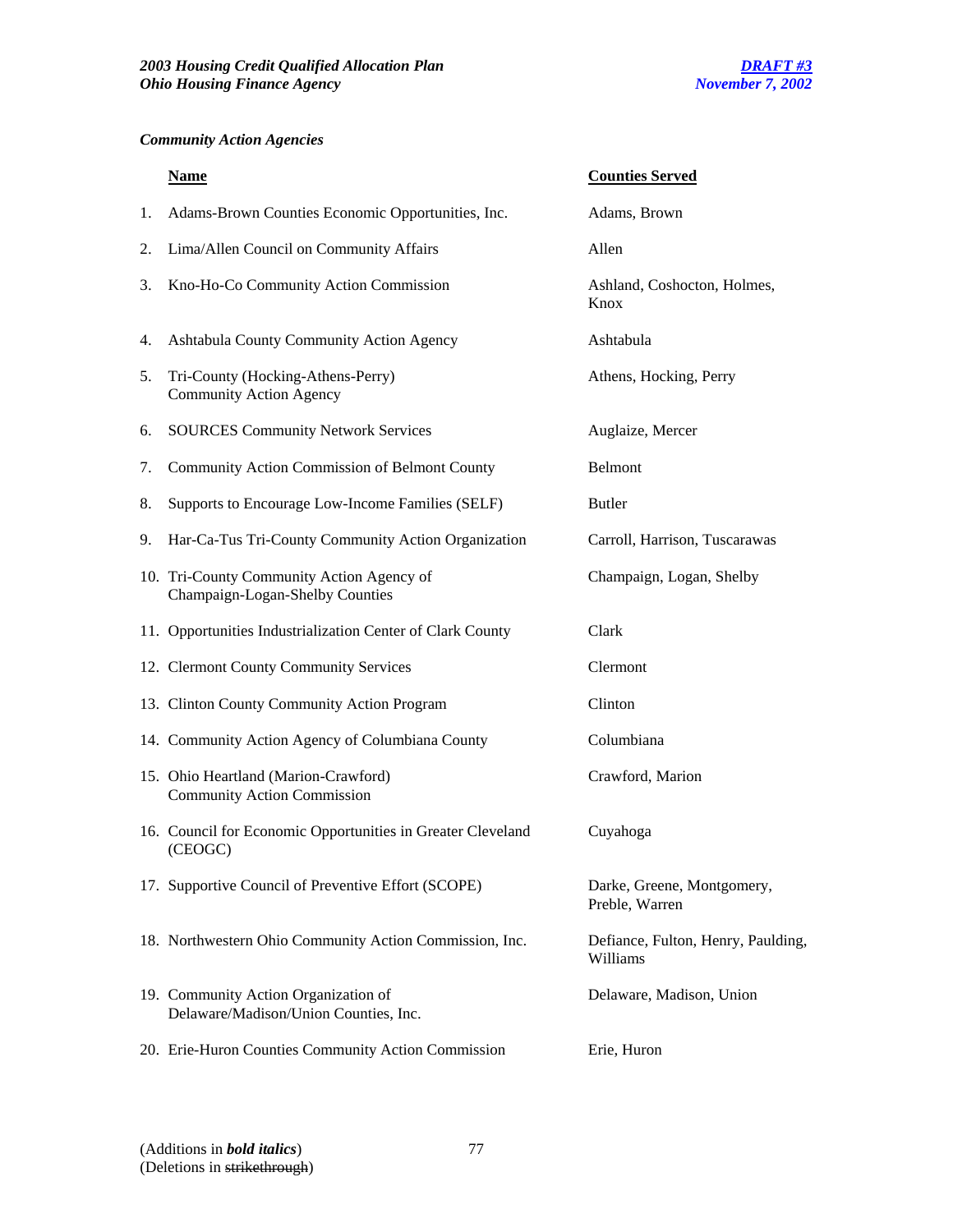### *Community Action Agencies*

| | Name | Counties Served |
|---|---|---|
| 1. | Adams-Brown Counties Economic Opportunities, Inc. | Adams, Brown |
| 2. | Lima/Allen Council on Community Affairs | Allen |
| 3. | Kno-Ho-Co Community Action Commission | Ashland, Coshocton, Holmes, Knox |
| 4. | Ashtabula County Community Action Agency | Ashtabula |
| 5. | Tri-County (Hocking-Athens-Perry) Community Action Agency | Athens, Hocking, Perry |
| 6. | SOURCES Community Network Services | Auglaize, Mercer |
| 7. | Community Action Commission of Belmont County | Belmont |
| 8. | Supports to Encourage Low-Income Families (SELF) | Butler |
| 9. | Har-Ca-Tus Tri-County Community Action Organization | Carroll, Harrison, Tuscarawas |
| 10. | Tri-County Community Action Agency of Champaign-Logan-Shelby Counties | Champaign, Logan, Shelby |
| 11. | Opportunities Industrialization Center of Clark County | Clark |
| 12. | Clermont County Community Services | Clermont |
| 13. | Clinton County Community Action Program | Clinton |
| 14. | Community Action Agency of Columbiana County | Columbiana |
| 15. | Ohio Heartland (Marion-Crawford) Community Action Commission | Crawford, Marion |
| 16. | Council for Economic Opportunities in Greater Cleveland (CEOGC) | Cuyahoga |
| 17. | Supportive Council of Preventive Effort (SCOPE) | Darke, Greene, Montgomery, Preble, Warren |
| 18. | Northwestern Ohio Community Action Commission, Inc. | Defiance, Fulton, Henry, Paulding, Williams |
| 19. | Community Action Organization of Delaware/Madison/Union Counties, Inc. | Delaware, Madison, Union |
| 20. | Erie-Huron Counties Community Action Commission | Erie, Huron |

(Additions in ***bold italics***)
(Deletions in ~~strikethrough~~)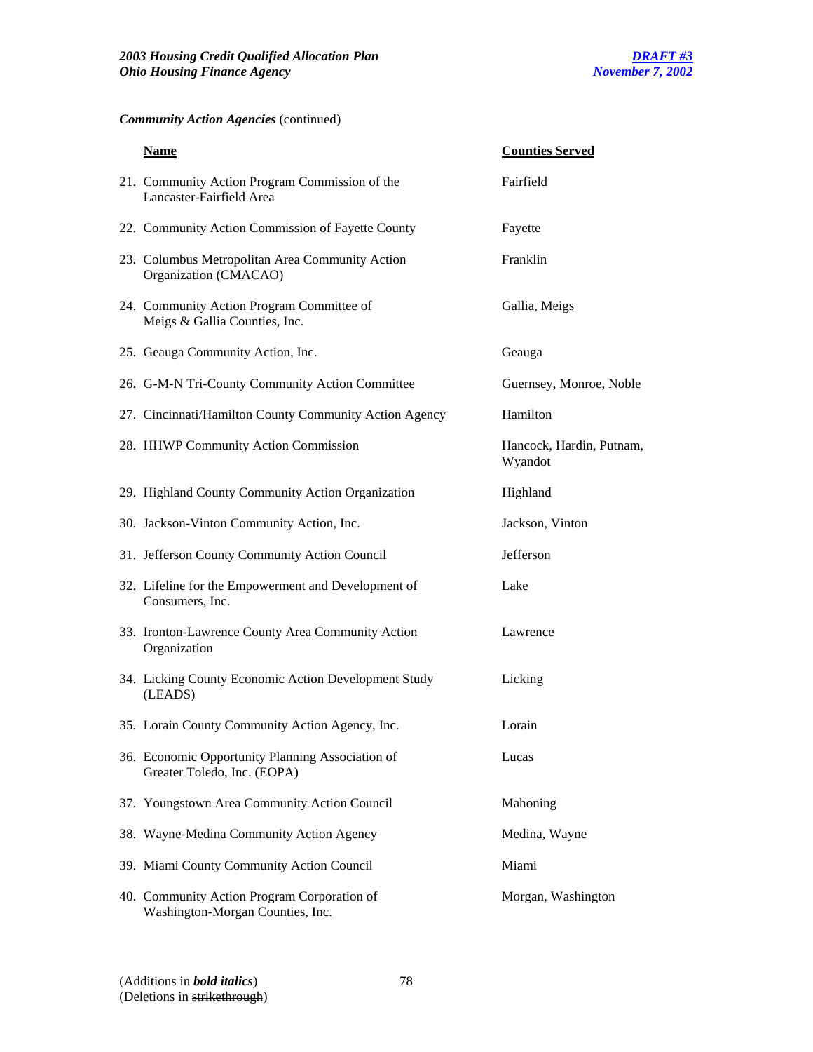***Community Action Agencies*** (continued)

| Name | Counties Served |
| --- | --- |
| 21. Community Action Program Commission of the Lancaster-Fairfield Area | Fairfield |
| 22. Community Action Commission of Fayette County | Fayette |
| 23. Columbus Metropolitan Area Community Action Organization (CMACAO) | Franklin |
| 24. Community Action Program Committee of Meigs & Gallia Counties, Inc. | Gallia, Meigs |
| 25. Geauga Community Action, Inc. | Geauga |
| 26. G-M-N Tri-County Community Action Committee | Guernsey, Monroe, Noble |
| 27. Cincinnati/Hamilton County Community Action Agency | Hamilton |
| 28. HHWP Community Action Commission | Hancock, Hardin, Putnam, Wyandot |
| 29. Highland County Community Action Organization | Highland |
| 30. Jackson-Vinton Community Action, Inc. | Jackson, Vinton |
| 31. Jefferson County Community Action Council | Jefferson |
| 32. Lifeline for the Empowerment and Development of Consumers, Inc. | Lake |
| 33. Ironton-Lawrence County Area Community Action Organization | Lawrence |
| 34. Licking County Economic Action Development Study (LEADS) | Licking |
| 35. Lorain County Community Action Agency, Inc. | Lorain |
| 36. Economic Opportunity Planning Association of Greater Toledo, Inc. (EOPA) | Lucas |
| 37. Youngstown Area Community Action Council | Mahoning |
| 38. Wayne-Medina Community Action Agency | Medina, Wayne |
| 39. Miami County Community Action Council | Miami |
| 40. Community Action Program Corporation of Washington-Morgan Counties, Inc. | Morgan, Washington |

(Additions in ***bold italics***)
(Deletions in ~~strikethrough~~)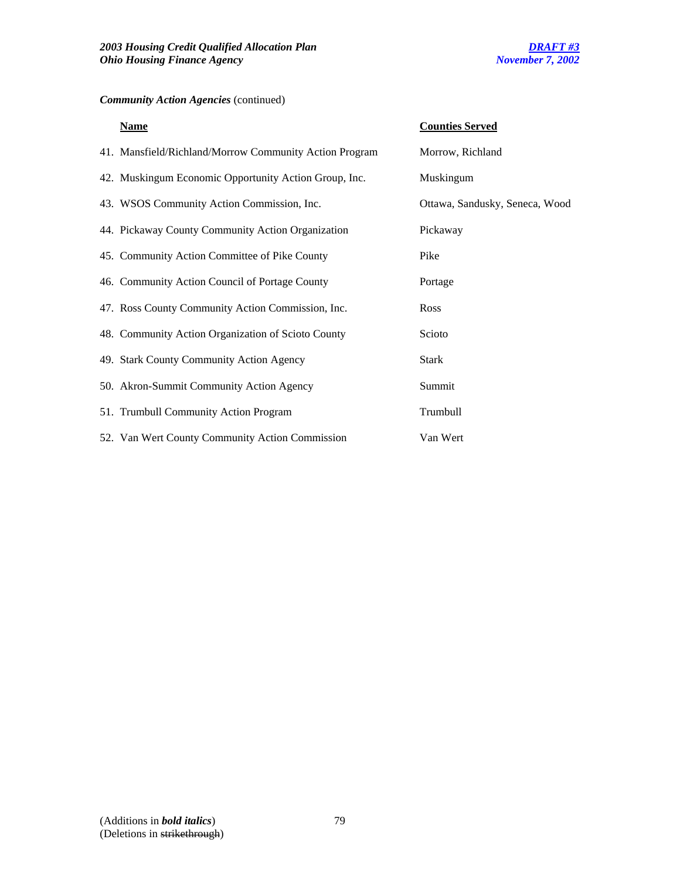***Community Action Agencies*** (continued)

| | Name | Counties Served |
|---|---|---|
| 41. | Mansfield/Richland/Morrow Community Action Program | Morrow, Richland |
| 42. | Muskingum Economic Opportunity Action Group, Inc. | Muskingum |
| 43. | WSOS Community Action Commission, Inc. | Ottawa, Sandusky, Seneca, Wood |
| 44. | Pickaway County Community Action Organization | Pickaway |
| 45. | Community Action Committee of Pike County | Pike |
| 46. | Community Action Council of Portage County | Portage |
| 47. | Ross County Community Action Commission, Inc. | Ross |
| 48. | Community Action Organization of Scioto County | Scioto |
| 49. | Stark County Community Action Agency | Stark |
| 50. | Akron-Summit Community Action Agency | Summit |
| 51. | Trumbull Community Action Program | Trumbull |
| 52. | Van Wert County Community Action Commission | Van Wert |

(Additions in ***bold italics***)
(Deletions in ~~strikethrough~~)